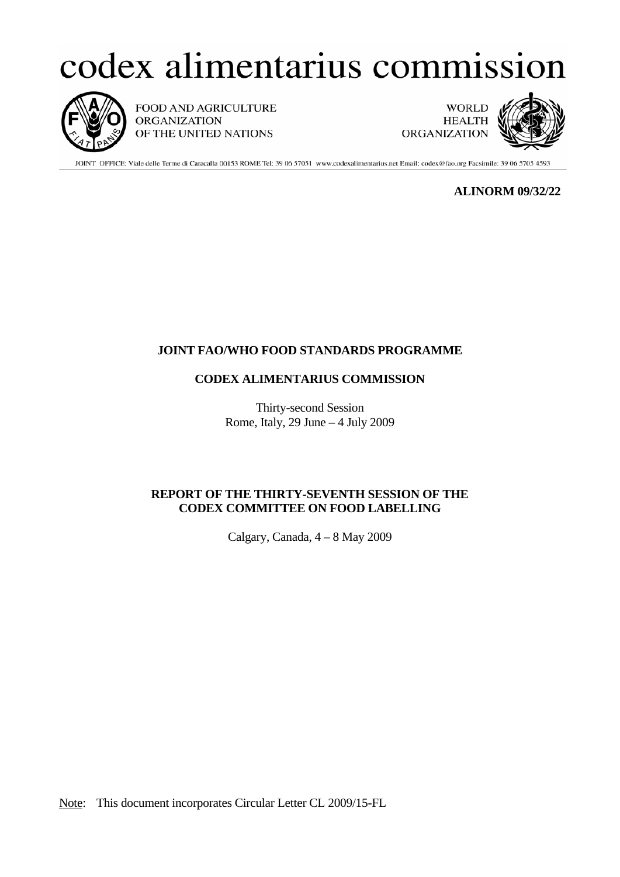# codex alimentarius commission

FOOD AND AGRICULTURE ORGANIZATION OF THE UNITED NATIONS

WORLD HEALTH ORGANIZATION

JOINT OFFICE: Viale delle Terme di Caracalla 00153 ROME Tel: 39 06 57051 www.codexalimentarius.net Email: codex@fao.org Facsimile: 39 06 5705 4593

**ALINORM 09/32/22**

**JOINT FAO/WHO FOOD STANDARDS PROGRAMME**

**CODEX ALIMENTARIUS COMMISSION**

Thirty-second Session
Rome, Italy, 29 June – 4 July 2009

**REPORT OF THE THIRTY-SEVENTH SESSION OF THE CODEX COMMITTEE ON FOOD LABELLING**

Calgary, Canada, 4 – 8 May 2009

Note: This document incorporates Circular Letter CL 2009/15-FL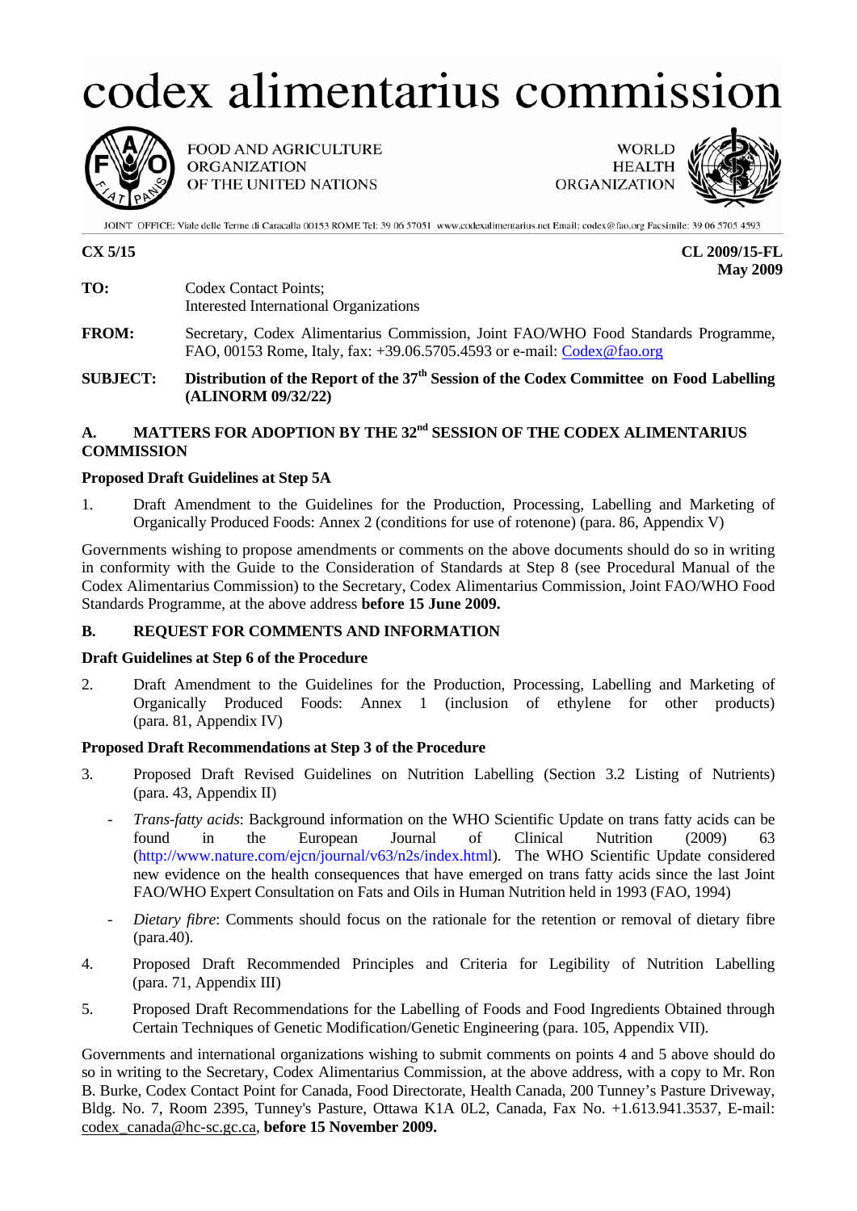# codex alimentarius commission

FOOD AND AGRICULTURE ORGANIZATION OF THE UNITED NATIONS

WORLD HEALTH ORGANIZATION

JOINT OFFICE: Viale delle Terme di Caracalla 00153 ROME Tel: 39 06 57051 www.codexalimentarius.net Email: codex@fao.org Facsimile: 39 06 5705 4593

**CX 5/15** **CL 2009/15-FL**
**May 2009**

**TO:** Codex Contact Points;
Interested International Organizations

**FROM:** Secretary, Codex Alimentarius Commission, Joint FAO/WHO Food Standards Programme, FAO, 00153 Rome, Italy, fax: +39.06.5705.4593 or e-mail: Codex@fao.org

**SUBJECT:** **Distribution of the Report of the 37th Session of the Codex Committee on Food Labelling (ALINORM 09/32/22)**

## A. MATTERS FOR ADOPTION BY THE 32nd SESSION OF THE CODEX ALIMENTARIUS COMMISSION

### Proposed Draft Guidelines at Step 5A

1. Draft Amendment to the Guidelines for the Production, Processing, Labelling and Marketing of Organically Produced Foods: Annex 2 (conditions for use of rotenone) (para. 86, Appendix V)

Governments wishing to propose amendments or comments on the above documents should do so in writing in conformity with the Guide to the Consideration of Standards at Step 8 (see Procedural Manual of the Codex Alimentarius Commission) to the Secretary, Codex Alimentarius Commission, Joint FAO/WHO Food Standards Programme, at the above address **before 15 June 2009.**

## B. REQUEST FOR COMMENTS AND INFORMATION

### Draft Guidelines at Step 6 of the Procedure

2. Draft Amendment to the Guidelines for the Production, Processing, Labelling and Marketing of Organically Produced Foods: Annex 1 (inclusion of ethylene for other products) (para. 81, Appendix IV)

### Proposed Draft Recommendations at Step 3 of the Procedure

3. Proposed Draft Revised Guidelines on Nutrition Labelling (Section 3.2 Listing of Nutrients) (para. 43, Appendix II)

   - *Trans-fatty acids*: Background information on the WHO Scientific Update on trans fatty acids can be found in the European Journal of Clinical Nutrition (2009) 63 (http://www.nature.com/ejcn/journal/v63/n2s/index.html). The WHO Scientific Update considered new evidence on the health consequences that have emerged on trans fatty acids since the last Joint FAO/WHO Expert Consultation on Fats and Oils in Human Nutrition held in 1993 (FAO, 1994)
   - *Dietary fibre*: Comments should focus on the rationale for the retention or removal of dietary fibre (para.40).

4. Proposed Draft Recommended Principles and Criteria for Legibility of Nutrition Labelling (para. 71, Appendix III)

5. Proposed Draft Recommendations for the Labelling of Foods and Food Ingredients Obtained through Certain Techniques of Genetic Modification/Genetic Engineering (para. 105, Appendix VII).

Governments and international organizations wishing to submit comments on points 4 and 5 above should do so in writing to the Secretary, Codex Alimentarius Commission, at the above address, with a copy to Mr. Ron B. Burke, Codex Contact Point for Canada, Food Directorate, Health Canada, 200 Tunney's Pasture Driveway, Bldg. No. 7, Room 2395, Tunney's Pasture, Ottawa K1A 0L2, Canada, Fax No. +1.613.941.3537, E-mail: codex_canada@hc-sc.gc.ca, **before 15 November 2009.**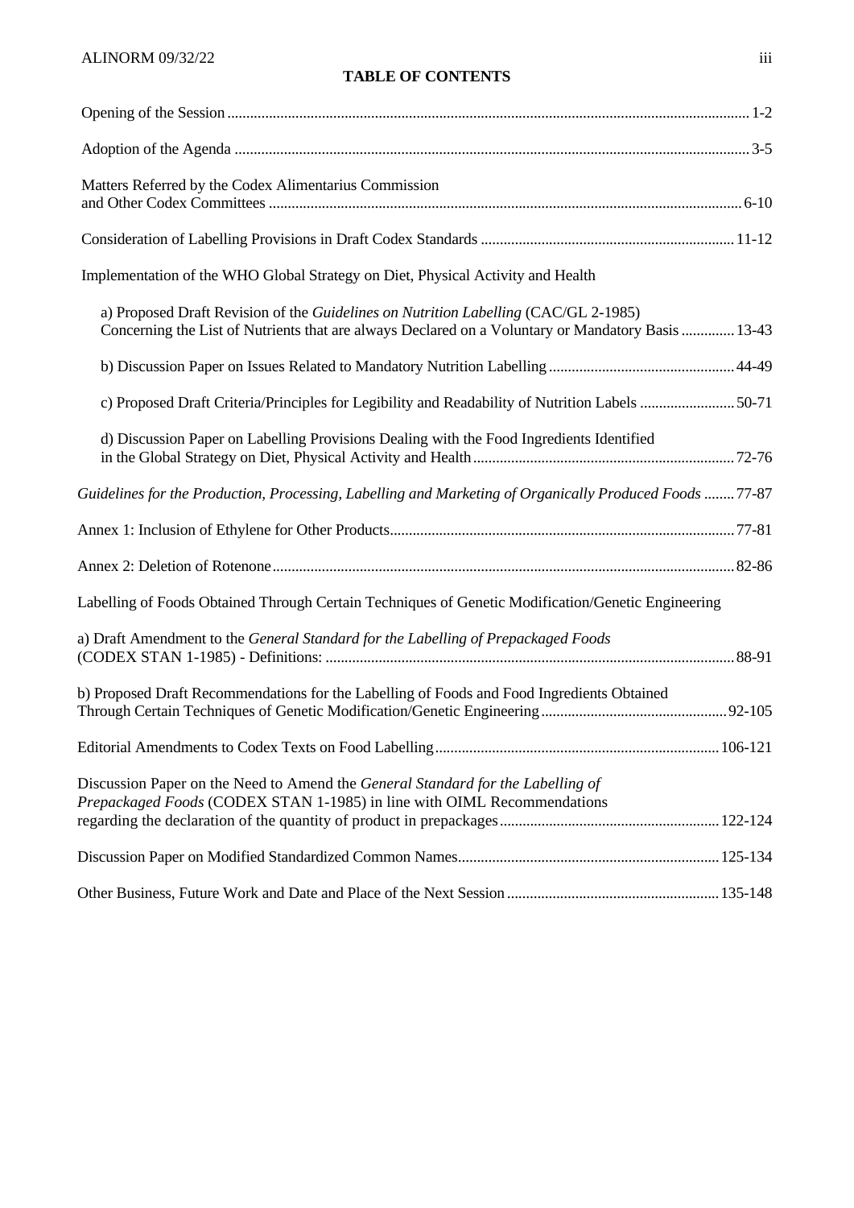## TABLE OF CONTENTS

| | |
|---|---|
| Opening of the Session | 1-2 |
| Adoption of the Agenda | 3-5 |
| Matters Referred by the Codex Alimentarius Commission and Other Codex Committees | 6-10 |
| Consideration of Labelling Provisions in Draft Codex Standards | 11-12 |
| Implementation of the WHO Global Strategy on Diet, Physical Activity and Health | |
| a) Proposed Draft Revision of the *Guidelines on Nutrition Labelling* (CAC/GL 2-1985) Concerning the List of Nutrients that are always Declared on a Voluntary or Mandatory Basis | 13-43 |
| b) Discussion Paper on Issues Related to Mandatory Nutrition Labelling | 44-49 |
| c) Proposed Draft Criteria/Principles for Legibility and Readability of Nutrition Labels | 50-71 |
| d) Discussion Paper on Labelling Provisions Dealing with the Food Ingredients Identified in the Global Strategy on Diet, Physical Activity and Health | 72-76 |
| *Guidelines for the Production, Processing, Labelling and Marketing of Organically Produced Foods* | 77-87 |
| Annex 1: Inclusion of Ethylene for Other Products | 77-81 |
| Annex 2: Deletion of Rotenone | 82-86 |
| Labelling of Foods Obtained Through Certain Techniques of Genetic Modification/Genetic Engineering | |
| a) Draft Amendment to the *General Standard for the Labelling of Prepackaged Foods* (CODEX STAN 1-1985) - Definitions: | 88-91 |
| b) Proposed Draft Recommendations for the Labelling of Foods and Food Ingredients Obtained Through Certain Techniques of Genetic Modification/Genetic Engineering | 92-105 |
| Editorial Amendments to Codex Texts on Food Labelling | 106-121 |
| Discussion Paper on the Need to Amend the *General Standard for the Labelling of Prepackaged Foods* (CODEX STAN 1-1985) in line with OIML Recommendations regarding the declaration of the quantity of product in prepackages | 122-124 |
| Discussion Paper on Modified Standardized Common Names | 125-134 |
| Other Business, Future Work and Date and Place of the Next Session | 135-148 |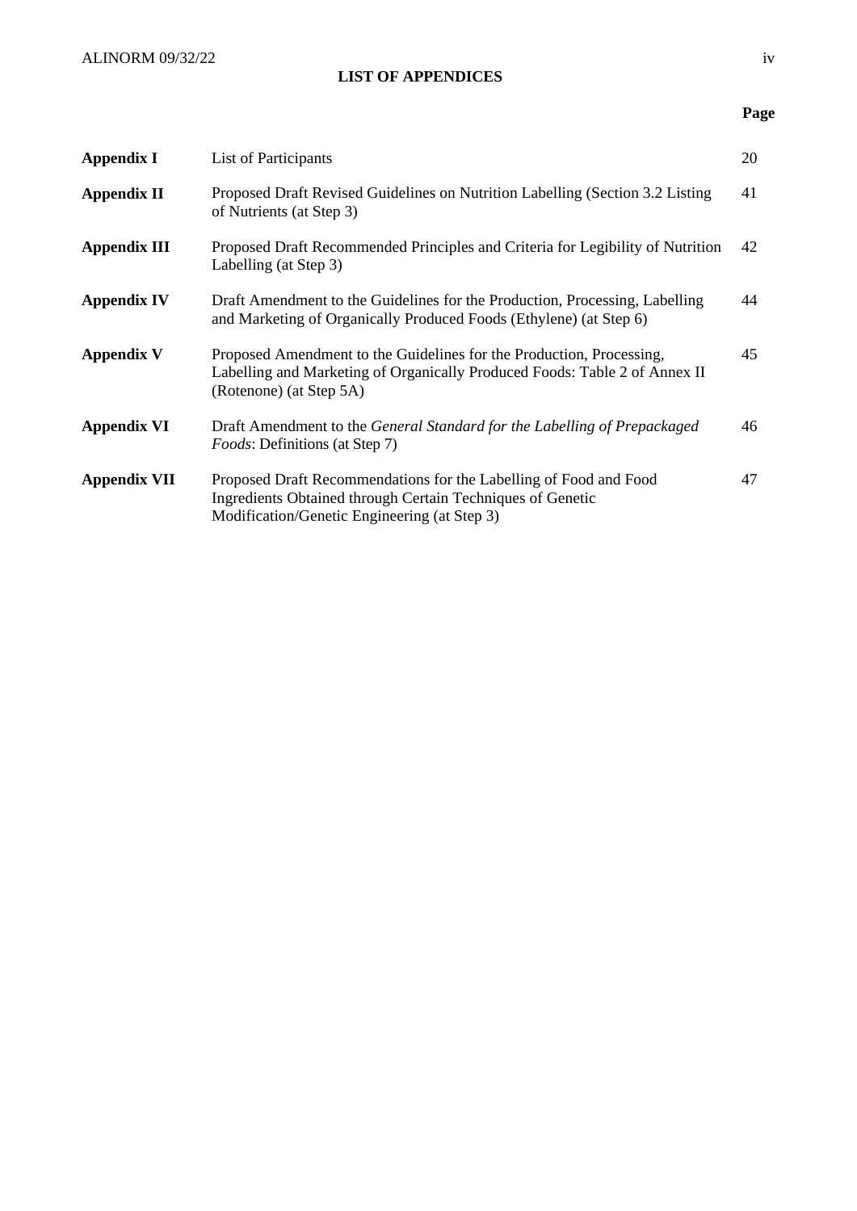## LIST OF APPENDICES

| | | Page |
|---|---|---|
| **Appendix I** | List of Participants | 20 |
| **Appendix II** | Proposed Draft Revised Guidelines on Nutrition Labelling (Section 3.2 Listing of Nutrients (at Step 3) | 41 |
| **Appendix III** | Proposed Draft Recommended Principles and Criteria for Legibility of Nutrition Labelling (at Step 3) | 42 |
| **Appendix IV** | Draft Amendment to the Guidelines for the Production, Processing, Labelling and Marketing of Organically Produced Foods (Ethylene) (at Step 6) | 44 |
| **Appendix V** | Proposed Amendment to the Guidelines for the Production, Processing, Labelling and Marketing of Organically Produced Foods: Table 2 of Annex II (Rotenone) (at Step 5A) | 45 |
| **Appendix VI** | Draft Amendment to the *General Standard for the Labelling of Prepackaged Foods*: Definitions (at Step 7) | 46 |
| **Appendix VII** | Proposed Draft Recommendations for the Labelling of Food and Food Ingredients Obtained through Certain Techniques of Genetic Modification/Genetic Engineering (at Step 3) | 47 |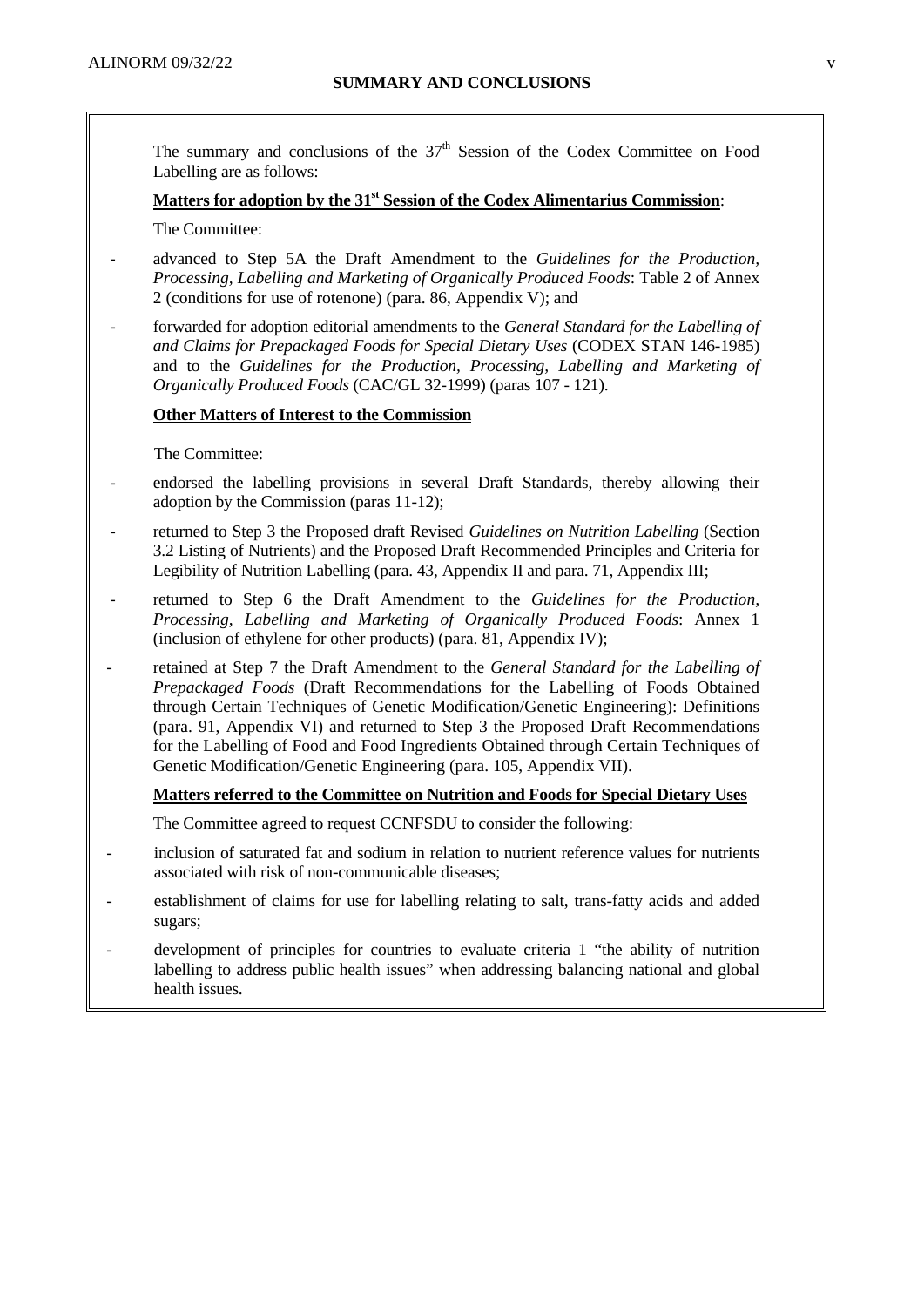## SUMMARY AND CONCLUSIONS

The summary and conclusions of the 37th Session of the Codex Committee on Food Labelling are as follows:

**Matters for adoption by the 31st Session of the Codex Alimentarius Commission**:

The Committee:

- advanced to Step 5A the Draft Amendment to the *Guidelines for the Production, Processing, Labelling and Marketing of Organically Produced Foods*: Table 2 of Annex 2 (conditions for use of rotenone) (para. 86, Appendix V); and
- forwarded for adoption editorial amendments to the *General Standard for the Labelling of and Claims for Prepackaged Foods for Special Dietary Uses* (CODEX STAN 146-1985) and to the *Guidelines for the Production, Processing, Labelling and Marketing of Organically Produced Foods* (CAC/GL 32-1999) (paras 107 - 121).

**Other Matters of Interest to the Commission**

The Committee:

- endorsed the labelling provisions in several Draft Standards, thereby allowing their adoption by the Commission (paras 11-12);
- returned to Step 3 the Proposed draft Revised *Guidelines on Nutrition Labelling* (Section 3.2 Listing of Nutrients) and the Proposed Draft Recommended Principles and Criteria for Legibility of Nutrition Labelling (para. 43, Appendix II and para. 71, Appendix III;
- returned to Step 6 the Draft Amendment to the *Guidelines for the Production, Processing, Labelling and Marketing of Organically Produced Foods*: Annex 1 (inclusion of ethylene for other products) (para. 81, Appendix IV);
- retained at Step 7 the Draft Amendment to the *General Standard for the Labelling of Prepackaged Foods* (Draft Recommendations for the Labelling of Foods Obtained through Certain Techniques of Genetic Modification/Genetic Engineering): Definitions (para. 91, Appendix VI) and returned to Step 3 the Proposed Draft Recommendations for the Labelling of Food and Food Ingredients Obtained through Certain Techniques of Genetic Modification/Genetic Engineering (para. 105, Appendix VII).

**Matters referred to the Committee on Nutrition and Foods for Special Dietary Uses**

The Committee agreed to request CCNFSDU to consider the following:

- inclusion of saturated fat and sodium in relation to nutrient reference values for nutrients associated with risk of non-communicable diseases;
- establishment of claims for use for labelling relating to salt, trans-fatty acids and added sugars;
- development of principles for countries to evaluate criteria 1 "the ability of nutrition labelling to address public health issues" when addressing balancing national and global health issues.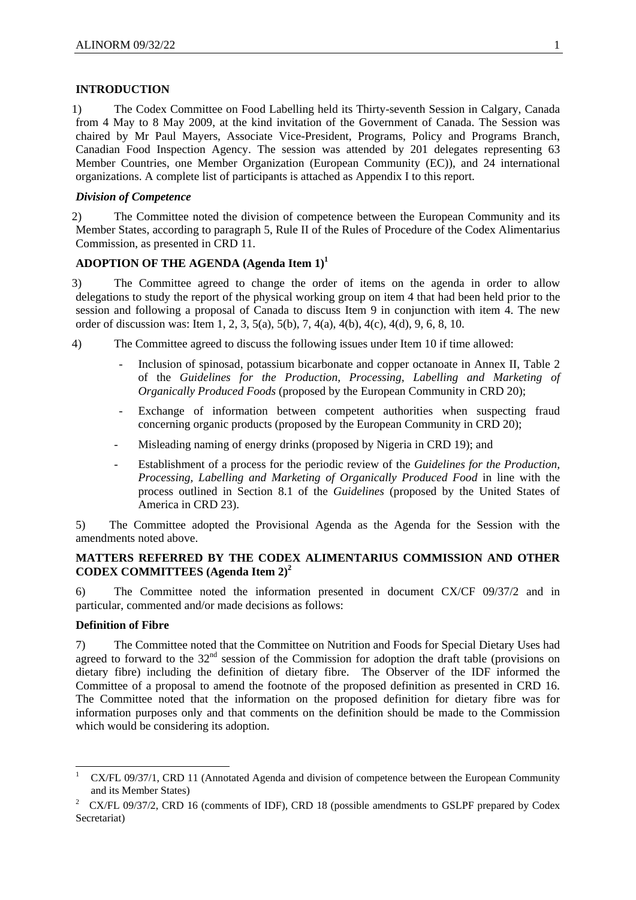## INTRODUCTION

1) The Codex Committee on Food Labelling held its Thirty-seventh Session in Calgary, Canada from 4 May to 8 May 2009, at the kind invitation of the Government of Canada. The Session was chaired by Mr Paul Mayers, Associate Vice-President, Programs, Policy and Programs Branch, Canadian Food Inspection Agency. The session was attended by 201 delegates representing 63 Member Countries, one Member Organization (European Community (EC)), and 24 international organizations. A complete list of participants is attached as Appendix I to this report.

### *Division of Competence*

2) The Committee noted the division of competence between the European Community and its Member States, according to paragraph 5, Rule II of the Rules of Procedure of the Codex Alimentarius Commission, as presented in CRD 11.

## ADOPTION OF THE AGENDA (Agenda Item 1)[1]

3) The Committee agreed to change the order of items on the agenda in order to allow delegations to study the report of the physical working group on item 4 that had been held prior to the session and following a proposal of Canada to discuss Item 9 in conjunction with item 4. The new order of discussion was: Item 1, 2, 3, 5(a), 5(b), 7, 4(a), 4(b), 4(c), 4(d), 9, 6, 8, 10.

4) The Committee agreed to discuss the following issues under Item 10 if time allowed:

- Inclusion of spinosad, potassium bicarbonate and copper octanoate in Annex II, Table 2 of the *Guidelines for the Production, Processing, Labelling and Marketing of Organically Produced Foods* (proposed by the European Community in CRD 20);
- Exchange of information between competent authorities when suspecting fraud concerning organic products (proposed by the European Community in CRD 20);
- Misleading naming of energy drinks (proposed by Nigeria in CRD 19); and
- Establishment of a process for the periodic review of the *Guidelines for the Production, Processing, Labelling and Marketing of Organically Produced Food* in line with the process outlined in Section 8.1 of the *Guidelines* (proposed by the United States of America in CRD 23).

5) The Committee adopted the Provisional Agenda as the Agenda for the Session with the amendments noted above.

## MATTERS REFERRED BY THE CODEX ALIMENTARIUS COMMISSION AND OTHER CODEX COMMITTEES (Agenda Item 2)[2]

6) The Committee noted the information presented in document CX/CF 09/37/2 and in particular, commented and/or made decisions as follows:

### Definition of Fibre

7) The Committee noted that the Committee on Nutrition and Foods for Special Dietary Uses had agreed to forward to the 32[nd] session of the Commission for adoption the draft table (provisions on dietary fibre) including the definition of dietary fibre. The Observer of the IDF informed the Committee of a proposal to amend the footnote of the proposed definition as presented in CRD 16. The Committee noted that the information on the proposed definition for dietary fibre was for information purposes only and that comments on the definition should be made to the Commission which would be considering its adoption.

---

[1] CX/FL 09/37/1, CRD 11 (Annotated Agenda and division of competence between the European Community and its Member States)

[2] CX/FL 09/37/2, CRD 16 (comments of IDF), CRD 18 (possible amendments to GSLPF prepared by Codex Secretariat)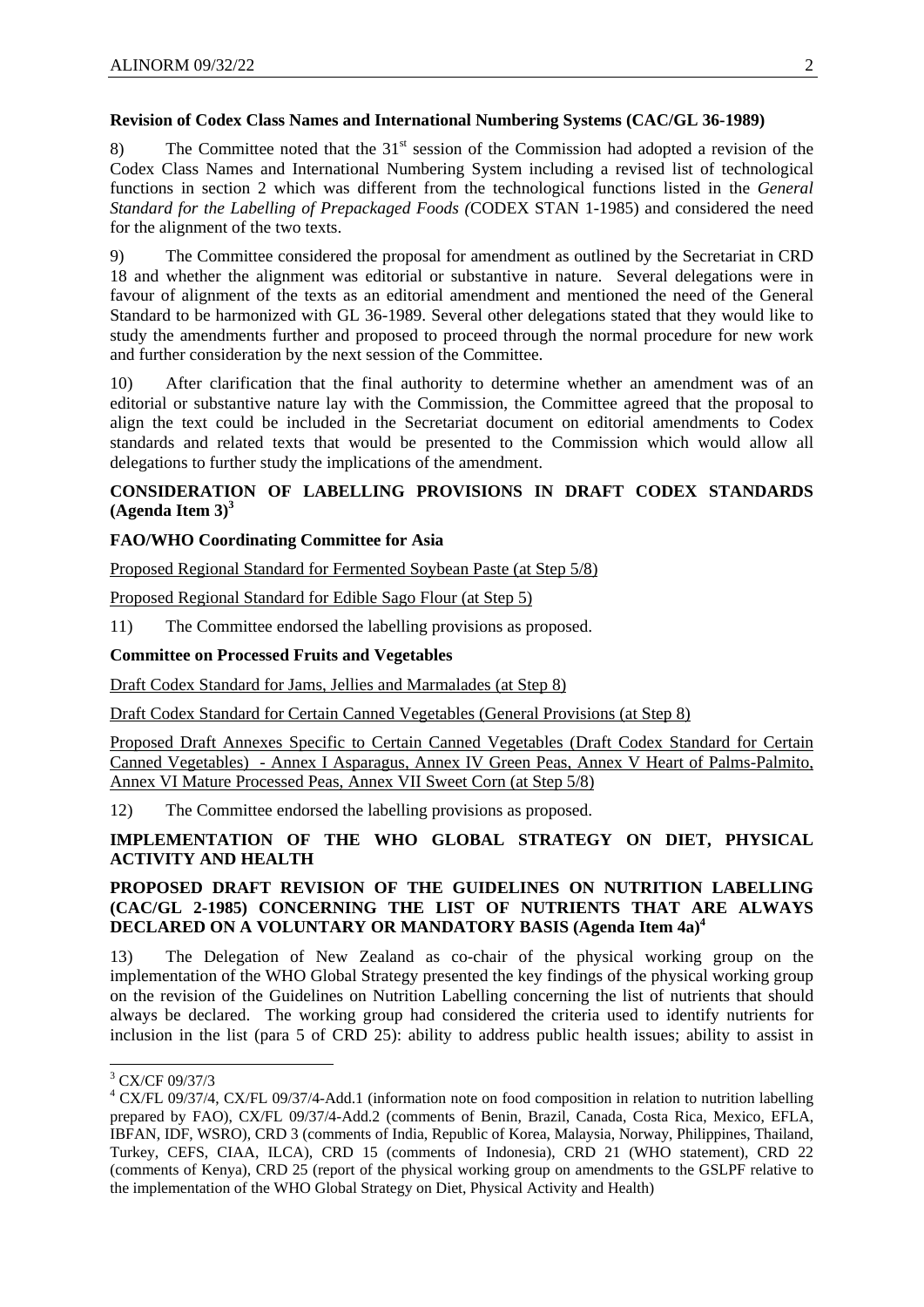**Revision of Codex Class Names and International Numbering Systems (CAC/GL 36-1989)**

8) The Committee noted that the 31st session of the Commission had adopted a revision of the Codex Class Names and International Numbering System including a revised list of technological functions in section 2 which was different from the technological functions listed in the *General Standard for the Labelling of Prepackaged Foods (*CODEX STAN 1-1985) and considered the need for the alignment of the two texts.

9) The Committee considered the proposal for amendment as outlined by the Secretariat in CRD 18 and whether the alignment was editorial or substantive in nature. Several delegations were in favour of alignment of the texts as an editorial amendment and mentioned the need of the General Standard to be harmonized with GL 36-1989. Several other delegations stated that they would like to study the amendments further and proposed to proceed through the normal procedure for new work and further consideration by the next session of the Committee.

10) After clarification that the final authority to determine whether an amendment was of an editorial or substantive nature lay with the Commission, the Committee agreed that the proposal to align the text could be included in the Secretariat document on editorial amendments to Codex standards and related texts that would be presented to the Commission which would allow all delegations to further study the implications of the amendment.

## CONSIDERATION OF LABELLING PROVISIONS IN DRAFT CODEX STANDARDS (Agenda Item 3)[3]

**FAO/WHO Coordinating Committee for Asia**

Proposed Regional Standard for Fermented Soybean Paste (at Step 5/8)

Proposed Regional Standard for Edible Sago Flour (at Step 5)

11) The Committee endorsed the labelling provisions as proposed.

**Committee on Processed Fruits and Vegetables**

Draft Codex Standard for Jams, Jellies and Marmalades (at Step 8)

Draft Codex Standard for Certain Canned Vegetables (General Provisions (at Step 8)

Proposed Draft Annexes Specific to Certain Canned Vegetables (Draft Codex Standard for Certain Canned Vegetables) - Annex I Asparagus, Annex IV Green Peas, Annex V Heart of Palms-Palmito, Annex VI Mature Processed Peas, Annex VII Sweet Corn (at Step 5/8)

12) The Committee endorsed the labelling provisions as proposed.

## IMPLEMENTATION OF THE WHO GLOBAL STRATEGY ON DIET, PHYSICAL ACTIVITY AND HEALTH

## PROPOSED DRAFT REVISION OF THE GUIDELINES ON NUTRITION LABELLING (CAC/GL 2-1985) CONCERNING THE LIST OF NUTRIENTS THAT ARE ALWAYS DECLARED ON A VOLUNTARY OR MANDATORY BASIS (Agenda Item 4a)[4]

13) The Delegation of New Zealand as co-chair of the physical working group on the implementation of the WHO Global Strategy presented the key findings of the physical working group on the revision of the Guidelines on Nutrition Labelling concerning the list of nutrients that should always be declared. The working group had considered the criteria used to identify nutrients for inclusion in the list (para 5 of CRD 25): ability to address public health issues; ability to assist in

---

[3] CX/CF 09/37/3

[4] CX/FL 09/37/4, CX/FL 09/37/4-Add.1 (information note on food composition in relation to nutrition labelling prepared by FAO), CX/FL 09/37/4-Add.2 (comments of Benin, Brazil, Canada, Costa Rica, Mexico, EFLA, IBFAN, IDF, WSRO), CRD 3 (comments of India, Republic of Korea, Malaysia, Norway, Philippines, Thailand, Turkey, CEFS, CIAA, ILCA), CRD 15 (comments of Indonesia), CRD 21 (WHO statement), CRD 22 (comments of Kenya), CRD 25 (report of the physical working group on amendments to the GSLPF relative to the implementation of the WHO Global Strategy on Diet, Physical Activity and Health)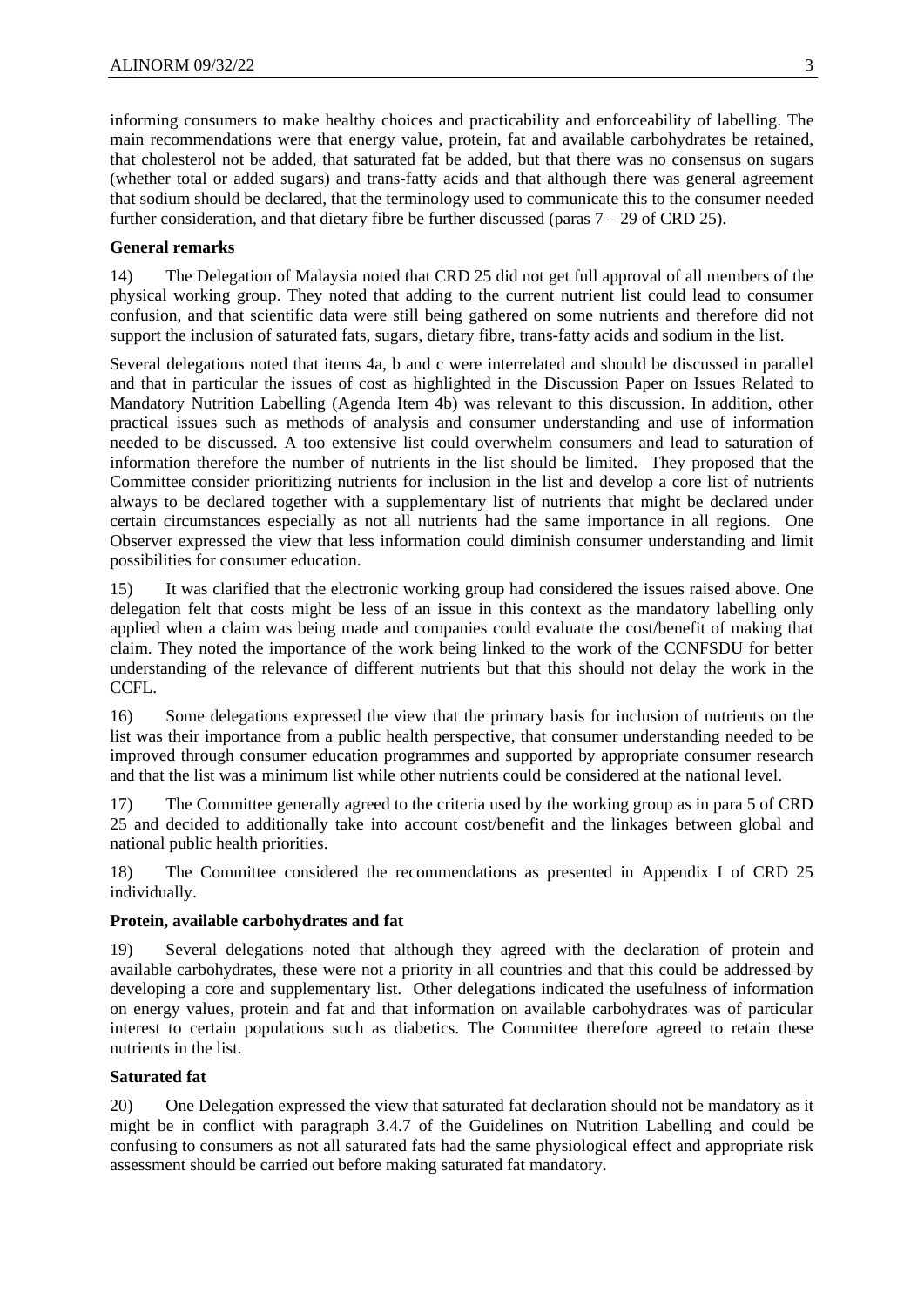informing consumers to make healthy choices and practicability and enforceability of labelling. The main recommendations were that energy value, protein, fat and available carbohydrates be retained, that cholesterol not be added, that saturated fat be added, but that there was no consensus on sugars (whether total or added sugars) and trans-fatty acids and that although there was general agreement that sodium should be declared, that the terminology used to communicate this to the consumer needed further consideration, and that dietary fibre be further discussed (paras 7 – 29 of CRD 25).

**General remarks**

14) The Delegation of Malaysia noted that CRD 25 did not get full approval of all members of the physical working group. They noted that adding to the current nutrient list could lead to consumer confusion, and that scientific data were still being gathered on some nutrients and therefore did not support the inclusion of saturated fats, sugars, dietary fibre, trans-fatty acids and sodium in the list.

Several delegations noted that items 4a, b and c were interrelated and should be discussed in parallel and that in particular the issues of cost as highlighted in the Discussion Paper on Issues Related to Mandatory Nutrition Labelling (Agenda Item 4b) was relevant to this discussion. In addition, other practical issues such as methods of analysis and consumer understanding and use of information needed to be discussed. A too extensive list could overwhelm consumers and lead to saturation of information therefore the number of nutrients in the list should be limited. They proposed that the Committee consider prioritizing nutrients for inclusion in the list and develop a core list of nutrients always to be declared together with a supplementary list of nutrients that might be declared under certain circumstances especially as not all nutrients had the same importance in all regions. One Observer expressed the view that less information could diminish consumer understanding and limit possibilities for consumer education.

15) It was clarified that the electronic working group had considered the issues raised above. One delegation felt that costs might be less of an issue in this context as the mandatory labelling only applied when a claim was being made and companies could evaluate the cost/benefit of making that claim. They noted the importance of the work being linked to the work of the CCNFSDU for better understanding of the relevance of different nutrients but that this should not delay the work in the CCFL.

16) Some delegations expressed the view that the primary basis for inclusion of nutrients on the list was their importance from a public health perspective, that consumer understanding needed to be improved through consumer education programmes and supported by appropriate consumer research and that the list was a minimum list while other nutrients could be considered at the national level.

17) The Committee generally agreed to the criteria used by the working group as in para 5 of CRD 25 and decided to additionally take into account cost/benefit and the linkages between global and national public health priorities.

18) The Committee considered the recommendations as presented in Appendix I of CRD 25 individually.

**Protein, available carbohydrates and fat**

19) Several delegations noted that although they agreed with the declaration of protein and available carbohydrates, these were not a priority in all countries and that this could be addressed by developing a core and supplementary list. Other delegations indicated the usefulness of information on energy values, protein and fat and that information on available carbohydrates was of particular interest to certain populations such as diabetics. The Committee therefore agreed to retain these nutrients in the list.

**Saturated fat**

20) One Delegation expressed the view that saturated fat declaration should not be mandatory as it might be in conflict with paragraph 3.4.7 of the Guidelines on Nutrition Labelling and could be confusing to consumers as not all saturated fats had the same physiological effect and appropriate risk assessment should be carried out before making saturated fat mandatory.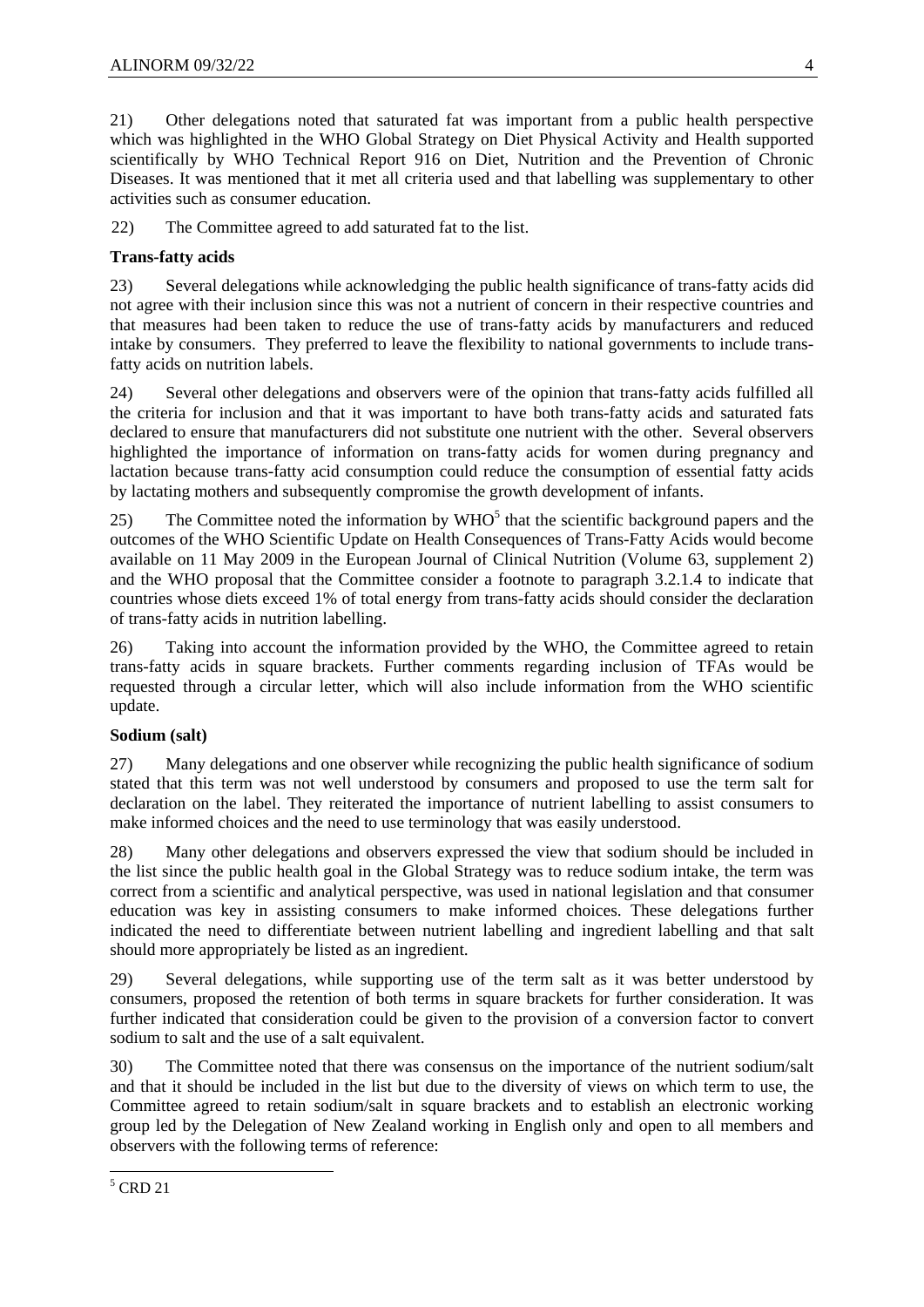21) Other delegations noted that saturated fat was important from a public health perspective which was highlighted in the WHO Global Strategy on Diet Physical Activity and Health supported scientifically by WHO Technical Report 916 on Diet, Nutrition and the Prevention of Chronic Diseases. It was mentioned that it met all criteria used and that labelling was supplementary to other activities such as consumer education.

22) The Committee agreed to add saturated fat to the list.

**Trans-fatty acids**

23) Several delegations while acknowledging the public health significance of trans-fatty acids did not agree with their inclusion since this was not a nutrient of concern in their respective countries and that measures had been taken to reduce the use of trans-fatty acids by manufacturers and reduced intake by consumers. They preferred to leave the flexibility to national governments to include trans-fatty acids on nutrition labels.

24) Several other delegations and observers were of the opinion that trans-fatty acids fulfilled all the criteria for inclusion and that it was important to have both trans-fatty acids and saturated fats declared to ensure that manufacturers did not substitute one nutrient with the other. Several observers highlighted the importance of information on trans-fatty acids for women during pregnancy and lactation because trans-fatty acid consumption could reduce the consumption of essential fatty acids by lactating mothers and subsequently compromise the growth development of infants.

25) The Committee noted the information by WHO[5] that the scientific background papers and the outcomes of the WHO Scientific Update on Health Consequences of Trans-Fatty Acids would become available on 11 May 2009 in the European Journal of Clinical Nutrition (Volume 63, supplement 2) and the WHO proposal that the Committee consider a footnote to paragraph 3.2.1.4 to indicate that countries whose diets exceed 1% of total energy from trans-fatty acids should consider the declaration of trans-fatty acids in nutrition labelling.

26) Taking into account the information provided by the WHO, the Committee agreed to retain trans-fatty acids in square brackets. Further comments regarding inclusion of TFAs would be requested through a circular letter, which will also include information from the WHO scientific update.

**Sodium (salt)**

27) Many delegations and one observer while recognizing the public health significance of sodium stated that this term was not well understood by consumers and proposed to use the term salt for declaration on the label. They reiterated the importance of nutrient labelling to assist consumers to make informed choices and the need to use terminology that was easily understood.

28) Many other delegations and observers expressed the view that sodium should be included in the list since the public health goal in the Global Strategy was to reduce sodium intake, the term was correct from a scientific and analytical perspective, was used in national legislation and that consumer education was key in assisting consumers to make informed choices. These delegations further indicated the need to differentiate between nutrient labelling and ingredient labelling and that salt should more appropriately be listed as an ingredient.

29) Several delegations, while supporting use of the term salt as it was better understood by consumers, proposed the retention of both terms in square brackets for further consideration. It was further indicated that consideration could be given to the provision of a conversion factor to convert sodium to salt and the use of a salt equivalent.

30) The Committee noted that there was consensus on the importance of the nutrient sodium/salt and that it should be included in the list but due to the diversity of views on which term to use, the Committee agreed to retain sodium/salt in square brackets and to establish an electronic working group led by the Delegation of New Zealand working in English only and open to all members and observers with the following terms of reference:

[5] CRD 21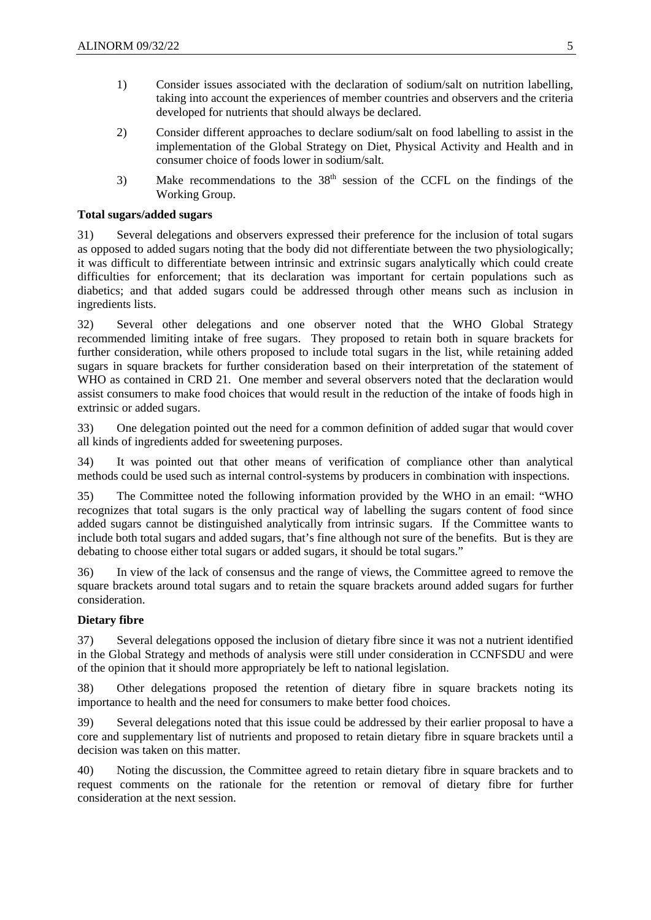1) Consider issues associated with the declaration of sodium/salt on nutrition labelling, taking into account the experiences of member countries and observers and the criteria developed for nutrients that should always be declared.

2) Consider different approaches to declare sodium/salt on food labelling to assist in the implementation of the Global Strategy on Diet, Physical Activity and Health and in consumer choice of foods lower in sodium/salt.

3) Make recommendations to the 38th session of the CCFL on the findings of the Working Group.

**Total sugars/added sugars**

31) Several delegations and observers expressed their preference for the inclusion of total sugars as opposed to added sugars noting that the body did not differentiate between the two physiologically; it was difficult to differentiate between intrinsic and extrinsic sugars analytically which could create difficulties for enforcement; that its declaration was important for certain populations such as diabetics; and that added sugars could be addressed through other means such as inclusion in ingredients lists.

32) Several other delegations and one observer noted that the WHO Global Strategy recommended limiting intake of free sugars. They proposed to retain both in square brackets for further consideration, while others proposed to include total sugars in the list, while retaining added sugars in square brackets for further consideration based on their interpretation of the statement of WHO as contained in CRD 21. One member and several observers noted that the declaration would assist consumers to make food choices that would result in the reduction of the intake of foods high in extrinsic or added sugars.

33) One delegation pointed out the need for a common definition of added sugar that would cover all kinds of ingredients added for sweetening purposes.

34) It was pointed out that other means of verification of compliance other than analytical methods could be used such as internal control-systems by producers in combination with inspections.

35) The Committee noted the following information provided by the WHO in an email: "WHO recognizes that total sugars is the only practical way of labelling the sugars content of food since added sugars cannot be distinguished analytically from intrinsic sugars. If the Committee wants to include both total sugars and added sugars, that's fine although not sure of the benefits. But is they are debating to choose either total sugars or added sugars, it should be total sugars."

36) In view of the lack of consensus and the range of views, the Committee agreed to remove the square brackets around total sugars and to retain the square brackets around added sugars for further consideration.

**Dietary fibre**

37) Several delegations opposed the inclusion of dietary fibre since it was not a nutrient identified in the Global Strategy and methods of analysis were still under consideration in CCNFSDU and were of the opinion that it should more appropriately be left to national legislation.

38) Other delegations proposed the retention of dietary fibre in square brackets noting its importance to health and the need for consumers to make better food choices.

39) Several delegations noted that this issue could be addressed by their earlier proposal to have a core and supplementary list of nutrients and proposed to retain dietary fibre in square brackets until a decision was taken on this matter.

40) Noting the discussion, the Committee agreed to retain dietary fibre in square brackets and to request comments on the rationale for the retention or removal of dietary fibre for further consideration at the next session.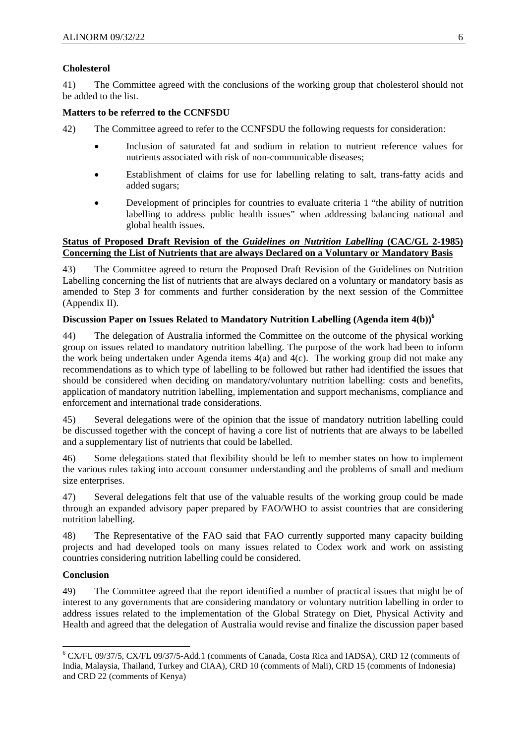**Cholesterol**

41) The Committee agreed with the conclusions of the working group that cholesterol should not be added to the list.

**Matters to be referred to the CCNFSDU**

42) The Committee agreed to refer to the CCNFSDU the following requests for consideration:

- Inclusion of saturated fat and sodium in relation to nutrient reference values for nutrients associated with risk of non-communicable diseases;
- Establishment of claims for use for labelling relating to salt, trans-fatty acids and added sugars;
- Development of principles for countries to evaluate criteria 1 "the ability of nutrition labelling to address public health issues" when addressing balancing national and global health issues.

**Status of Proposed Draft Revision of the *Guidelines on Nutrition Labelling* (CAC/GL 2-1985) Concerning the List of Nutrients that are always Declared on a Voluntary or Mandatory Basis**

43) The Committee agreed to return the Proposed Draft Revision of the Guidelines on Nutrition Labelling concerning the list of nutrients that are always declared on a voluntary or mandatory basis as amended to Step 3 for comments and further consideration by the next session of the Committee (Appendix II).

**Discussion Paper on Issues Related to Mandatory Nutrition Labelling (Agenda item 4(b))[6]**

44) The delegation of Australia informed the Committee on the outcome of the physical working group on issues related to mandatory nutrition labelling. The purpose of the work had been to inform the work being undertaken under Agenda items 4(a) and 4(c). The working group did not make any recommendations as to which type of labelling to be followed but rather had identified the issues that should be considered when deciding on mandatory/voluntary nutrition labelling: costs and benefits, application of mandatory nutrition labelling, implementation and support mechanisms, compliance and enforcement and international trade considerations.

45) Several delegations were of the opinion that the issue of mandatory nutrition labelling could be discussed together with the concept of having a core list of nutrients that are always to be labelled and a supplementary list of nutrients that could be labelled.

46) Some delegations stated that flexibility should be left to member states on how to implement the various rules taking into account consumer understanding and the problems of small and medium size enterprises.

47) Several delegations felt that use of the valuable results of the working group could be made through an expanded advisory paper prepared by FAO/WHO to assist countries that are considering nutrition labelling.

48) The Representative of the FAO said that FAO currently supported many capacity building projects and had developed tools on many issues related to Codex work and work on assisting countries considering nutrition labelling could be considered.

**Conclusion**

49) The Committee agreed that the report identified a number of practical issues that might be of interest to any governments that are considering mandatory or voluntary nutrition labelling in order to address issues related to the implementation of the Global Strategy on Diet, Physical Activity and Health and agreed that the delegation of Australia would revise and finalize the discussion paper based

---

[6] CX/FL 09/37/5, CX/FL 09/37/5-Add.1 (comments of Canada, Costa Rica and IADSA), CRD 12 (comments of India, Malaysia, Thailand, Turkey and CIAA), CRD 10 (comments of Mali), CRD 15 (comments of Indonesia) and CRD 22 (comments of Kenya)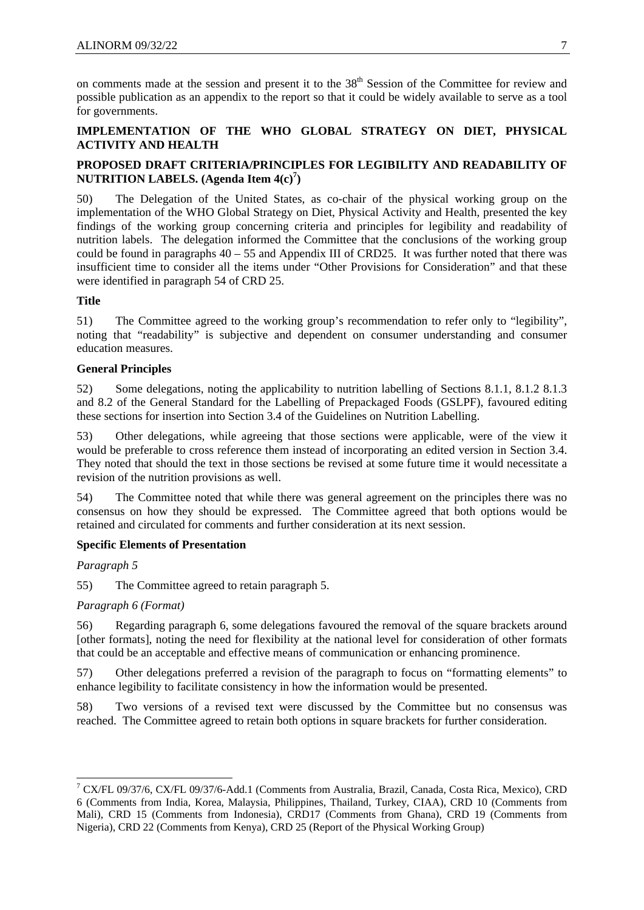on comments made at the session and present it to the 38th Session of the Committee for review and possible publication as an appendix to the report so that it could be widely available to serve as a tool for governments.

## IMPLEMENTATION OF THE WHO GLOBAL STRATEGY ON DIET, PHYSICAL ACTIVITY AND HEALTH

## PROPOSED DRAFT CRITERIA/PRINCIPLES FOR LEGIBILITY AND READABILITY OF NUTRITION LABELS. (Agenda Item 4(c)[7])

50) The Delegation of the United States, as co-chair of the physical working group on the implementation of the WHO Global Strategy on Diet, Physical Activity and Health, presented the key findings of the working group concerning criteria and principles for legibility and readability of nutrition labels. The delegation informed the Committee that the conclusions of the working group could be found in paragraphs 40 – 55 and Appendix III of CRD25. It was further noted that there was insufficient time to consider all the items under "Other Provisions for Consideration" and that these were identified in paragraph 54 of CRD 25.

### Title

51) The Committee agreed to the working group's recommendation to refer only to "legibility", noting that "readability" is subjective and dependent on consumer understanding and consumer education measures.

### General Principles

52) Some delegations, noting the applicability to nutrition labelling of Sections 8.1.1, 8.1.2 8.1.3 and 8.2 of the General Standard for the Labelling of Prepackaged Foods (GSLPF), favoured editing these sections for insertion into Section 3.4 of the Guidelines on Nutrition Labelling.

53) Other delegations, while agreeing that those sections were applicable, were of the view it would be preferable to cross reference them instead of incorporating an edited version in Section 3.4. They noted that should the text in those sections be revised at some future time it would necessitate a revision of the nutrition provisions as well.

54) The Committee noted that while there was general agreement on the principles there was no consensus on how they should be expressed. The Committee agreed that both options would be retained and circulated for comments and further consideration at its next session.

### Specific Elements of Presentation

*Paragraph 5*

55) The Committee agreed to retain paragraph 5.

*Paragraph 6 (Format)*

56) Regarding paragraph 6, some delegations favoured the removal of the square brackets around [other formats], noting the need for flexibility at the national level for consideration of other formats that could be an acceptable and effective means of communication or enhancing prominence.

57) Other delegations preferred a revision of the paragraph to focus on "formatting elements" to enhance legibility to facilitate consistency in how the information would be presented.

58) Two versions of a revised text were discussed by the Committee but no consensus was reached. The Committee agreed to retain both options in square brackets for further consideration.

---

[7] CX/FL 09/37/6, CX/FL 09/37/6-Add.1 (Comments from Australia, Brazil, Canada, Costa Rica, Mexico), CRD 6 (Comments from India, Korea, Malaysia, Philippines, Thailand, Turkey, CIAA), CRD 10 (Comments from Mali), CRD 15 (Comments from Indonesia), CRD17 (Comments from Ghana), CRD 19 (Comments from Nigeria), CRD 22 (Comments from Kenya), CRD 25 (Report of the Physical Working Group)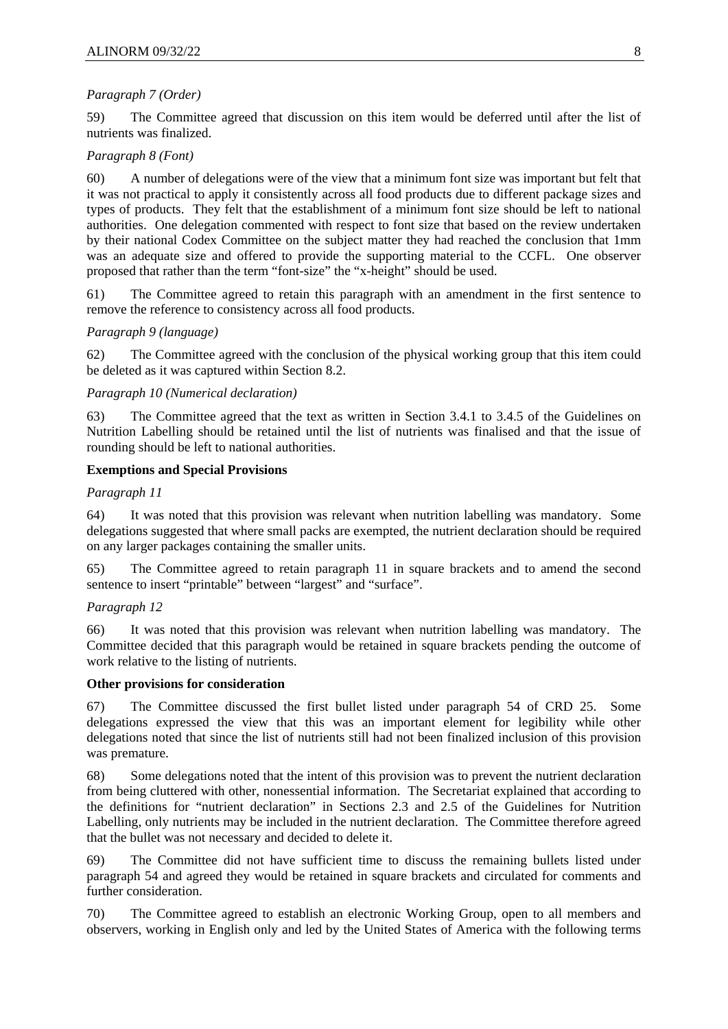*Paragraph 7 (Order)*

59) The Committee agreed that discussion on this item would be deferred until after the list of nutrients was finalized.

*Paragraph 8 (Font)*

60) A number of delegations were of the view that a minimum font size was important but felt that it was not practical to apply it consistently across all food products due to different package sizes and types of products. They felt that the establishment of a minimum font size should be left to national authorities. One delegation commented with respect to font size that based on the review undertaken by their national Codex Committee on the subject matter they had reached the conclusion that 1mm was an adequate size and offered to provide the supporting material to the CCFL. One observer proposed that rather than the term "font-size" the "x-height" should be used.

61) The Committee agreed to retain this paragraph with an amendment in the first sentence to remove the reference to consistency across all food products.

*Paragraph 9 (language)*

62) The Committee agreed with the conclusion of the physical working group that this item could be deleted as it was captured within Section 8.2.

*Paragraph 10 (Numerical declaration)*

63) The Committee agreed that the text as written in Section 3.4.1 to 3.4.5 of the Guidelines on Nutrition Labelling should be retained until the list of nutrients was finalised and that the issue of rounding should be left to national authorities.

**Exemptions and Special Provisions**

*Paragraph 11*

64) It was noted that this provision was relevant when nutrition labelling was mandatory. Some delegations suggested that where small packs are exempted, the nutrient declaration should be required on any larger packages containing the smaller units.

65) The Committee agreed to retain paragraph 11 in square brackets and to amend the second sentence to insert "printable" between "largest" and "surface".

*Paragraph 12*

66) It was noted that this provision was relevant when nutrition labelling was mandatory. The Committee decided that this paragraph would be retained in square brackets pending the outcome of work relative to the listing of nutrients.

**Other provisions for consideration**

67) The Committee discussed the first bullet listed under paragraph 54 of CRD 25. Some delegations expressed the view that this was an important element for legibility while other delegations noted that since the list of nutrients still had not been finalized inclusion of this provision was premature.

68) Some delegations noted that the intent of this provision was to prevent the nutrient declaration from being cluttered with other, nonessential information. The Secretariat explained that according to the definitions for "nutrient declaration" in Sections 2.3 and 2.5 of the Guidelines for Nutrition Labelling, only nutrients may be included in the nutrient declaration. The Committee therefore agreed that the bullet was not necessary and decided to delete it.

69) The Committee did not have sufficient time to discuss the remaining bullets listed under paragraph 54 and agreed they would be retained in square brackets and circulated for comments and further consideration.

70) The Committee agreed to establish an electronic Working Group, open to all members and observers, working in English only and led by the United States of America with the following terms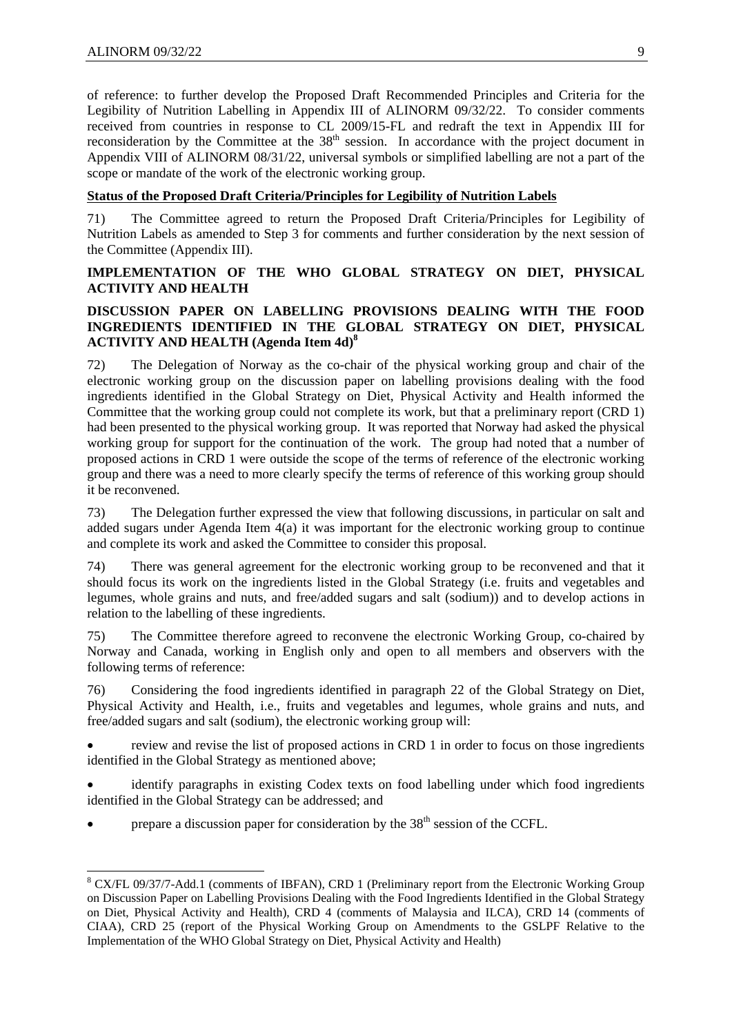of reference: to further develop the Proposed Draft Recommended Principles and Criteria for the Legibility of Nutrition Labelling in Appendix III of ALINORM 09/32/22. To consider comments received from countries in response to CL 2009/15-FL and redraft the text in Appendix III for reconsideration by the Committee at the 38th session. In accordance with the project document in Appendix VIII of ALINORM 08/31/22, universal symbols or simplified labelling are not a part of the scope or mandate of the work of the electronic working group.

**Status of the Proposed Draft Criteria/Principles for Legibility of Nutrition Labels**

71) The Committee agreed to return the Proposed Draft Criteria/Principles for Legibility of Nutrition Labels as amended to Step 3 for comments and further consideration by the next session of the Committee (Appendix III).

## IMPLEMENTATION OF THE WHO GLOBAL STRATEGY ON DIET, PHYSICAL ACTIVITY AND HEALTH

## DISCUSSION PAPER ON LABELLING PROVISIONS DEALING WITH THE FOOD INGREDIENTS IDENTIFIED IN THE GLOBAL STRATEGY ON DIET, PHYSICAL ACTIVITY AND HEALTH (Agenda Item 4d)[8]

72) The Delegation of Norway as the co-chair of the physical working group and chair of the electronic working group on the discussion paper on labelling provisions dealing with the food ingredients identified in the Global Strategy on Diet, Physical Activity and Health informed the Committee that the working group could not complete its work, but that a preliminary report (CRD 1) had been presented to the physical working group. It was reported that Norway had asked the physical working group for support for the continuation of the work. The group had noted that a number of proposed actions in CRD 1 were outside the scope of the terms of reference of the electronic working group and there was a need to more clearly specify the terms of reference of this working group should it be reconvened.

73) The Delegation further expressed the view that following discussions, in particular on salt and added sugars under Agenda Item 4(a) it was important for the electronic working group to continue and complete its work and asked the Committee to consider this proposal.

74) There was general agreement for the electronic working group to be reconvened and that it should focus its work on the ingredients listed in the Global Strategy (i.e. fruits and vegetables and legumes, whole grains and nuts, and free/added sugars and salt (sodium)) and to develop actions in relation to the labelling of these ingredients.

75) The Committee therefore agreed to reconvene the electronic Working Group, co-chaired by Norway and Canada, working in English only and open to all members and observers with the following terms of reference:

76) Considering the food ingredients identified in paragraph 22 of the Global Strategy on Diet, Physical Activity and Health, i.e., fruits and vegetables and legumes, whole grains and nuts, and free/added sugars and salt (sodium), the electronic working group will:

- review and revise the list of proposed actions in CRD 1 in order to focus on those ingredients identified in the Global Strategy as mentioned above;
- identify paragraphs in existing Codex texts on food labelling under which food ingredients identified in the Global Strategy can be addressed; and
- prepare a discussion paper for consideration by the 38th session of the CCFL.

---

[8] CX/FL 09/37/7-Add.1 (comments of IBFAN), CRD 1 (Preliminary report from the Electronic Working Group on Discussion Paper on Labelling Provisions Dealing with the Food Ingredients Identified in the Global Strategy on Diet, Physical Activity and Health), CRD 4 (comments of Malaysia and ILCA), CRD 14 (comments of CIAA), CRD 25 (report of the Physical Working Group on Amendments to the GSLPF Relative to the Implementation of the WHO Global Strategy on Diet, Physical Activity and Health)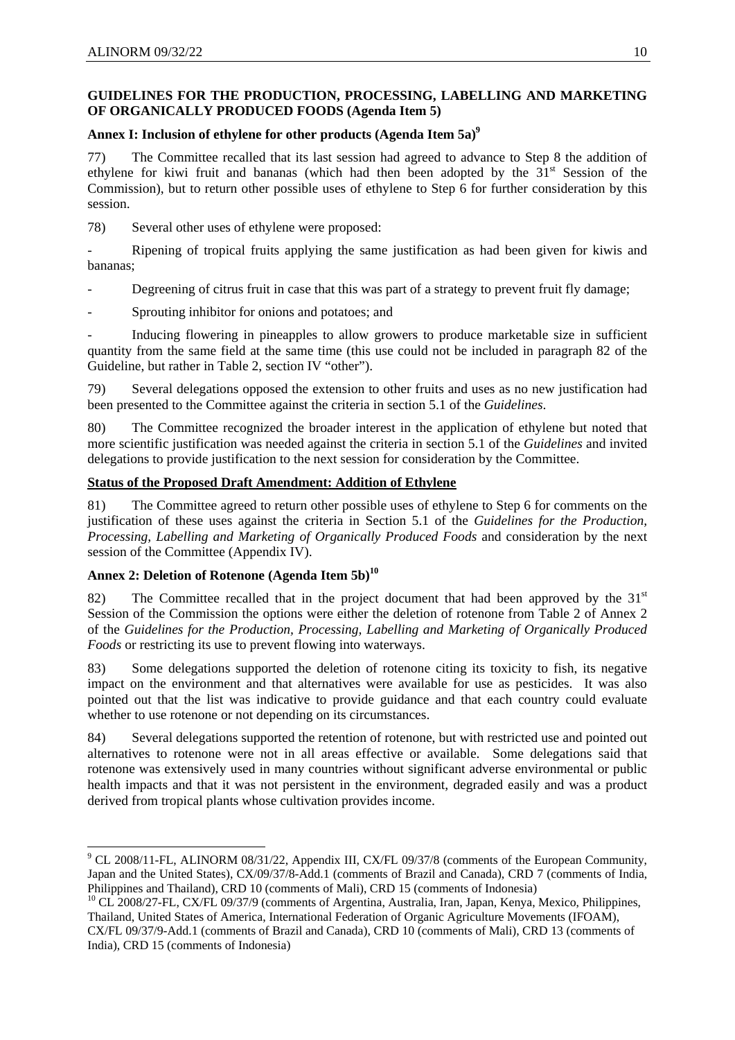## GUIDELINES FOR THE PRODUCTION, PROCESSING, LABELLING AND MARKETING OF ORGANICALLY PRODUCED FOODS (Agenda Item 5)

### Annex I: Inclusion of ethylene for other products (Agenda Item 5a)[9]

77) The Committee recalled that its last session had agreed to advance to Step 8 the addition of ethylene for kiwi fruit and bananas (which had then been adopted by the 31st Session of the Commission), but to return other possible uses of ethylene to Step 6 for further consideration by this session.

78) Several other uses of ethylene were proposed:

- Ripening of tropical fruits applying the same justification as had been given for kiwis and bananas;
- Degreening of citrus fruit in case that this was part of a strategy to prevent fruit fly damage;
- Sprouting inhibitor for onions and potatoes; and
- Inducing flowering in pineapples to allow growers to produce marketable size in sufficient quantity from the same field at the same time (this use could not be included in paragraph 82 of the Guideline, but rather in Table 2, section IV "other").

79) Several delegations opposed the extension to other fruits and uses as no new justification had been presented to the Committee against the criteria in section 5.1 of the *Guidelines*.

80) The Committee recognized the broader interest in the application of ethylene but noted that more scientific justification was needed against the criteria in section 5.1 of the *Guidelines* and invited delegations to provide justification to the next session for consideration by the Committee.

**Status of the Proposed Draft Amendment: Addition of Ethylene**

81) The Committee agreed to return other possible uses of ethylene to Step 6 for comments on the justification of these uses against the criteria in Section 5.1 of the *Guidelines for the Production, Processing, Labelling and Marketing of Organically Produced Foods* and consideration by the next session of the Committee (Appendix IV).

### Annex 2: Deletion of Rotenone (Agenda Item 5b)[10]

82) The Committee recalled that in the project document that had been approved by the 31st Session of the Commission the options were either the deletion of rotenone from Table 2 of Annex 2 of the *Guidelines for the Production, Processing, Labelling and Marketing of Organically Produced Foods* or restricting its use to prevent flowing into waterways.

83) Some delegations supported the deletion of rotenone citing its toxicity to fish, its negative impact on the environment and that alternatives were available for use as pesticides. It was also pointed out that the list was indicative to provide guidance and that each country could evaluate whether to use rotenone or not depending on its circumstances.

84) Several delegations supported the retention of rotenone, but with restricted use and pointed out alternatives to rotenone were not in all areas effective or available. Some delegations said that rotenone was extensively used in many countries without significant adverse environmental or public health impacts and that it was not persistent in the environment, degraded easily and was a product derived from tropical plants whose cultivation provides income.

---

[9] CL 2008/11-FL, ALINORM 08/31/22, Appendix III, CX/FL 09/37/8 (comments of the European Community, Japan and the United States), CX/09/37/8-Add.1 (comments of Brazil and Canada), CRD 7 (comments of India, Philippines and Thailand), CRD 10 (comments of Mali), CRD 15 (comments of Indonesia)

[10] CL 2008/27-FL, CX/FL 09/37/9 (comments of Argentina, Australia, Iran, Japan, Kenya, Mexico, Philippines, Thailand, United States of America, International Federation of Organic Agriculture Movements (IFOAM), CX/FL 09/37/9-Add.1 (comments of Brazil and Canada), CRD 10 (comments of Mali), CRD 13 (comments of India), CRD 15 (comments of Indonesia)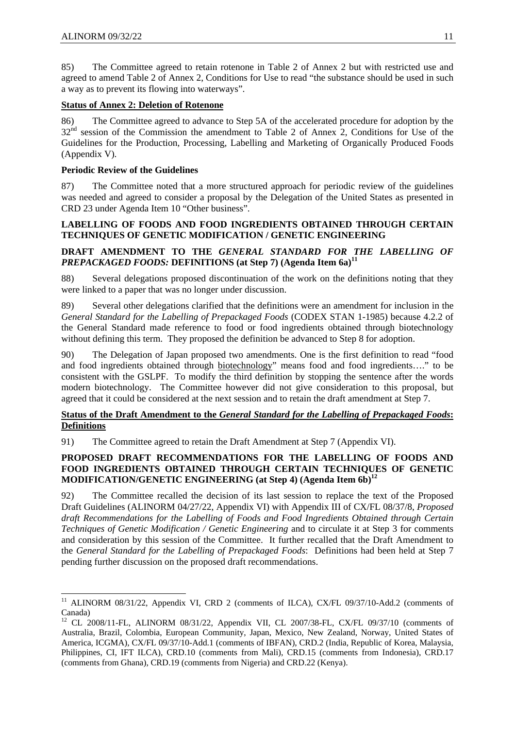85) The Committee agreed to retain rotenone in Table 2 of Annex 2 but with restricted use and agreed to amend Table 2 of Annex 2, Conditions for Use to read "the substance should be used in such a way as to prevent its flowing into waterways".

**Status of Annex 2: Deletion of Rotenone**

86) The Committee agreed to advance to Step 5A of the accelerated procedure for adoption by the 32nd session of the Commission the amendment to Table 2 of Annex 2, Conditions for Use of the Guidelines for the Production, Processing, Labelling and Marketing of Organically Produced Foods (Appendix V).

**Periodic Review of the Guidelines**

87) The Committee noted that a more structured approach for periodic review of the guidelines was needed and agreed to consider a proposal by the Delegation of the United States as presented in CRD 23 under Agenda Item 10 "Other business".

**LABELLING OF FOODS AND FOOD INGREDIENTS OBTAINED THROUGH CERTAIN TECHNIQUES OF GENETIC MODIFICATION / GENETIC ENGINEERING**

**DRAFT AMENDMENT TO THE *GENERAL STANDARD FOR THE LABELLING OF PREPACKAGED FOODS:* DEFINITIONS (at Step 7) (Agenda Item 6a)[11]**

88) Several delegations proposed discontinuation of the work on the definitions noting that they were linked to a paper that was no longer under discussion.

89) Several other delegations clarified that the definitions were an amendment for inclusion in the *General Standard for the Labelling of Prepackaged Foods* (CODEX STAN 1-1985) because 4.2.2 of the General Standard made reference to food or food ingredients obtained through biotechnology without defining this term. They proposed the definition be advanced to Step 8 for adoption.

90) The Delegation of Japan proposed two amendments. One is the first definition to read "food and food ingredients obtained through biotechnology" means food and food ingredients…." to be consistent with the GSLPF. To modify the third definition by stopping the sentence after the words modern biotechnology. The Committee however did not give consideration to this proposal, but agreed that it could be considered at the next session and to retain the draft amendment at Step 7.

**Status of the Draft Amendment to the *General Standard for the Labelling of Prepackaged Foods*: Definitions**

91) The Committee agreed to retain the Draft Amendment at Step 7 (Appendix VI).

**PROPOSED DRAFT RECOMMENDATIONS FOR THE LABELLING OF FOODS AND FOOD INGREDIENTS OBTAINED THROUGH CERTAIN TECHNIQUES OF GENETIC MODIFICATION/GENETIC ENGINEERING (at Step 4) (Agenda Item 6b)[12]**

92) The Committee recalled the decision of its last session to replace the text of the Proposed Draft Guidelines (ALINORM 04/27/22, Appendix VI) with Appendix III of CX/FL 08/37/8, *Proposed draft Recommendations for the Labelling of Foods and Food Ingredients Obtained through Certain Techniques of Genetic Modification / Genetic Engineering* and to circulate it at Step 3 for comments and consideration by this session of the Committee. It further recalled that the Draft Amendment to the *General Standard for the Labelling of Prepackaged Foods*: Definitions had been held at Step 7 pending further discussion on the proposed draft recommendations.

---

[11] ALINORM 08/31/22, Appendix VI, CRD 2 (comments of ILCA), CX/FL 09/37/10-Add.2 (comments of Canada)

[12] CL 2008/11-FL, ALINORM 08/31/22, Appendix VII, CL 2007/38-FL, CX/FL 09/37/10 (comments of Australia, Brazil, Colombia, European Community, Japan, Mexico, New Zealand, Norway, United States of America, ICGMA), CX/FL 09/37/10-Add.1 (comments of IBFAN), CRD.2 (India, Republic of Korea, Malaysia, Philippines, CI, IFT ILCA), CRD.10 (comments from Mali), CRD.15 (comments from Indonesia), CRD.17 (comments from Ghana), CRD.19 (comments from Nigeria) and CRD.22 (Kenya).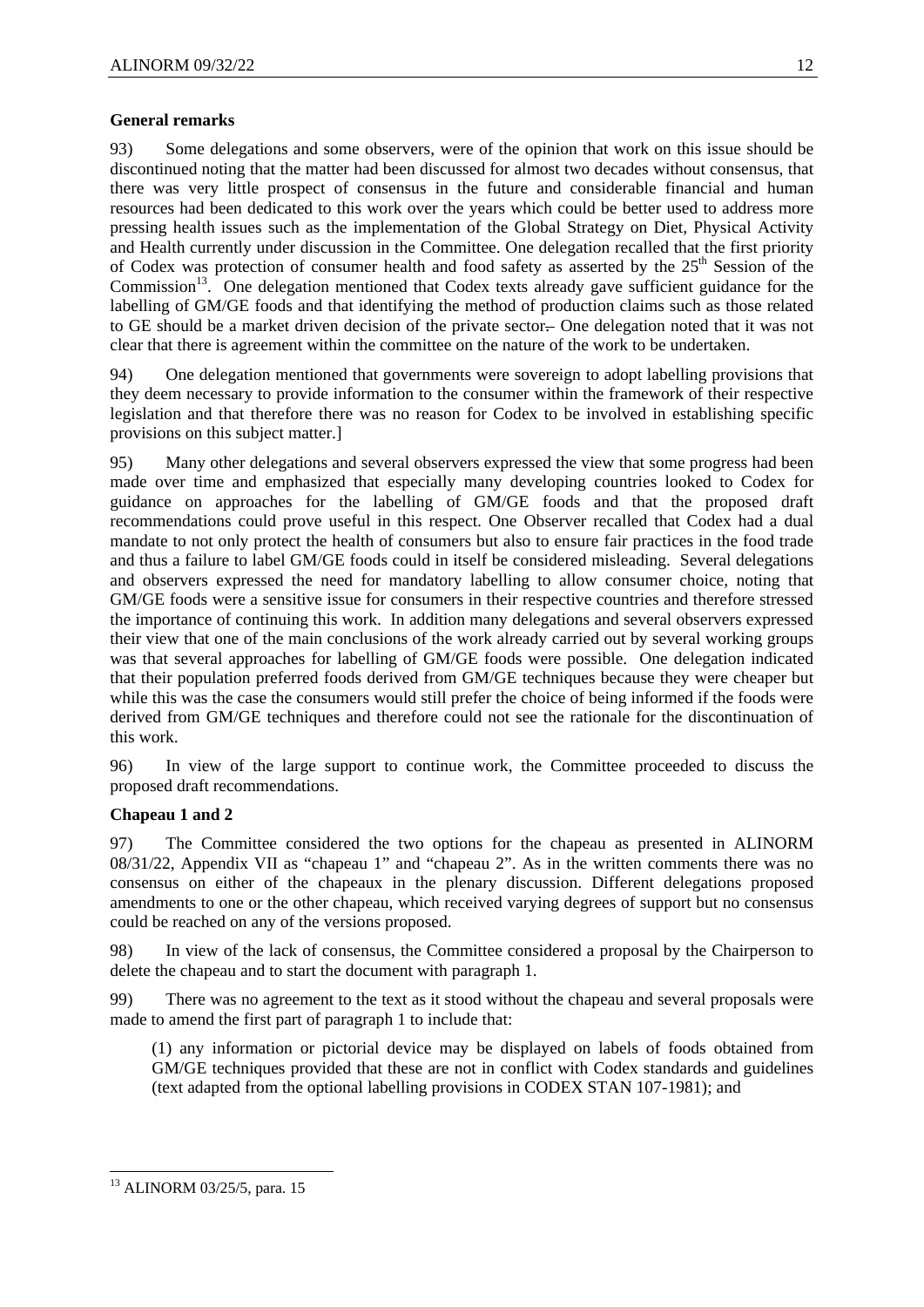**General remarks**

93) Some delegations and some observers, were of the opinion that work on this issue should be discontinued noting that the matter had been discussed for almost two decades without consensus, that there was very little prospect of consensus in the future and considerable financial and human resources had been dedicated to this work over the years which could be better used to address more pressing health issues such as the implementation of the Global Strategy on Diet, Physical Activity and Health currently under discussion in the Committee. One delegation recalled that the first priority of Codex was protection of consumer health and food safety as asserted by the 25th Session of the Commission[13]. One delegation mentioned that Codex texts already gave sufficient guidance for the labelling of GM/GE foods and that identifying the method of production claims such as those related to GE should be a market driven decision of the private sector. One delegation noted that it was not clear that there is agreement within the committee on the nature of the work to be undertaken.

94) One delegation mentioned that governments were sovereign to adopt labelling provisions that they deem necessary to provide information to the consumer within the framework of their respective legislation and that therefore there was no reason for Codex to be involved in establishing specific provisions on this subject matter.]

95) Many other delegations and several observers expressed the view that some progress had been made over time and emphasized that especially many developing countries looked to Codex for guidance on approaches for the labelling of GM/GE foods and that the proposed draft recommendations could prove useful in this respect. One Observer recalled that Codex had a dual mandate to not only protect the health of consumers but also to ensure fair practices in the food trade and thus a failure to label GM/GE foods could in itself be considered misleading. Several delegations and observers expressed the need for mandatory labelling to allow consumer choice, noting that GM/GE foods were a sensitive issue for consumers in their respective countries and therefore stressed the importance of continuing this work. In addition many delegations and several observers expressed their view that one of the main conclusions of the work already carried out by several working groups was that several approaches for labelling of GM/GE foods were possible. One delegation indicated that their population preferred foods derived from GM/GE techniques because they were cheaper but while this was the case the consumers would still prefer the choice of being informed if the foods were derived from GM/GE techniques and therefore could not see the rationale for the discontinuation of this work.

96) In view of the large support to continue work, the Committee proceeded to discuss the proposed draft recommendations.

**Chapeau 1 and 2**

97) The Committee considered the two options for the chapeau as presented in ALINORM 08/31/22, Appendix VII as "chapeau 1" and "chapeau 2". As in the written comments there was no consensus on either of the chapeaux in the plenary discussion. Different delegations proposed amendments to one or the other chapeau, which received varying degrees of support but no consensus could be reached on any of the versions proposed.

98) In view of the lack of consensus, the Committee considered a proposal by the Chairperson to delete the chapeau and to start the document with paragraph 1.

99) There was no agreement to the text as it stood without the chapeau and several proposals were made to amend the first part of paragraph 1 to include that:

(1) any information or pictorial device may be displayed on labels of foods obtained from GM/GE techniques provided that these are not in conflict with Codex standards and guidelines (text adapted from the optional labelling provisions in CODEX STAN 107-1981); and

[13] ALINORM 03/25/5, para. 15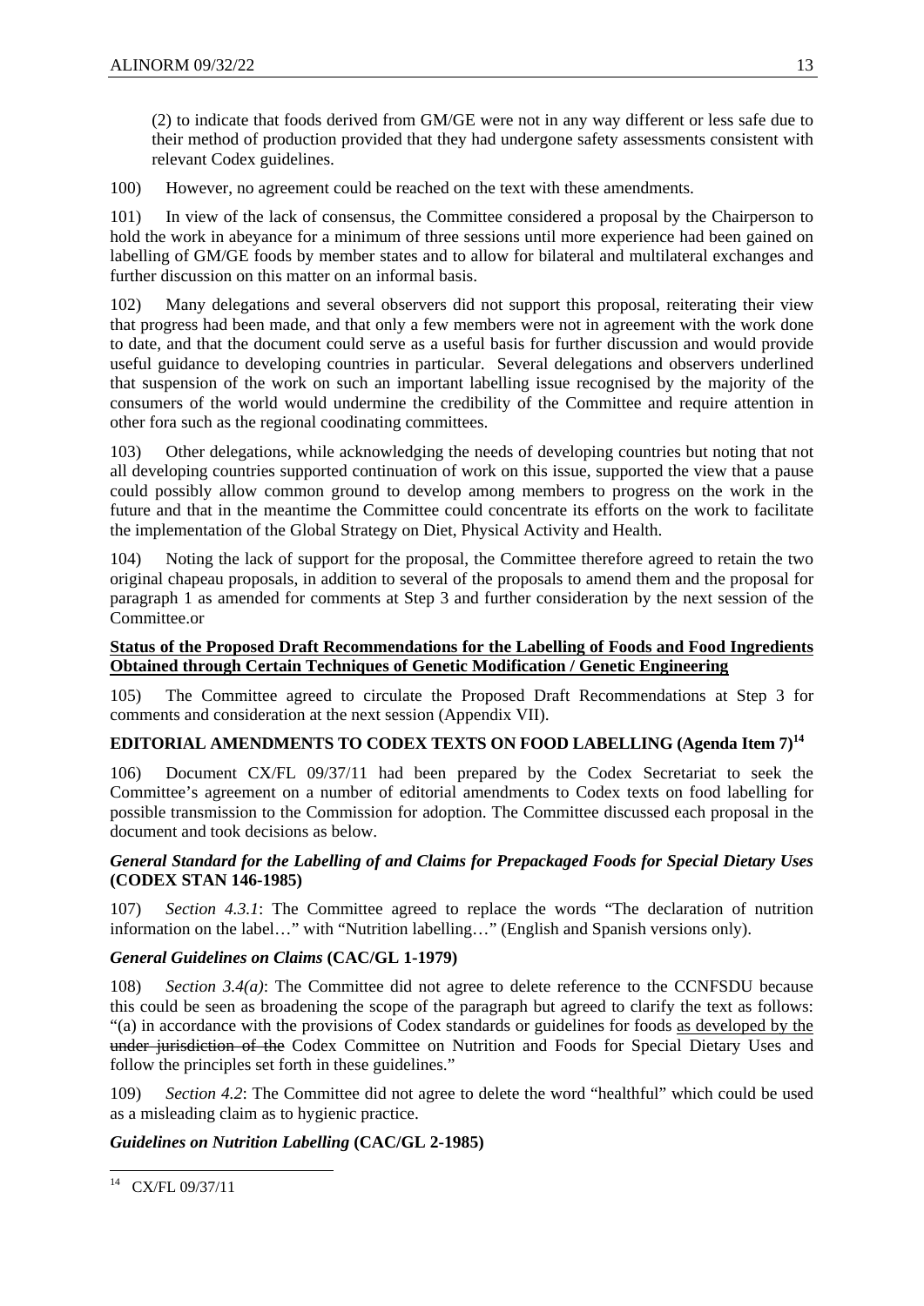(2) to indicate that foods derived from GM/GE were not in any way different or less safe due to their method of production provided that they had undergone safety assessments consistent with relevant Codex guidelines.

100) However, no agreement could be reached on the text with these amendments.

101) In view of the lack of consensus, the Committee considered a proposal by the Chairperson to hold the work in abeyance for a minimum of three sessions until more experience had been gained on labelling of GM/GE foods by member states and to allow for bilateral and multilateral exchanges and further discussion on this matter on an informal basis.

102) Many delegations and several observers did not support this proposal, reiterating their view that progress had been made, and that only a few members were not in agreement with the work done to date, and that the document could serve as a useful basis for further discussion and would provide useful guidance to developing countries in particular. Several delegations and observers underlined that suspension of the work on such an important labelling issue recognised by the majority of the consumers of the world would undermine the credibility of the Committee and require attention in other fora such as the regional coodinating committees.

103) Other delegations, while acknowledging the needs of developing countries but noting that not all developing countries supported continuation of work on this issue, supported the view that a pause could possibly allow common ground to develop among members to progress on the work in the future and that in the meantime the Committee could concentrate its efforts on the work to facilitate the implementation of the Global Strategy on Diet, Physical Activity and Health.

104) Noting the lack of support for the proposal, the Committee therefore agreed to retain the two original chapeau proposals, in addition to several of the proposals to amend them and the proposal for paragraph 1 as amended for comments at Step 3 and further consideration by the next session of the Committee.or

**Status of the Proposed Draft Recommendations for the Labelling of Foods and Food Ingredients Obtained through Certain Techniques of Genetic Modification / Genetic Engineering**

105) The Committee agreed to circulate the Proposed Draft Recommendations at Step 3 for comments and consideration at the next session (Appendix VII).

## EDITORIAL AMENDMENTS TO CODEX TEXTS ON FOOD LABELLING (Agenda Item 7)[14]

106) Document CX/FL 09/37/11 had been prepared by the Codex Secretariat to seek the Committee's agreement on a number of editorial amendments to Codex texts on food labelling for possible transmission to the Commission for adoption. The Committee discussed each proposal in the document and took decisions as below.

### *General Standard for the Labelling of and Claims for Prepackaged Foods for Special Dietary Uses* (CODEX STAN 146-1985)

107) *Section 4.3.1*: The Committee agreed to replace the words "The declaration of nutrition information on the label…" with "Nutrition labelling…" (English and Spanish versions only).

### *General Guidelines on Claims* (CAC/GL 1-1979)

108) *Section 3.4(a)*: The Committee did not agree to delete reference to the CCNFSDU because this could be seen as broadening the scope of the paragraph but agreed to clarify the text as follows: "(a) in accordance with the provisions of Codex standards or guidelines for foods <u>as developed by the</u> ~~under jurisdiction of the~~ Codex Committee on Nutrition and Foods for Special Dietary Uses and follow the principles set forth in these guidelines."

109) *Section 4.2*: The Committee did not agree to delete the word "healthful" which could be used as a misleading claim as to hygienic practice.

### *Guidelines on Nutrition Labelling* (CAC/GL 2-1985)

[14] CX/FL 09/37/11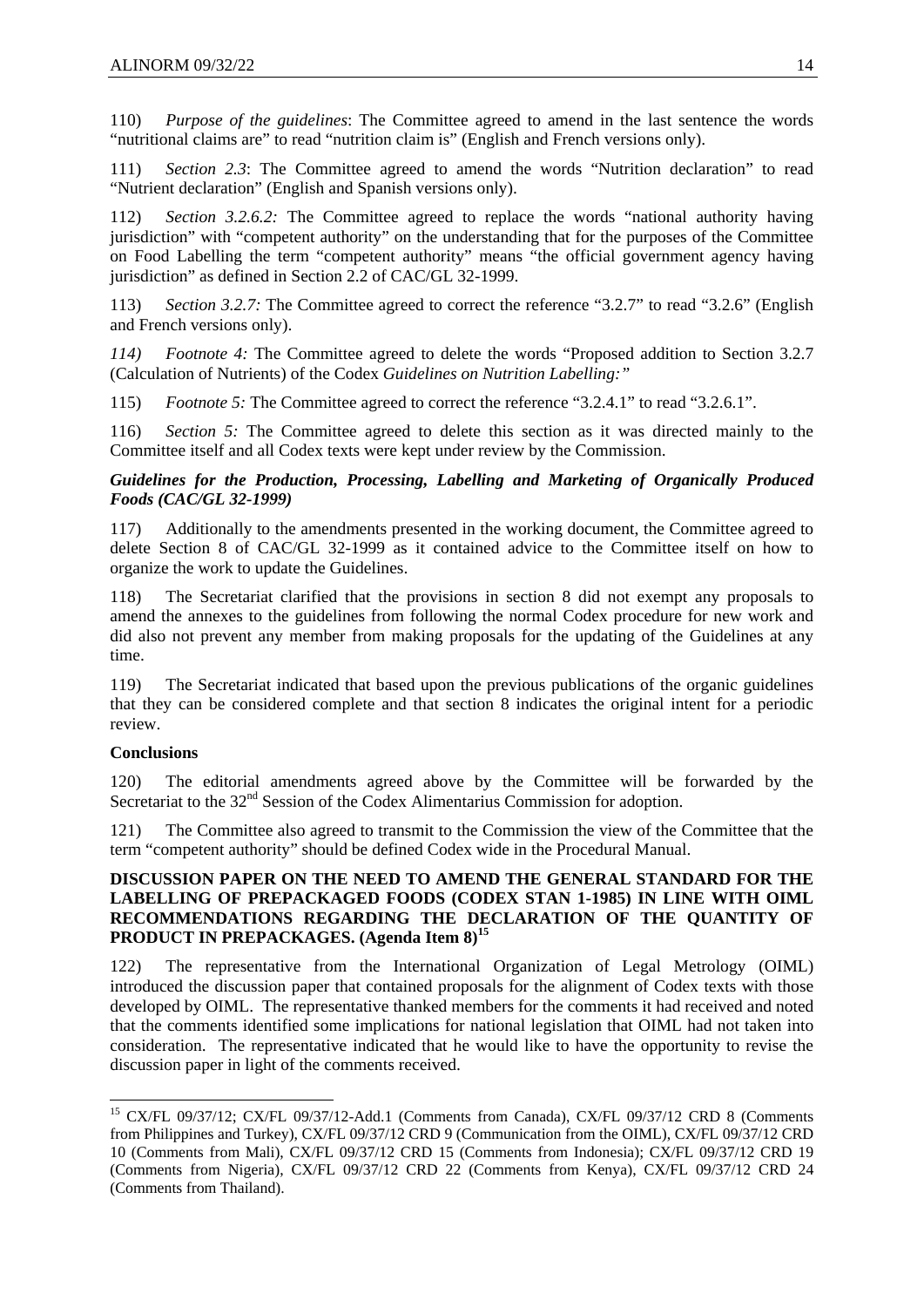110) *Purpose of the guidelines*: The Committee agreed to amend in the last sentence the words "nutritional claims are" to read "nutrition claim is" (English and French versions only).

111) *Section 2.3*: The Committee agreed to amend the words "Nutrition declaration" to read "Nutrient declaration" (English and Spanish versions only).

112) *Section 3.2.6.2:* The Committee agreed to replace the words "national authority having jurisdiction" with "competent authority" on the understanding that for the purposes of the Committee on Food Labelling the term "competent authority" means "the official government agency having jurisdiction" as defined in Section 2.2 of CAC/GL 32-1999.

113) *Section 3.2.7:* The Committee agreed to correct the reference "3.2.7" to read "3.2.6" (English and French versions only).

*114) Footnote 4:* The Committee agreed to delete the words "Proposed addition to Section 3.2.7 (Calculation of Nutrients) of the Codex *Guidelines on Nutrition Labelling:"*

115) *Footnote 5:* The Committee agreed to correct the reference "3.2.4.1" to read "3.2.6.1".

116) *Section 5:* The Committee agreed to delete this section as it was directed mainly to the Committee itself and all Codex texts were kept under review by the Commission.

***Guidelines for the Production, Processing, Labelling and Marketing of Organically Produced Foods (CAC/GL 32-1999)***

117) Additionally to the amendments presented in the working document, the Committee agreed to delete Section 8 of CAC/GL 32-1999 as it contained advice to the Committee itself on how to organize the work to update the Guidelines.

118) The Secretariat clarified that the provisions in section 8 did not exempt any proposals to amend the annexes to the guidelines from following the normal Codex procedure for new work and did also not prevent any member from making proposals for the updating of the Guidelines at any time.

119) The Secretariat indicated that based upon the previous publications of the organic guidelines that they can be considered complete and that section 8 indicates the original intent for a periodic review.

**Conclusions**

120) The editorial amendments agreed above by the Committee will be forwarded by the Secretariat to the 32nd Session of the Codex Alimentarius Commission for adoption.

121) The Committee also agreed to transmit to the Commission the view of the Committee that the term "competent authority" should be defined Codex wide in the Procedural Manual.

**DISCUSSION PAPER ON THE NEED TO AMEND THE GENERAL STANDARD FOR THE LABELLING OF PREPACKAGED FOODS (CODEX STAN 1-1985) IN LINE WITH OIML RECOMMENDATIONS REGARDING THE DECLARATION OF THE QUANTITY OF PRODUCT IN PREPACKAGES. (Agenda Item 8)[15]**

122) The representative from the International Organization of Legal Metrology (OIML) introduced the discussion paper that contained proposals for the alignment of Codex texts with those developed by OIML. The representative thanked members for the comments it had received and noted that the comments identified some implications for national legislation that OIML had not taken into consideration. The representative indicated that he would like to have the opportunity to revise the discussion paper in light of the comments received.

---

[15] CX/FL 09/37/12; CX/FL 09/37/12-Add.1 (Comments from Canada), CX/FL 09/37/12 CRD 8 (Comments from Philippines and Turkey), CX/FL 09/37/12 CRD 9 (Communication from the OIML), CX/FL 09/37/12 CRD 10 (Comments from Mali), CX/FL 09/37/12 CRD 15 (Comments from Indonesia); CX/FL 09/37/12 CRD 19 (Comments from Nigeria), CX/FL 09/37/12 CRD 22 (Comments from Kenya), CX/FL 09/37/12 CRD 24 (Comments from Thailand).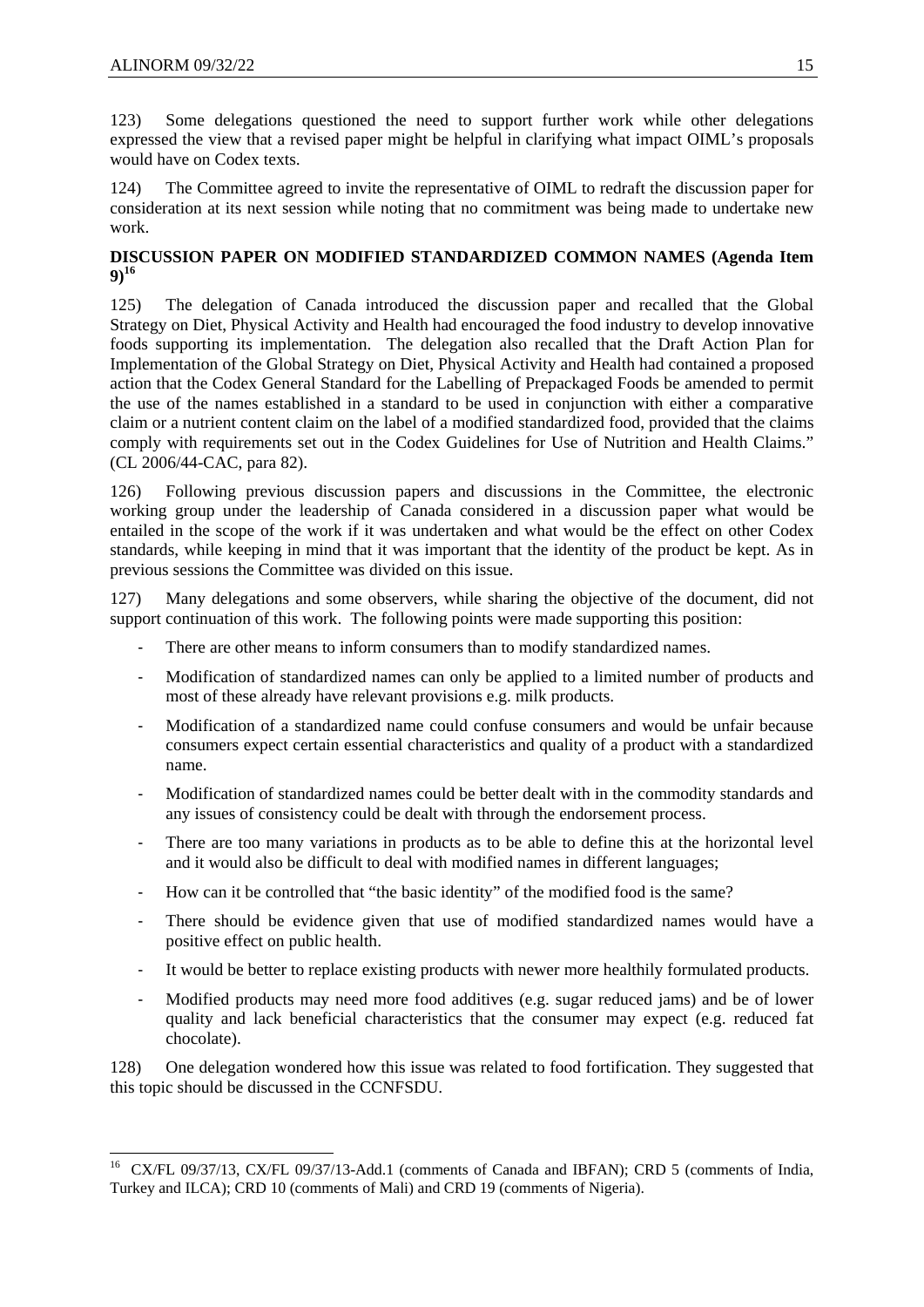123) Some delegations questioned the need to support further work while other delegations expressed the view that a revised paper might be helpful in clarifying what impact OIML's proposals would have on Codex texts.

124) The Committee agreed to invite the representative of OIML to redraft the discussion paper for consideration at its next session while noting that no commitment was being made to undertake new work.

**DISCUSSION PAPER ON MODIFIED STANDARDIZED COMMON NAMES (Agenda Item 9)[16]**

125) The delegation of Canada introduced the discussion paper and recalled that the Global Strategy on Diet, Physical Activity and Health had encouraged the food industry to develop innovative foods supporting its implementation. The delegation also recalled that the Draft Action Plan for Implementation of the Global Strategy on Diet, Physical Activity and Health had contained a proposed action that the Codex General Standard for the Labelling of Prepackaged Foods be amended to permit the use of the names established in a standard to be used in conjunction with either a comparative claim or a nutrient content claim on the label of a modified standardized food, provided that the claims comply with requirements set out in the Codex Guidelines for Use of Nutrition and Health Claims." (CL 2006/44-CAC, para 82).

126) Following previous discussion papers and discussions in the Committee, the electronic working group under the leadership of Canada considered in a discussion paper what would be entailed in the scope of the work if it was undertaken and what would be the effect on other Codex standards, while keeping in mind that it was important that the identity of the product be kept. As in previous sessions the Committee was divided on this issue.

127) Many delegations and some observers, while sharing the objective of the document, did not support continuation of this work. The following points were made supporting this position:

- There are other means to inform consumers than to modify standardized names.
- Modification of standardized names can only be applied to a limited number of products and most of these already have relevant provisions e.g. milk products.
- Modification of a standardized name could confuse consumers and would be unfair because consumers expect certain essential characteristics and quality of a product with a standardized name.
- Modification of standardized names could be better dealt with in the commodity standards and any issues of consistency could be dealt with through the endorsement process.
- There are too many variations in products as to be able to define this at the horizontal level and it would also be difficult to deal with modified names in different languages;
- How can it be controlled that "the basic identity" of the modified food is the same?
- There should be evidence given that use of modified standardized names would have a positive effect on public health.
- It would be better to replace existing products with newer more healthily formulated products.
- Modified products may need more food additives (e.g. sugar reduced jams) and be of lower quality and lack beneficial characteristics that the consumer may expect (e.g. reduced fat chocolate).

128) One delegation wondered how this issue was related to food fortification. They suggested that this topic should be discussed in the CCNFSDU.

---

[16] CX/FL 09/37/13, CX/FL 09/37/13-Add.1 (comments of Canada and IBFAN); CRD 5 (comments of India, Turkey and ILCA); CRD 10 (comments of Mali) and CRD 19 (comments of Nigeria).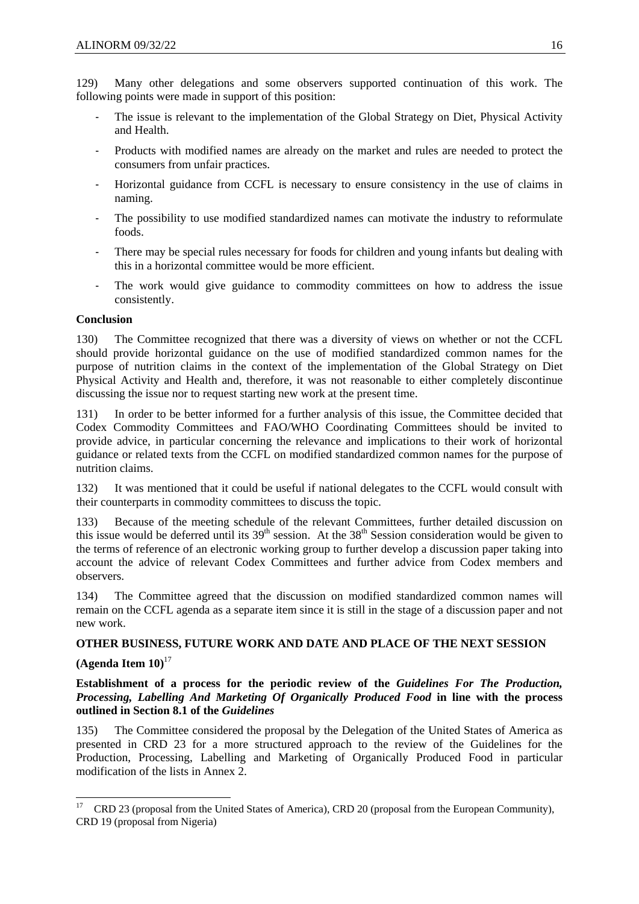129) Many other delegations and some observers supported continuation of this work. The following points were made in support of this position:

- The issue is relevant to the implementation of the Global Strategy on Diet, Physical Activity and Health.
- Products with modified names are already on the market and rules are needed to protect the consumers from unfair practices.
- Horizontal guidance from CCFL is necessary to ensure consistency in the use of claims in naming.
- The possibility to use modified standardized names can motivate the industry to reformulate foods.
- There may be special rules necessary for foods for children and young infants but dealing with this in a horizontal committee would be more efficient.
- The work would give guidance to commodity committees on how to address the issue consistently.

**Conclusion**

130) The Committee recognized that there was a diversity of views on whether or not the CCFL should provide horizontal guidance on the use of modified standardized common names for the purpose of nutrition claims in the context of the implementation of the Global Strategy on Diet Physical Activity and Health and, therefore, it was not reasonable to either completely discontinue discussing the issue nor to request starting new work at the present time.

131) In order to be better informed for a further analysis of this issue, the Committee decided that Codex Commodity Committees and FAO/WHO Coordinating Committees should be invited to provide advice, in particular concerning the relevance and implications to their work of horizontal guidance or related texts from the CCFL on modified standardized common names for the purpose of nutrition claims.

132) It was mentioned that it could be useful if national delegates to the CCFL would consult with their counterparts in commodity committees to discuss the topic.

133) Because of the meeting schedule of the relevant Committees, further detailed discussion on this issue would be deferred until its 39th session. At the 38th Session consideration would be given to the terms of reference of an electronic working group to further develop a discussion paper taking into account the advice of relevant Codex Committees and further advice from Codex members and observers.

134) The Committee agreed that the discussion on modified standardized common names will remain on the CCFL agenda as a separate item since it is still in the stage of a discussion paper and not new work.

**OTHER BUSINESS, FUTURE WORK AND DATE AND PLACE OF THE NEXT SESSION**

**(Agenda Item 10)**[17]

**Establishment of a process for the periodic review of the *Guidelines For The Production, Processing, Labelling And Marketing Of Organically Produced Food* in line with the process outlined in Section 8.1 of the *Guidelines***

135) The Committee considered the proposal by the Delegation of the United States of America as presented in CRD 23 for a more structured approach to the review of the Guidelines for the Production, Processing, Labelling and Marketing of Organically Produced Food in particular modification of the lists in Annex 2.

[17] CRD 23 (proposal from the United States of America), CRD 20 (proposal from the European Community), CRD 19 (proposal from Nigeria)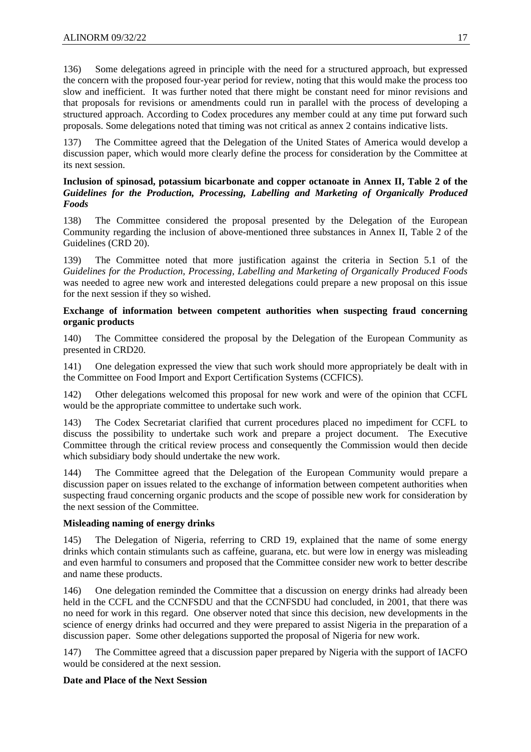136) Some delegations agreed in principle with the need for a structured approach, but expressed the concern with the proposed four-year period for review, noting that this would make the process too slow and inefficient. It was further noted that there might be constant need for minor revisions and that proposals for revisions or amendments could run in parallel with the process of developing a structured approach. According to Codex procedures any member could at any time put forward such proposals. Some delegations noted that timing was not critical as annex 2 contains indicative lists.

137) The Committee agreed that the Delegation of the United States of America would develop a discussion paper, which would more clearly define the process for consideration by the Committee at its next session.

**Inclusion of spinosad, potassium bicarbonate and copper octanoate in Annex II, Table 2 of the *Guidelines for the Production, Processing, Labelling and Marketing of Organically Produced Foods***

138) The Committee considered the proposal presented by the Delegation of the European Community regarding the inclusion of above-mentioned three substances in Annex II, Table 2 of the Guidelines (CRD 20).

139) The Committee noted that more justification against the criteria in Section 5.1 of the *Guidelines for the Production, Processing, Labelling and Marketing of Organically Produced Foods* was needed to agree new work and interested delegations could prepare a new proposal on this issue for the next session if they so wished.

**Exchange of information between competent authorities when suspecting fraud concerning organic products**

140) The Committee considered the proposal by the Delegation of the European Community as presented in CRD20.

141) One delegation expressed the view that such work should more appropriately be dealt with in the Committee on Food Import and Export Certification Systems (CCFICS).

142) Other delegations welcomed this proposal for new work and were of the opinion that CCFL would be the appropriate committee to undertake such work.

143) The Codex Secretariat clarified that current procedures placed no impediment for CCFL to discuss the possibility to undertake such work and prepare a project document. The Executive Committee through the critical review process and consequently the Commission would then decide which subsidiary body should undertake the new work.

144) The Committee agreed that the Delegation of the European Community would prepare a discussion paper on issues related to the exchange of information between competent authorities when suspecting fraud concerning organic products and the scope of possible new work for consideration by the next session of the Committee.

**Misleading naming of energy drinks**

145) The Delegation of Nigeria, referring to CRD 19, explained that the name of some energy drinks which contain stimulants such as caffeine, guarana, etc. but were low in energy was misleading and even harmful to consumers and proposed that the Committee consider new work to better describe and name these products.

146) One delegation reminded the Committee that a discussion on energy drinks had already been held in the CCFL and the CCNFSDU and that the CCNFSDU had concluded, in 2001, that there was no need for work in this regard. One observer noted that since this decision, new developments in the science of energy drinks had occurred and they were prepared to assist Nigeria in the preparation of a discussion paper. Some other delegations supported the proposal of Nigeria for new work.

147) The Committee agreed that a discussion paper prepared by Nigeria with the support of IACFO would be considered at the next session.

**Date and Place of the Next Session**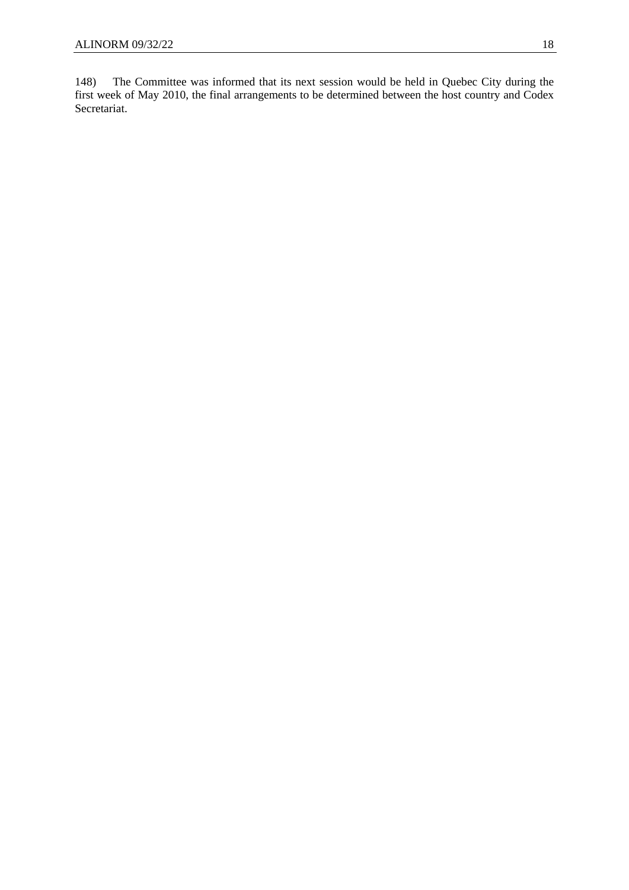148) The Committee was informed that its next session would be held in Quebec City during the first week of May 2010, the final arrangements to be determined between the host country and Codex Secretariat.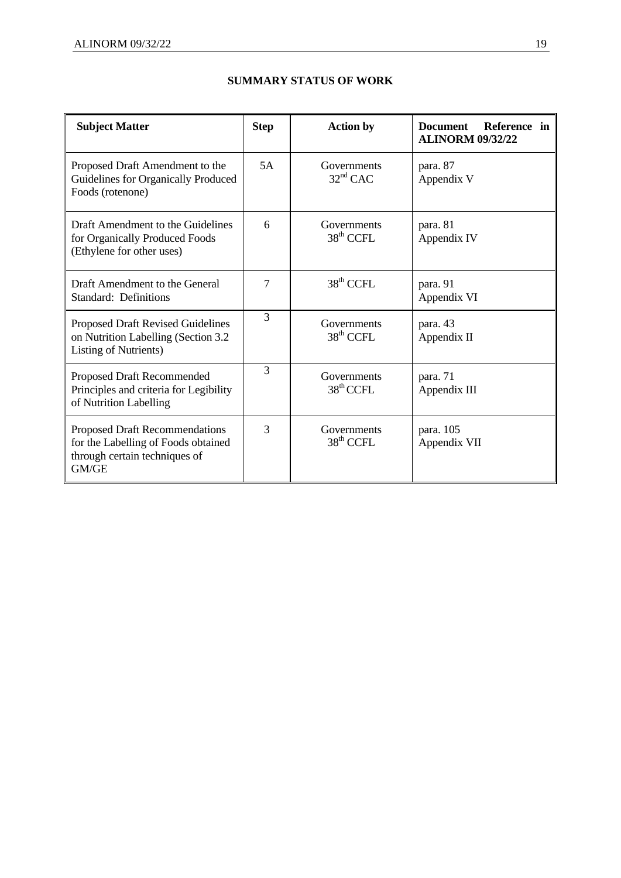**SUMMARY STATUS OF WORK**

| Subject Matter | Step | Action by | Document Reference in ALINORM 09/32/22 |
|---|---|---|---|
| Proposed Draft Amendment to the Guidelines for Organically Produced Foods (rotenone) | 5A | Governments 32nd CAC | para. 87 Appendix V |
| Draft Amendment to the Guidelines for Organically Produced Foods (Ethylene for other uses) | 6 | Governments 38th CCFL | para. 81 Appendix IV |
| Draft Amendment to the General Standard: Definitions | 7 | 38th CCFL | para. 91 Appendix VI |
| Proposed Draft Revised Guidelines on Nutrition Labelling (Section 3.2 Listing of Nutrients) | 3 | Governments 38th CCFL | para. 43 Appendix II |
| Proposed Draft Recommended Principles and criteria for Legibility of Nutrition Labelling | 3 | Governments 38th CCFL | para. 71 Appendix III |
| Proposed Draft Recommendations for the Labelling of Foods obtained through certain techniques of GM/GE | 3 | Governments 38th CCFL | para. 105 Appendix VII |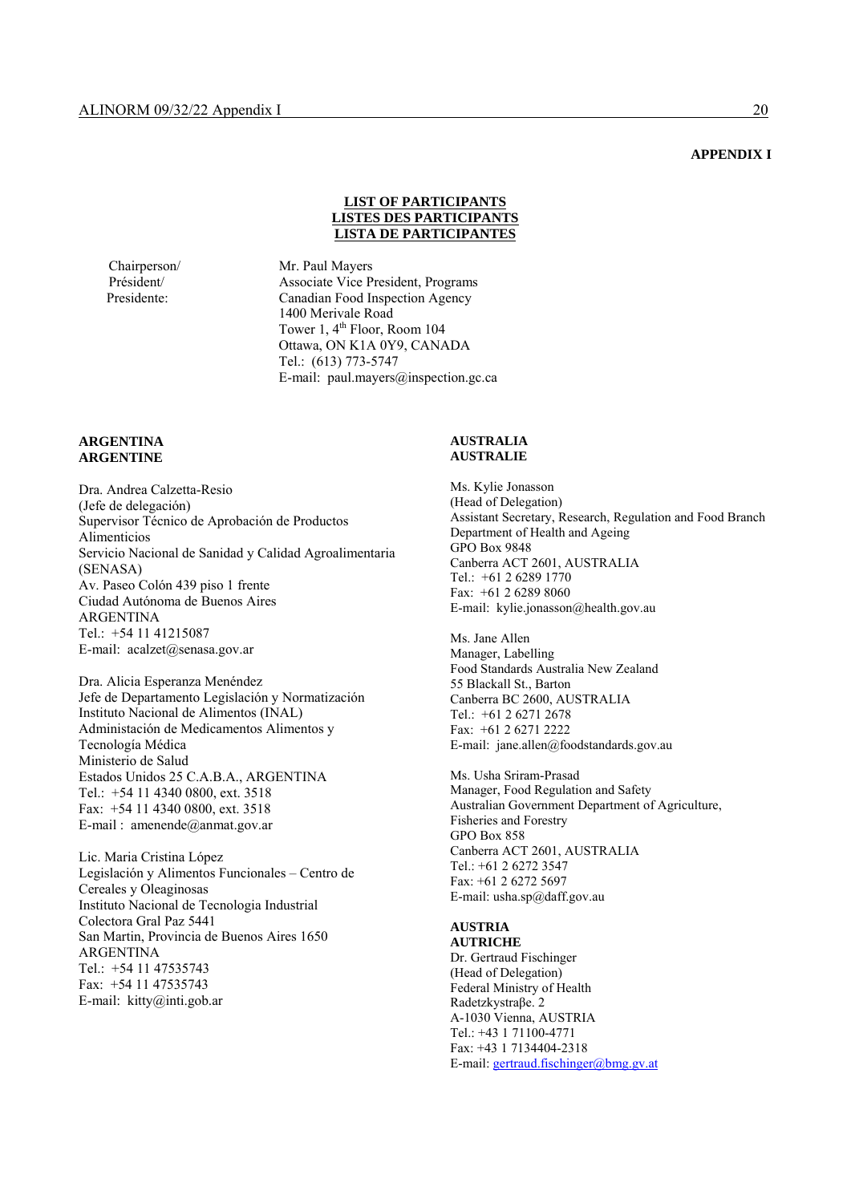**APPENDIX I**

**LIST OF PARTICIPANTS**
**LISTES DES PARTICIPANTS**
**LISTA DE PARTICIPANTES**

Chairperson/
Président/
Presidente:

Mr. Paul Mayers
Associate Vice President, Programs
Canadian Food Inspection Agency
1400 Merivale Road
Tower 1, 4th Floor, Room 104
Ottawa, ON K1A 0Y9, CANADA
Tel.: (613) 773-5747
E-mail: paul.mayers@inspection.gc.ca

**ARGENTINA**
**ARGENTINE**

Dra. Andrea Calzetta-Resio
(Jefe de delegación)
Supervisor Técnico de Aprobación de Productos Alimenticios
Servicio Nacional de Sanidad y Calidad Agroalimentaria (SENASA)
Av. Paseo Colón 439 piso 1 frente
Ciudad Autónoma de Buenos Aires
ARGENTINA
Tel.: +54 11 41215087
E-mail: acalzet@senasa.gov.ar

Dra. Alicia Esperanza Menéndez
Jefe de Departamento Legislación y Normatización
Instituto Nacional de Alimentos (INAL)
Administación de Medicamentos Alimentos y Tecnología Médica
Ministerio de Salud
Estados Unidos 25 C.A.B.A., ARGENTINA
Tel.: +54 11 4340 0800, ext. 3518
Fax: +54 11 4340 0800, ext. 3518
E-mail : amenende@anmat.gov.ar

Lic. Maria Cristina López
Legislación y Alimentos Funcionales – Centro de Cereales y Oleaginosas
Instituto Nacional de Tecnologia Industrial
Colectora Gral Paz 5441
San Martin, Provincia de Buenos Aires 1650
ARGENTINA
Tel.: +54 11 47535743
Fax: +54 11 47535743
E-mail: kitty@inti.gob.ar

**AUSTRALIA**
**AUSTRALIE**

Ms. Kylie Jonasson
(Head of Delegation)
Assistant Secretary, Research, Regulation and Food Branch
Department of Health and Ageing
GPO Box 9848
Canberra ACT 2601, AUSTRALIA
Tel.: +61 2 6289 1770
Fax: +61 2 6289 8060
E-mail: kylie.jonasson@health.gov.au

Ms. Jane Allen
Manager, Labelling
Food Standards Australia New Zealand
55 Blackall St., Barton
Canberra BC 2600, AUSTRALIA
Tel.: +61 2 6271 2678
Fax: +61 2 6271 2222
E-mail: jane.allen@foodstandards.gov.au

Ms. Usha Sriram-Prasad
Manager, Food Regulation and Safety
Australian Government Department of Agriculture, Fisheries and Forestry
GPO Box 858
Canberra ACT 2601, AUSTRALIA
Tel.: +61 2 6272 3547
Fax: +61 2 6272 5697
E-mail: usha.sp@daff.gov.au

**AUSTRIA**
**AUTRICHE**

Dr. Gertraud Fischinger
(Head of Delegation)
Federal Ministry of Health
Radetzkystraβe. 2
A-1030 Vienna, AUSTRIA
Tel.: +43 1 71100-4771
Fax: +43 1 7134404-2318
E-mail: gertraud.fischinger@bmg.gv.at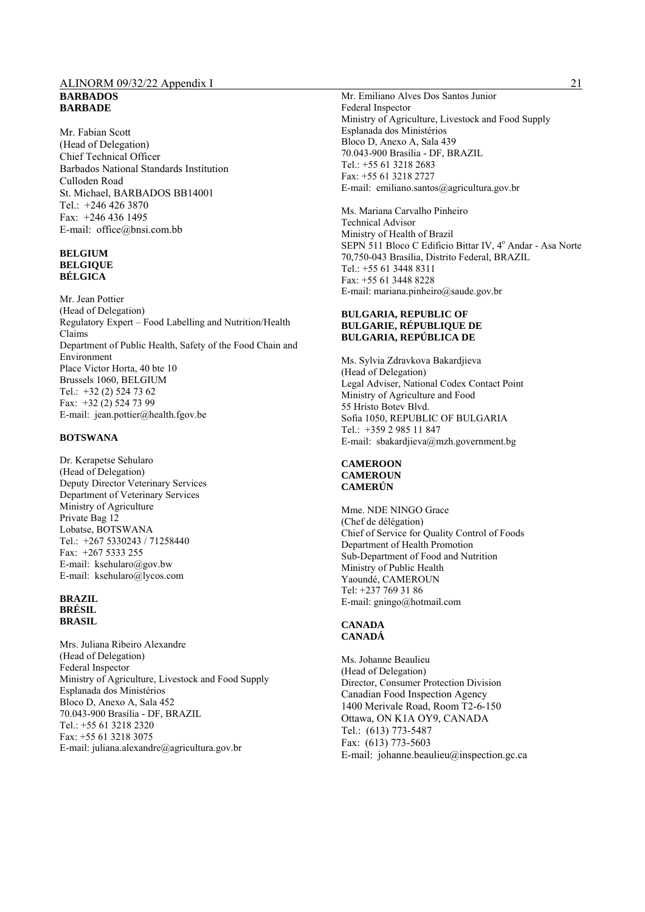**BARBADOS**
**BARBADE**

Mr. Fabian Scott
(Head of Delegation)
Chief Technical Officer
Barbados National Standards Institution
Culloden Road
St. Michael, BARBADOS BB14001
Tel.: +246 426 3870
Fax: +246 436 1495
E-mail: office@bnsi.com.bb

**BELGIUM**
**BELGIQUE**
**BÉLGICA**

Mr. Jean Pottier
(Head of Delegation)
Regulatory Expert – Food Labelling and Nutrition/Health Claims
Department of Public Health, Safety of the Food Chain and Environment
Place Victor Horta, 40 bte 10
Brussels 1060, BELGIUM
Tel.: +32 (2) 524 73 62
Fax: +32 (2) 524 73 99
E-mail: jean.pottier@health.fgov.be

**BOTSWANA**

Dr. Kerapetse Sehularo
(Head of Delegation)
Deputy Director Veterinary Services
Department of Veterinary Services
Ministry of Agriculture
Private Bag 12
Lobatse, BOTSWANA
Tel.: +267 5330243 / 71258440
Fax: +267 5333 255
E-mail: ksehularo@gov.bw
E-mail: ksehularo@lycos.com

**BRAZIL**
**BRÉSIL**
**BRASIL**

Mrs. Juliana Ribeiro Alexandre
(Head of Delegation)
Federal Inspector
Ministry of Agriculture, Livestock and Food Supply
Esplanada dos Ministérios
Bloco D, Anexo A, Sala 452
70.043-900 Brasília - DF, BRAZIL
Tel.: +55 61 3218 2320
Fax: +55 61 3218 3075
E-mail: juliana.alexandre@agricultura.gov.br

Mr. Emiliano Alves Dos Santos Junior
Federal Inspector
Ministry of Agriculture, Livestock and Food Supply
Esplanada dos Ministérios
Bloco D, Anexo A, Sala 439
70.043-900 Brasília - DF, BRAZIL
Tel.: +55 61 3218 2683
Fax: +55 61 3218 2727
E-mail: emiliano.santos@agricultura.gov.br

Ms. Mariana Carvalho Pinheiro
Technical Advisor
Ministry of Health of Brazil
SEPN 511 Bloco C Edifício Bittar IV, 4º Andar - Asa Norte
70,750-043 Brasília, Distrito Federal, BRAZIL
Tel.: +55 61 3448 8311
Fax: +55 61 3448 8228
E-mail: mariana.pinheiro@saude.gov.br

**BULGARIA, REPUBLIC OF**
**BULGARIE, RÉPUBLIQUE DE**
**BULGARIA, REPÚBLICA DE**

Ms. Sylvia Zdravkova Bakardjieva
(Head of Delegation)
Legal Adviser, National Codex Contact Point
Ministry of Agriculture and Food
55 Hristo Botev Blvd.
Sofia 1050, REPUBLIC OF BULGARIA
Tel.: +359 2 985 11 847
E-mail: sbakardjieva@mzh.government.bg

**CAMEROON**
**CAMEROUN**
**CAMERÚN**

Mme. NDE NINGO Grace
(Chef de délégation)
Chief of Service for Quality Control of Foods
Department of Health Promotion
Sub-Department of Food and Nutrition
Ministry of Public Health
Yaoundé, CAMEROUN
Tel: +237 769 31 86
E-mail: gningo@hotmail.com

**CANADA**
**CANADÁ**

Ms. Johanne Beaulieu
(Head of Delegation)
Director, Consumer Protection Division
Canadian Food Inspection Agency
1400 Merivale Road, Room T2-6-150
Ottawa, ON K1A OY9, CANADA
Tel.: (613) 773-5487
Fax: (613) 773-5603
E-mail: johanne.beaulieu@inspection.gc.ca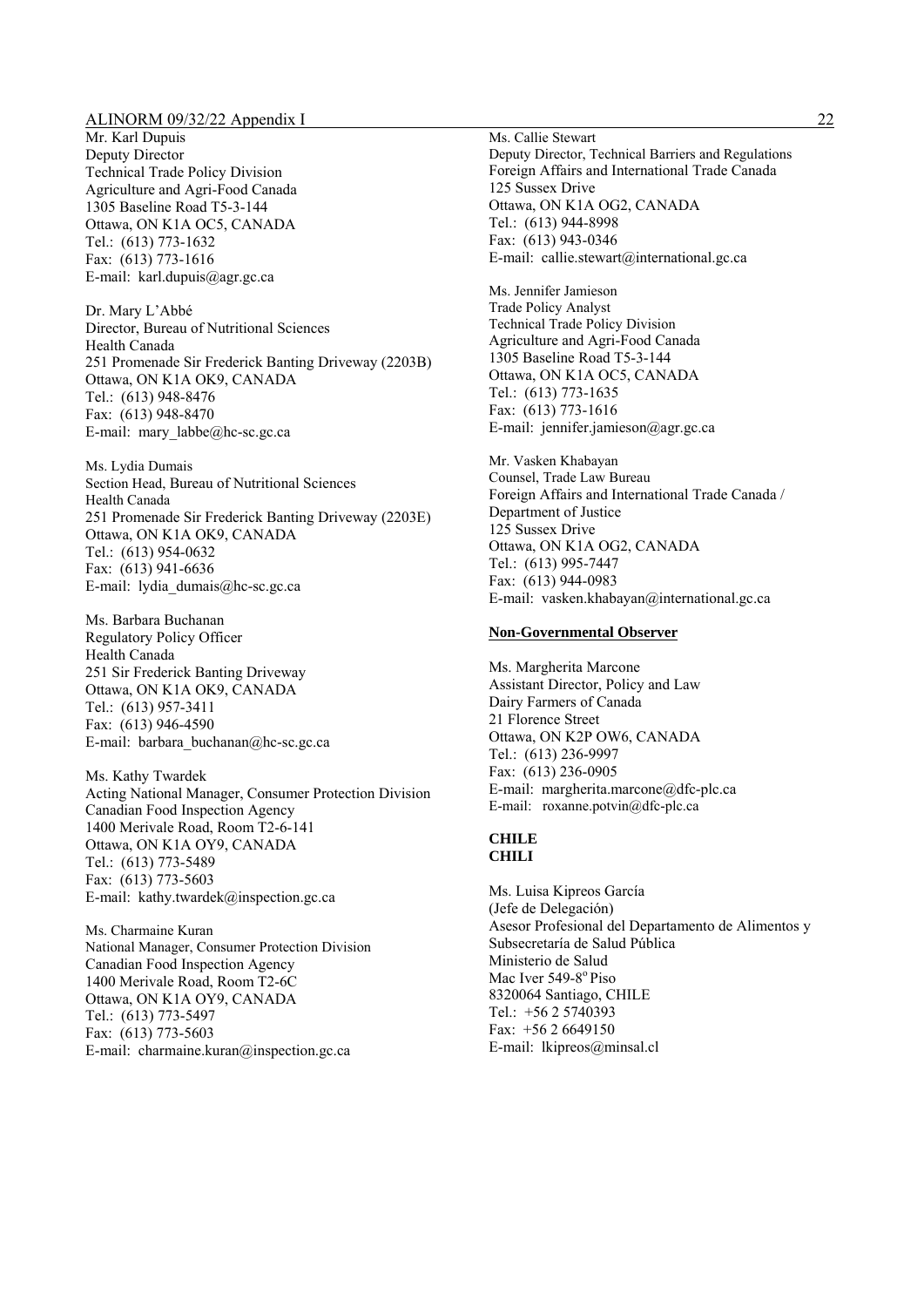Mr. Karl Dupuis
Deputy Director
Technical Trade Policy Division
Agriculture and Agri-Food Canada
1305 Baseline Road T5-3-144
Ottawa, ON K1A OC5, CANADA
Tel.: (613) 773-1632
Fax: (613) 773-1616
E-mail: karl.dupuis@agr.gc.ca

Dr. Mary L'Abbé
Director, Bureau of Nutritional Sciences
Health Canada
251 Promenade Sir Frederick Banting Driveway (2203B)
Ottawa, ON K1A OK9, CANADA
Tel.: (613) 948-8476
Fax: (613) 948-8470
E-mail: mary_labbe@hc-sc.gc.ca

Ms. Lydia Dumais
Section Head, Bureau of Nutritional Sciences
Health Canada
251 Promenade Sir Frederick Banting Driveway (2203E)
Ottawa, ON K1A OK9, CANADA
Tel.: (613) 954-0632
Fax: (613) 941-6636
E-mail: lydia_dumais@hc-sc.gc.ca

Ms. Barbara Buchanan
Regulatory Policy Officer
Health Canada
251 Sir Frederick Banting Driveway
Ottawa, ON K1A OK9, CANADA
Tel.: (613) 957-3411
Fax: (613) 946-4590
E-mail: barbara_buchanan@hc-sc.gc.ca

Ms. Kathy Twardek
Acting National Manager, Consumer Protection Division
Canadian Food Inspection Agency
1400 Merivale Road, Room T2-6-141
Ottawa, ON K1A OY9, CANADA
Tel.: (613) 773-5489
Fax: (613) 773-5603
E-mail: kathy.twardek@inspection.gc.ca

Ms. Charmaine Kuran
National Manager, Consumer Protection Division
Canadian Food Inspection Agency
1400 Merivale Road, Room T2-6C
Ottawa, ON K1A OY9, CANADA
Tel.: (613) 773-5497
Fax: (613) 773-5603
E-mail: charmaine.kuran@inspection.gc.ca

Ms. Callie Stewart
Deputy Director, Technical Barriers and Regulations
Foreign Affairs and International Trade Canada
125 Sussex Drive
Ottawa, ON K1A OG2, CANADA
Tel.: (613) 944-8998
Fax: (613) 943-0346
E-mail: callie.stewart@international.gc.ca

Ms. Jennifer Jamieson
Trade Policy Analyst
Technical Trade Policy Division
Agriculture and Agri-Food Canada
1305 Baseline Road T5-3-144
Ottawa, ON K1A OC5, CANADA
Tel.: (613) 773-1635
Fax: (613) 773-1616
E-mail: jennifer.jamieson@agr.gc.ca

Mr. Vasken Khabayan
Counsel, Trade Law Bureau
Foreign Affairs and International Trade Canada /
Department of Justice
125 Sussex Drive
Ottawa, ON K1A OG2, CANADA
Tel.: (613) 995-7447
Fax: (613) 944-0983
E-mail: vasken.khabayan@international.gc.ca

**Non-Governmental Observer**

Ms. Margherita Marcone
Assistant Director, Policy and Law
Dairy Farmers of Canada
21 Florence Street
Ottawa, ON K2P OW6, CANADA
Tel.: (613) 236-9997
Fax: (613) 236-0905
E-mail: margherita.marcone@dfc-plc.ca
E-mail: roxanne.potvin@dfc-plc.ca

**CHILE**
**CHILI**

Ms. Luisa Kipreos García
(Jefe de Delegación)
Asesor Profesional del Departamento de Alimentos y
Subsecretaría de Salud Pública
Ministerio de Salud
Mac Iver 549-8º Piso
8320064 Santiago, CHILE
Tel.: +56 2 5740393
Fax: +56 2 6649150
E-mail: lkipreos@minsal.cl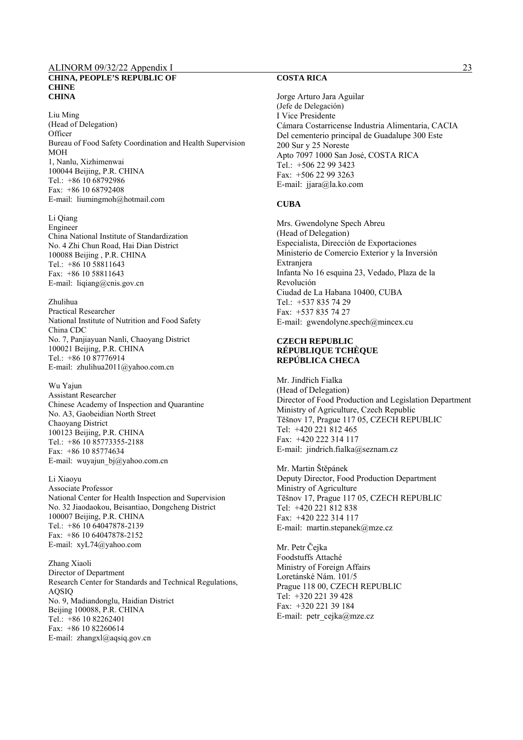**CHINA, PEOPLE'S REPUBLIC OF**
**CHINE**
**CHINA**

Liu Ming
(Head of Delegation)
Officer
Bureau of Food Safety Coordination and Health Supervision
MOH
1, Nanlu, Xizhimenwai
100044 Beijing, P.R. CHINA
Tel.: +86 10 68792986
Fax: +86 10 68792408
E-mail: liumingmoh@hotmail.com

Li Qiang
Engineer
China National Institute of Standardization
No. 4 Zhi Chun Road, Hai Dian District
100088 Beijing , P.R. CHINA
Tel.: +86 10 58811643
Fax: +86 10 58811643
E-mail: liqiang@cnis.gov.cn

Zhulihua
Practical Researcher
National Institute of Nutrition and Food Safety
China CDC
No. 7, Panjiayuan Nanli, Chaoyang District
100021 Beijing, P.R. CHINA
Tel.: +86 10 87776914
E-mail: zhulihua2011@yahoo.com.cn

Wu Yajun
Assistant Researcher
Chinese Academy of Inspection and Quarantine
No. A3, Gaobeidian North Street
Chaoyang District
100123 Beijing, P.R. CHINA
Tel.: +86 10 85773355-2188
Fax: +86 10 85774634
E-mail: wuyajun_bj@yahoo.com.cn

Li Xiaoyu
Associate Professor
National Center for Health Inspection and Supervision
No. 32 Jiaodaokou, Beisantiao, Dongcheng District
100007 Beijing, P.R. CHINA
Tel.: +86 10 64047878-2139
Fax: +86 10 64047878-2152
E-mail: xyL74@yahoo.com

Zhang Xiaoli
Director of Department
Research Center for Standards and Technical Regulations, AQSIQ
No. 9, Madiandonglu, Haidian District
Beijing 100088, P.R. CHINA
Tel.: +86 10 82262401
Fax: +86 10 82260614
E-mail: zhangxl@aqsiq.gov.cn

**COSTA RICA**

Jorge Arturo Jara Aguilar
(Jefe de Delegación)
I Vice Presidente
Cámara Costarricense Industria Alimentaria, CACIA
Del cementerio principal de Guadalupe 300 Este
200 Sur y 25 Noreste
Apto 7097 1000 San José, COSTA RICA
Tel.: +506 22 99 3423
Fax: +506 22 99 3263
E-mail: jjara@la.ko.com

**CUBA**

Mrs. Gwendolyne Spech Abreu
(Head of Delegation)
Especialista, Dirección de Exportaciones
Ministerio de Comercio Exterior y la Inversión Extranjera
Infanta No 16 esquina 23, Vedado, Plaza de la Revolución
Ciudad de La Habana 10400, CUBA
Tel.: +537 835 74 29
Fax: +537 835 74 27
E-mail: gwendolyne.spech@mincex.cu

**CZECH REPUBLIC**
**RÉPUBLIQUE TCHÈQUE**
**REPÚBLICA CHECA**

Mr. Jindřich Fialka
(Head of Delegation)
Director of Food Production and Legislation Department
Ministry of Agriculture, Czech Republic
Těšnov 17, Prague 117 05, CZECH REPUBLIC
Tel: +420 221 812 465
Fax: +420 222 314 117
E-mail: jindrich.fialka@seznam.cz

Mr. Martin Štěpánek
Deputy Director, Food Production Department
Ministry of Agriculture
Těšnov 17, Prague 117 05, CZECH REPUBLIC
Tel: +420 221 812 838
Fax: +420 222 314 117
E-mail: martin.stepanek@mze.cz

Mr. Petr Čejka
Foodstuffs Attaché
Ministry of Foreign Affairs
Loretánské Nám. 101/5
Prague 118 00, CZECH REPUBLIC
Tel: +320 221 39 428
Fax: +320 221 39 184
E-mail: petr_cejka@mze.cz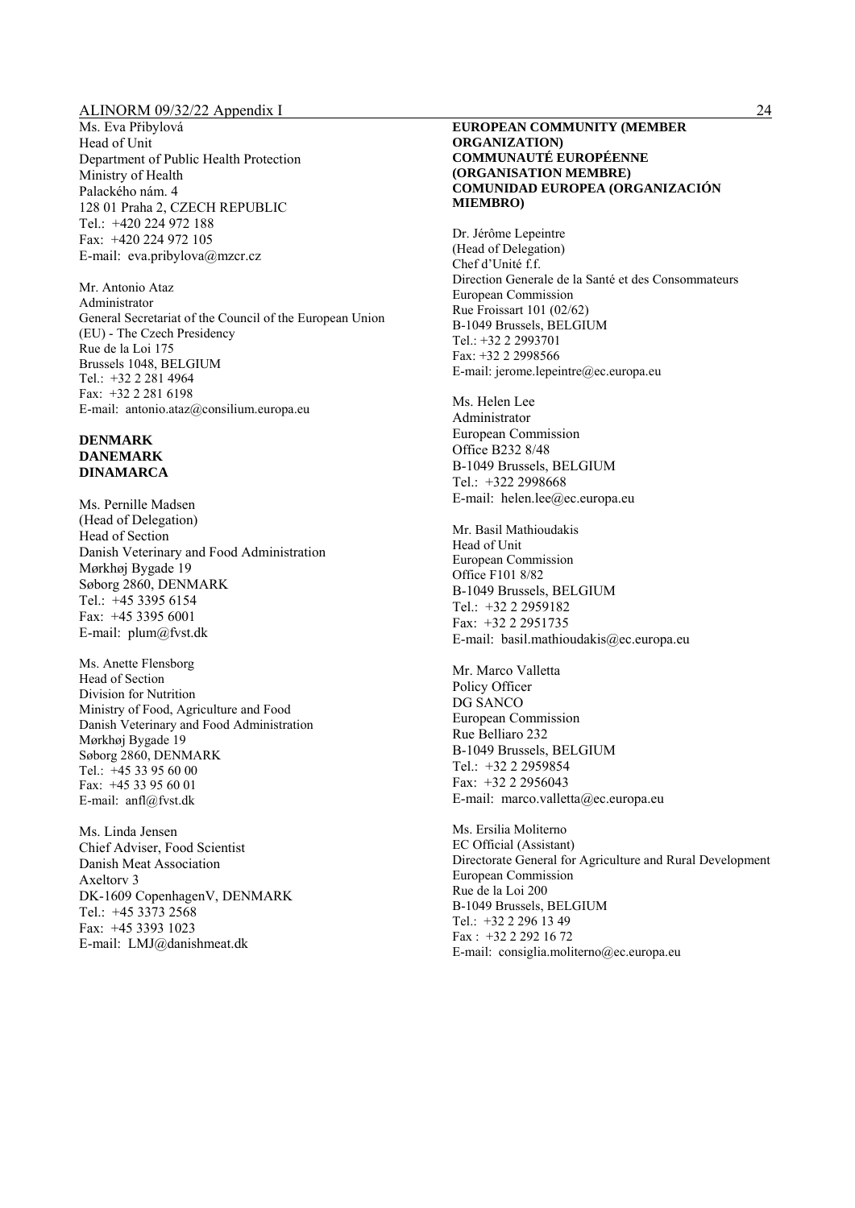Ms. Eva Přibylová
Head of Unit
Department of Public Health Protection
Ministry of Health
Palackého nám. 4
128 01 Praha 2, CZECH REPUBLIC
Tel.: +420 224 972 188
Fax: +420 224 972 105
E-mail: eva.pribylova@mzcr.cz

Mr. Antonio Ataz
Administrator
General Secretariat of the Council of the European Union (EU) - The Czech Presidency
Rue de la Loi 175
Brussels 1048, BELGIUM
Tel.: +32 2 281 4964
Fax: +32 2 281 6198
E-mail: antonio.ataz@consilium.europa.eu

**DENMARK**
**DANEMARK**
**DINAMARCA**

Ms. Pernille Madsen
(Head of Delegation)
Head of Section
Danish Veterinary and Food Administration
Mørkhøj Bygade 19
Søborg 2860, DENMARK
Tel.: +45 3395 6154
Fax: +45 3395 6001
E-mail: plum@fvst.dk

Ms. Anette Flensborg
Head of Section
Division for Nutrition
Ministry of Food, Agriculture and Food
Danish Veterinary and Food Administration
Mørkhøj Bygade 19
Søborg 2860, DENMARK
Tel.: +45 33 95 60 00
Fax: +45 33 95 60 01
E-mail: anfl@fvst.dk

Ms. Linda Jensen
Chief Adviser, Food Scientist
Danish Meat Association
Axeltorv 3
DK-1609 CopenhagenV, DENMARK
Tel.: +45 3373 2568
Fax: +45 3393 1023
E-mail: LMJ@danishmeat.dk

**EUROPEAN COMMUNITY (MEMBER ORGANIZATION)**
**COMMUNAUTÉ EUROPÉENNE (ORGANISATION MEMBRE)**
**COMUNIDAD EUROPEA (ORGANIZACIÓN MIEMBRO)**

Dr. Jérôme Lepeintre
(Head of Delegation)
Chef d'Unité f.f.
Direction Generale de la Santé et des Consommateurs
European Commission
Rue Froissart 101 (02/62)
B-1049 Brussels, BELGIUM
Tel.: +32 2 2993701
Fax: +32 2 2998566
E-mail: jerome.lepeintre@ec.europa.eu

Ms. Helen Lee
Administrator
European Commission
Office B232 8/48
B-1049 Brussels, BELGIUM
Tel.: +322 2998668
E-mail: helen.lee@ec.europa.eu

Mr. Basil Mathioudakis
Head of Unit
European Commission
Office F101 8/82
B-1049 Brussels, BELGIUM
Tel.: +32 2 2959182
Fax: +32 2 2951735
E-mail: basil.mathioudakis@ec.europa.eu

Mr. Marco Valletta
Policy Officer
DG SANCO
European Commission
Rue Belliaro 232
B-1049 Brussels, BELGIUM
Tel.: +32 2 2959854
Fax: +32 2 2956043
E-mail: marco.valletta@ec.europa.eu

Ms. Ersilia Moliterno
EC Official (Assistant)
Directorate General for Agriculture and Rural Development
European Commission
Rue de la Loi 200
B-1049 Brussels, BELGIUM
Tel.: +32 2 296 13 49
Fax : +32 2 292 16 72
E-mail: consiglia.moliterno@ec.europa.eu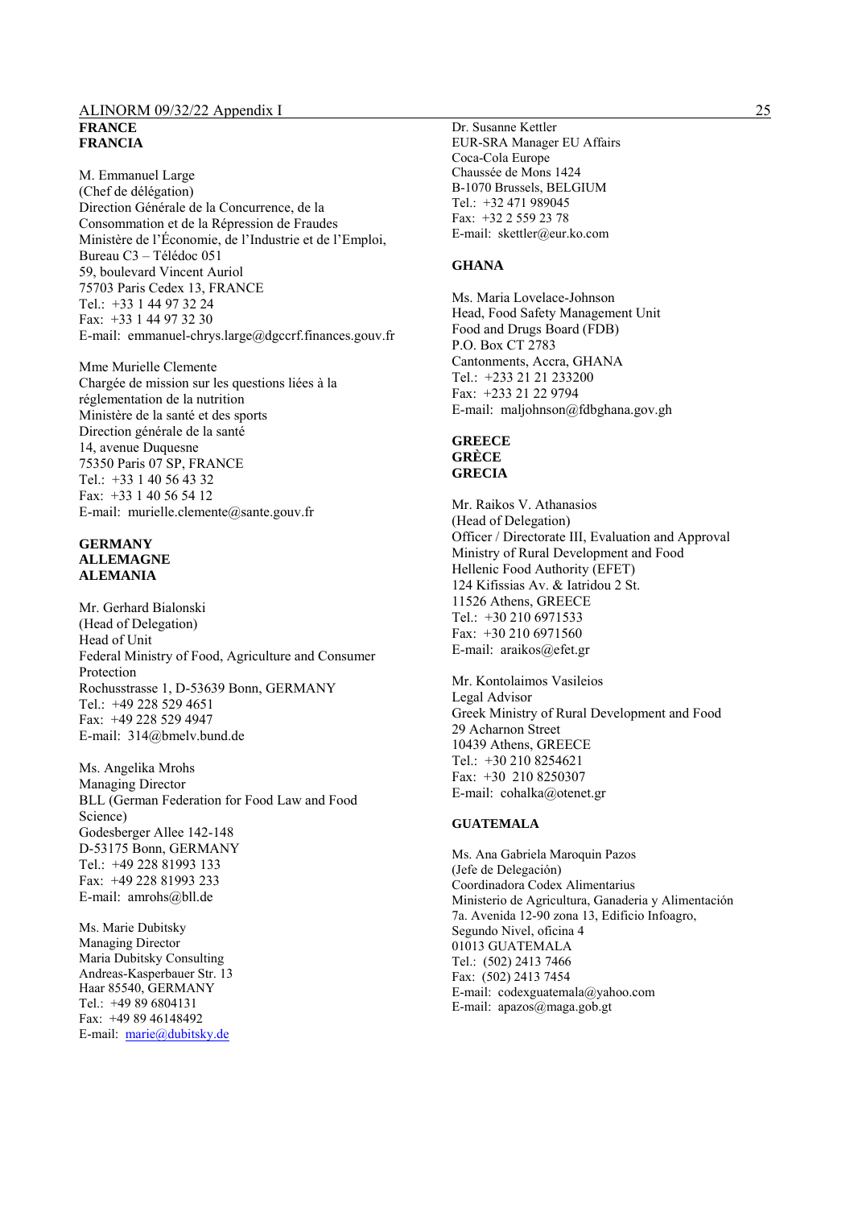**FRANCE**
**FRANCIA**

M. Emmanuel Large
(Chef de délégation)
Direction Générale de la Concurrence, de la Consommation et de la Répression de Fraudes
Ministère de l'Économie, de l'Industrie et de l'Emploi,
Bureau C3 – Télédoc 051
59, boulevard Vincent Auriol
75703 Paris Cedex 13, FRANCE
Tel.: +33 1 44 97 32 24
Fax: +33 1 44 97 32 30
E-mail: emmanuel-chrys.large@dgccrf.finances.gouv.fr

Mme Murielle Clemente
Chargée de mission sur les questions liées à la réglementation de la nutrition
Ministère de la santé et des sports
Direction générale de la santé
14, avenue Duquesne
75350 Paris 07 SP, FRANCE
Tel.: +33 1 40 56 43 32
Fax: +33 1 40 56 54 12
E-mail: murielle.clemente@sante.gouv.fr

**GERMANY**
**ALLEMAGNE**
**ALEMANIA**

Mr. Gerhard Bialonski
(Head of Delegation)
Head of Unit
Federal Ministry of Food, Agriculture and Consumer Protection
Rochusstrasse 1, D-53639 Bonn, GERMANY
Tel.: +49 228 529 4651
Fax: +49 228 529 4947
E-mail: 314@bmelv.bund.de

Ms. Angelika Mrohs
Managing Director
BLL (German Federation for Food Law and Food Science)
Godesberger Allee 142-148
D-53175 Bonn, GERMANY
Tel.: +49 228 81993 133
Fax: +49 228 81993 233
E-mail: amrohs@bll.de

Ms. Marie Dubitsky
Managing Director
Maria Dubitsky Consulting
Andreas-Kasperbauer Str. 13
Haar 85540, GERMANY
Tel.: +49 89 6804131
Fax: +49 89 46148492
E-mail: marie@dubitsky.de

Dr. Susanne Kettler
EUR-SRA Manager EU Affairs
Coca-Cola Europe
Chaussée de Mons 1424
B-1070 Brussels, BELGIUM
Tel.: +32 471 989045
Fax: +32 2 559 23 78
E-mail: skettler@eur.ko.com

**GHANA**

Ms. Maria Lovelace-Johnson
Head, Food Safety Management Unit
Food and Drugs Board (FDB)
P.O. Box CT 2783
Cantonments, Accra, GHANA
Tel.: +233 21 21 233200
Fax: +233 21 22 9794
E-mail: maljohnson@fdbghana.gov.gh

**GREECE**
**GRÈCE**
**GRECIA**

Mr. Raikos V. Athanasios
(Head of Delegation)
Officer / Directorate III, Evaluation and Approval
Ministry of Rural Development and Food
Hellenic Food Authority (EFET)
124 Kifissias Av. & Iatridou 2 St.
11526 Athens, GREECE
Tel.: +30 210 6971533
Fax: +30 210 6971560
E-mail: araikos@efet.gr

Mr. Kontolaimos Vasileios
Legal Advisor
Greek Ministry of Rural Development and Food
29 Acharnon Street
10439 Athens, GREECE
Tel.: +30 210 8254621
Fax: +30 210 8250307
E-mail: cohalka@otenet.gr

**GUATEMALA**

Ms. Ana Gabriela Maroquin Pazos
(Jefe de Delegación)
Coordinadora Codex Alimentarius
Ministerio de Agricultura, Ganaderia y Alimentación
7a. Avenida 12-90 zona 13, Edificio Infoagro,
Segundo Nivel, oficina 4
01013 GUATEMALA
Tel.: (502) 2413 7466
Fax: (502) 2413 7454
E-mail: codexguatemala@yahoo.com
E-mail: apazos@maga.gob.gt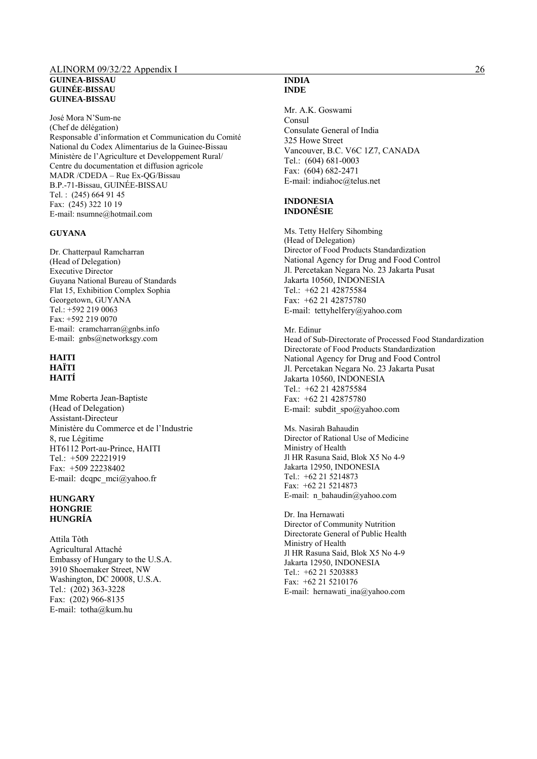**GUINEA-BISSAU**
**GUINÉE-BISSAU**
**GUINEA-BISSAU**

José Mora N'Sum-ne
(Chef de délégation)
Responsable d'information et Communication du Comité National du Codex Alimentarius de la Guinee-Bissau
Ministère de l'Agriculture et Developpement Rural/
Centre du documentation et diffusion agricole
MADR /CDEDA – Rue Ex-QG/Bissau
B.P.-71-Bissau, GUINÉE-BISSAU
Tel. : (245) 664 91 45
Fax: (245) 322 10 19
E-mail: nsumne@hotmail.com

**GUYANA**

Dr. Chatterpaul Ramcharran
(Head of Delegation)
Executive Director
Guyana National Bureau of Standards
Flat 15, Exhibition Complex Sophia
Georgetown, GUYANA
Tel.: +592 219 0063
Fax: +592 219 0070
E-mail: cramcharran@gnbs.info
E-mail: gnbs@networksgy.com

**HAITI**
**HAÏTI**
**HAITÍ**

Mme Roberta Jean-Baptiste
(Head of Delegation)
Assistant-Directeur
Ministère du Commerce et de l'Industrie
8, rue Légitime
HT6112 Port-au-Prince, HAITI
Tel.: +509 22221919
Fax: +509 22238402
E-mail: dcqpc_mci@yahoo.fr

**HUNGARY**
**HONGRIE**
**HUNGRÍA**

Attila Tòth
Agricultural Attaché
Embassy of Hungary to the U.S.A.
3910 Shoemaker Street, NW
Washington, DC 20008, U.S.A.
Tel.: (202) 363-3228
Fax: (202) 966-8135
E-mail: totha@kum.hu

**INDIA**
**INDE**

Mr. A.K. Goswami
Consul
Consulate General of India
325 Howe Street
Vancouver, B.C. V6C 1Z7, CANADA
Tel.: (604) 681-0003
Fax: (604) 682-2471
E-mail: indiahoc@telus.net

**INDONESIA**
**INDONÉSIE**

Ms. Tetty Helfery Sihombing
(Head of Delegation)
Director of Food Products Standardization
National Agency for Drug and Food Control
Jl. Percetakan Negara No. 23 Jakarta Pusat
Jakarta 10560, INDONESIA
Tel.: +62 21 42875584
Fax: +62 21 42875780
E-mail: tettyhelfery@yahoo.com

Mr. Edinur
Head of Sub-Directorate of Processed Food Standardization
Directorate of Food Products Standardization
National Agency for Drug and Food Control
Jl. Percetakan Negara No. 23 Jakarta Pusat
Jakarta 10560, INDONESIA
Tel.: +62 21 42875584
Fax: +62 21 42875780
E-mail: subdit_spo@yahoo.com

Ms. Nasirah Bahaudin
Director of Rational Use of Medicine
Ministry of Health
Jl HR Rasuna Said, Blok X5 No 4-9
Jakarta 12950, INDONESIA
Tel.: +62 21 5214873
Fax: +62 21 5214873
E-mail: n_bahaudin@yahoo.com

Dr. Ina Hernawati
Director of Community Nutrition
Directorate General of Public Health
Ministry of Health
Jl HR Rasuna Said, Blok X5 No 4-9
Jakarta 12950, INDONESIA
Tel.: +62 21 5203883
Fax: +62 21 5210176
E-mail: hernawati_ina@yahoo.com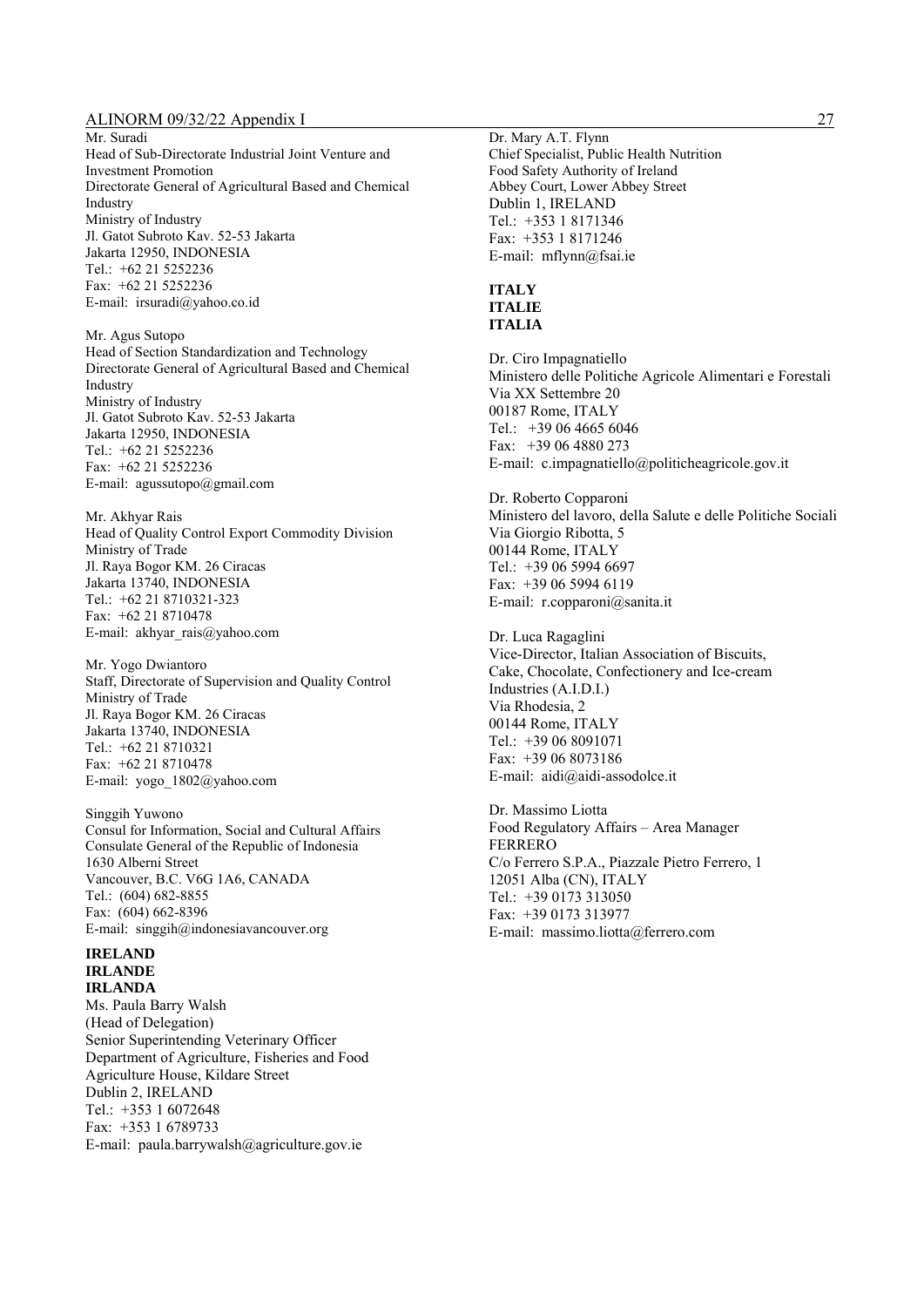Mr. Suradi
Head of Sub-Directorate Industrial Joint Venture and Investment Promotion
Directorate General of Agricultural Based and Chemical Industry
Ministry of Industry
Jl. Gatot Subroto Kav. 52-53 Jakarta
Jakarta 12950, INDONESIA
Tel.: +62 21 5252236
Fax: +62 21 5252236
E-mail: irsuradi@yahoo.co.id

Mr. Agus Sutopo
Head of Section Standardization and Technology
Directorate General of Agricultural Based and Chemical Industry
Ministry of Industry
Jl. Gatot Subroto Kav. 52-53 Jakarta
Jakarta 12950, INDONESIA
Tel.: +62 21 5252236
Fax: +62 21 5252236
E-mail: agussutopo@gmail.com

Mr. Akhyar Rais
Head of Quality Control Export Commodity Division
Ministry of Trade
Jl. Raya Bogor KM. 26 Ciracas
Jakarta 13740, INDONESIA
Tel.: +62 21 8710321-323
Fax: +62 21 8710478
E-mail: akhyar_rais@yahoo.com

Mr. Yogo Dwiantoro
Staff, Directorate of Supervision and Quality Control
Ministry of Trade
Jl. Raya Bogor KM. 26 Ciracas
Jakarta 13740, INDONESIA
Tel.: +62 21 8710321
Fax: +62 21 8710478
E-mail: yogo_1802@yahoo.com

Singgih Yuwono
Consul for Information, Social and Cultural Affairs
Consulate General of the Republic of Indonesia
1630 Alberni Street
Vancouver, B.C. V6G 1A6, CANADA
Tel.: (604) 682-8855
Fax: (604) 662-8396
E-mail: singgih@indonesiavancouver.org

**IRELAND**
**IRLANDE**
**IRLANDA**

Ms. Paula Barry Walsh
(Head of Delegation)
Senior Superintending Veterinary Officer
Department of Agriculture, Fisheries and Food
Agriculture House, Kildare Street
Dublin 2, IRELAND
Tel.: +353 1 6072648
Fax: +353 1 6789733
E-mail: paula.barrywalsh@agriculture.gov.ie

Dr. Mary A.T. Flynn
Chief Specialist, Public Health Nutrition
Food Safety Authority of Ireland
Abbey Court, Lower Abbey Street
Dublin 1, IRELAND
Tel.: +353 1 8171346
Fax: +353 1 8171246
E-mail: mflynn@fsai.ie

**ITALY**
**ITALIE**
**ITALIA**

Dr. Ciro Impagnatiello
Ministero delle Politiche Agricole Alimentari e Forestali
Via XX Settembre 20
00187 Rome, ITALY
Tel.: +39 06 4665 6046
Fax: +39 06 4880 273
E-mail: c.impagnatiello@politicheagricole.gov.it

Dr. Roberto Copparoni
Ministero del lavoro, della Salute e delle Politiche Sociali
Via Giorgio Ribotta, 5
00144 Rome, ITALY
Tel.: +39 06 5994 6697
Fax: +39 06 5994 6119
E-mail: r.copparoni@sanita.it

Dr. Luca Ragaglini
Vice-Director, Italian Association of Biscuits, Cake, Chocolate, Confectionery and Ice-cream Industries (A.I.D.I.)
Via Rhodesia, 2
00144 Rome, ITALY
Tel.: +39 06 8091071
Fax: +39 06 8073186
E-mail: aidi@aidi-assodolce.it

Dr. Massimo Liotta
Food Regulatory Affairs – Area Manager
FERRERO
C/o Ferrero S.P.A., Piazzale Pietro Ferrero, 1
12051 Alba (CN), ITALY
Tel.: +39 0173 313050
Fax: +39 0173 313977
E-mail: massimo.liotta@ferrero.com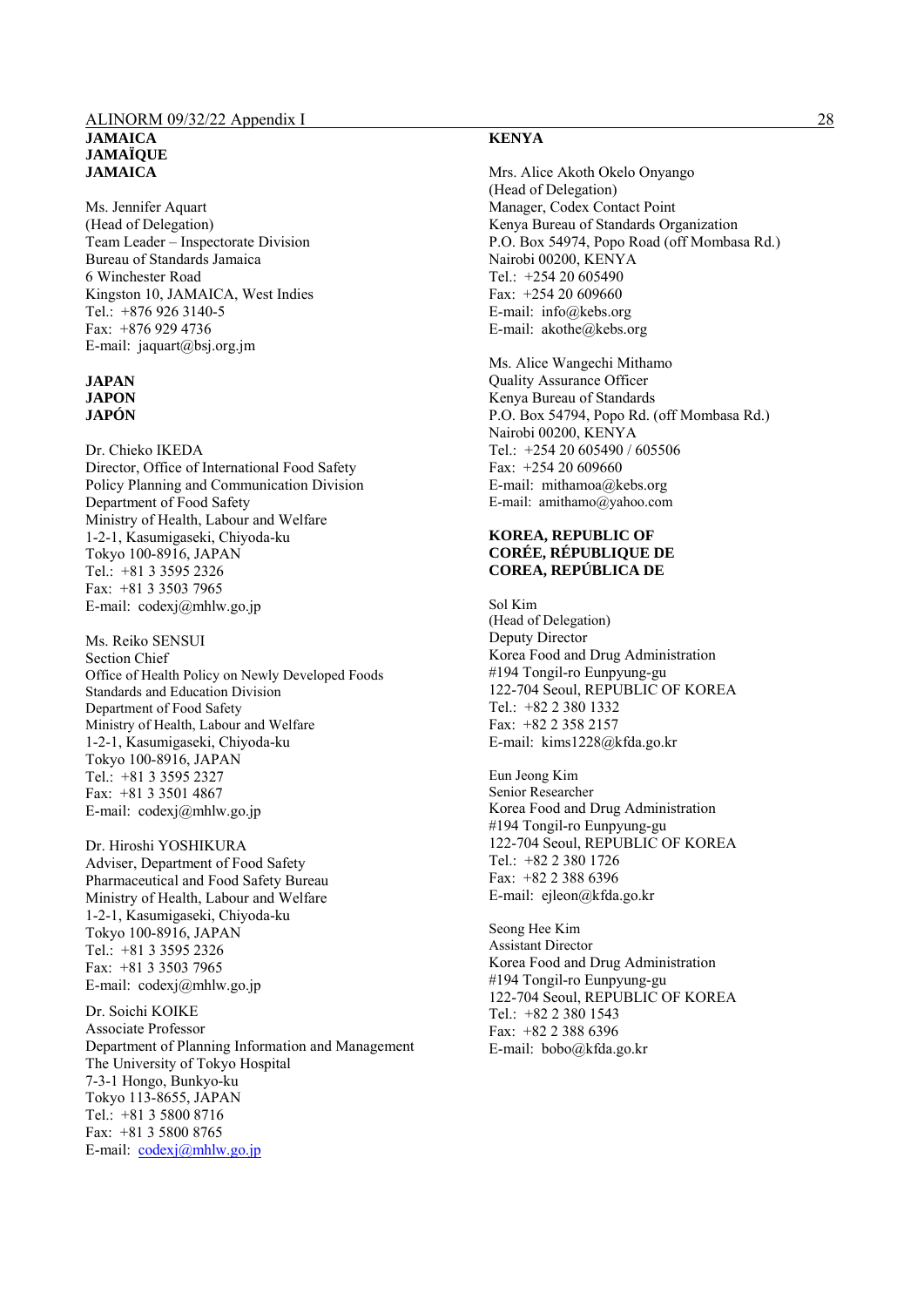**JAMAICA**
**JAMAÏQUE**
**JAMAICA**

Ms. Jennifer Aquart
(Head of Delegation)
Team Leader – Inspectorate Division
Bureau of Standards Jamaica
6 Winchester Road
Kingston 10, JAMAICA, West Indies
Tel.: +876 926 3140-5
Fax: +876 929 4736
E-mail: jaquart@bsj.org.jm

**JAPAN**
**JAPON**
**JAPÓN**

Dr. Chieko IKEDA
Director, Office of International Food Safety
Policy Planning and Communication Division
Department of Food Safety
Ministry of Health, Labour and Welfare
1-2-1, Kasumigaseki, Chiyoda-ku
Tokyo 100-8916, JAPAN
Tel.: +81 3 3595 2326
Fax: +81 3 3503 7965
E-mail: codexj@mhlw.go.jp

Ms. Reiko SENSUI
Section Chief
Office of Health Policy on Newly Developed Foods
Standards and Education Division
Department of Food Safety
Ministry of Health, Labour and Welfare
1-2-1, Kasumigaseki, Chiyoda-ku
Tokyo 100-8916, JAPAN
Tel.: +81 3 3595 2327
Fax: +81 3 3501 4867
E-mail: codexj@mhlw.go.jp

Dr. Hiroshi YOSHIKURA
Adviser, Department of Food Safety
Pharmaceutical and Food Safety Bureau
Ministry of Health, Labour and Welfare
1-2-1, Kasumigaseki, Chiyoda-ku
Tokyo 100-8916, JAPAN
Tel.: +81 3 3595 2326
Fax: +81 3 3503 7965
E-mail: codexj@mhlw.go.jp

Dr. Soichi KOIKE
Associate Professor
Department of Planning Information and Management
The University of Tokyo Hospital
7-3-1 Hongo, Bunkyo-ku
Tokyo 113-8655, JAPAN
Tel.: +81 3 5800 8716
Fax: +81 3 5800 8765
E-mail: codexj@mhlw.go.jp

**KENYA**

Mrs. Alice Akoth Okelo Onyango
(Head of Delegation)
Manager, Codex Contact Point
Kenya Bureau of Standards Organization
P.O. Box 54974, Popo Road (off Mombasa Rd.)
Nairobi 00200, KENYA
Tel.: +254 20 605490
Fax: +254 20 609660
E-mail: info@kebs.org
E-mail: akothe@kebs.org

Ms. Alice Wangechi Mithamo
Quality Assurance Officer
Kenya Bureau of Standards
P.O. Box 54794, Popo Rd. (off Mombasa Rd.)
Nairobi 00200, KENYA
Tel.: +254 20 605490 / 605506
Fax: +254 20 609660
E-mail: mithamoa@kebs.org
E-mail: amithamo@yahoo.com

**KOREA, REPUBLIC OF**
**CORÉE, RÉPUBLIQUE DE**
**COREA, REPÚBLICA DE**

Sol Kim
(Head of Delegation)
Deputy Director
Korea Food and Drug Administration
#194 Tongil-ro Eunpyung-gu
122-704 Seoul, REPUBLIC OF KOREA
Tel.: +82 2 380 1332
Fax: +82 2 358 2157
E-mail: kims1228@kfda.go.kr

Eun Jeong Kim
Senior Researcher
Korea Food and Drug Administration
#194 Tongil-ro Eunpyung-gu
122-704 Seoul, REPUBLIC OF KOREA
Tel.: +82 2 380 1726
Fax: +82 2 388 6396
E-mail: ejleon@kfda.go.kr

Seong Hee Kim
Assistant Director
Korea Food and Drug Administration
#194 Tongil-ro Eunpyung-gu
122-704 Seoul, REPUBLIC OF KOREA
Tel.: +82 2 380 1543
Fax: +82 2 388 6396
E-mail: bobo@kfda.go.kr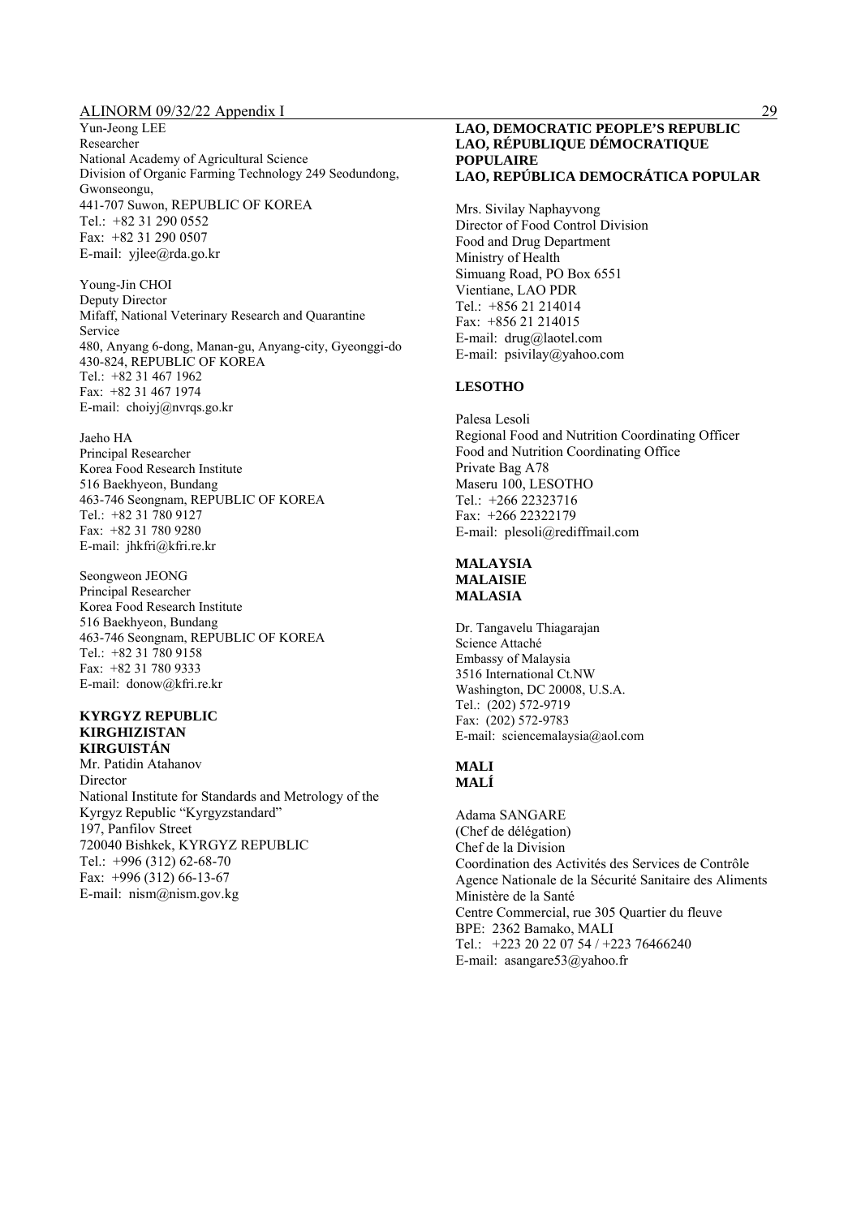Yun-Jeong LEE
Researcher
National Academy of Agricultural Science
Division of Organic Farming Technology 249 Seodundong, Gwonseongu,
441-707 Suwon, REPUBLIC OF KOREA
Tel.: +82 31 290 0552
Fax: +82 31 290 0507
E-mail: yjlee@rda.go.kr

Young-Jin CHOI
Deputy Director
Mifaff, National Veterinary Research and Quarantine Service
480, Anyang 6-dong, Manan-gu, Anyang-city, Gyeonggi-do
430-824, REPUBLIC OF KOREA
Tel.: +82 31 467 1962
Fax: +82 31 467 1974
E-mail: choiyj@nvrqs.go.kr

Jaeho HA
Principal Researcher
Korea Food Research Institute
516 Baekhyeon, Bundang
463-746 Seongnam, REPUBLIC OF KOREA
Tel.: +82 31 780 9127
Fax: +82 31 780 9280
E-mail: jhkfri@kfri.re.kr

Seongweon JEONG
Principal Researcher
Korea Food Research Institute
516 Baekhyeon, Bundang
463-746 Seongnam, REPUBLIC OF KOREA
Tel.: +82 31 780 9158
Fax: +82 31 780 9333
E-mail: donow@kfri.re.kr

**KYRGYZ REPUBLIC**
**KIRGHIZISTAN**
**KIRGUISTÁN**

Mr. Patidin Atahanov
Director
National Institute for Standards and Metrology of the Kyrgyz Republic "Kyrgyzstandard"
197, Panfilov Street
720040 Bishkek, KYRGYZ REPUBLIC
Tel.: +996 (312) 62-68-70
Fax: +996 (312) 66-13-67
E-mail: nism@nism.gov.kg

**LAO, DEMOCRATIC PEOPLE'S REPUBLIC**
**LAO, RÉPUBLIQUE DÉMOCRATIQUE POPULAIRE**
**LAO, REPÚBLICA DEMOCRÁTICA POPULAR**

Mrs. Sivilay Naphayvong
Director of Food Control Division
Food and Drug Department
Ministry of Health
Simuang Road, PO Box 6551
Vientiane, LAO PDR
Tel.: +856 21 214014
Fax: +856 21 214015
E-mail: drug@laotel.com
E-mail: psivilay@yahoo.com

**LESOTHO**

Palesa Lesoli
Regional Food and Nutrition Coordinating Officer
Food and Nutrition Coordinating Office
Private Bag A78
Maseru 100, LESOTHO
Tel.: +266 22323716
Fax: +266 22322179
E-mail: plesoli@rediffmail.com

**MALAYSIA**
**MALAISIE**
**MALASIA**

Dr. Tangavelu Thiagarajan
Science Attaché
Embassy of Malaysia
3516 International Ct.NW
Washington, DC 20008, U.S.A.
Tel.: (202) 572-9719
Fax: (202) 572-9783
E-mail: sciencemalaysia@aol.com

**MALI**
**MALÍ**

Adama SANGARE
(Chef de délégation)
Chef de la Division
Coordination des Activités des Services de Contrôle
Agence Nationale de la Sécurité Sanitaire des Aliments
Ministère de la Santé
Centre Commercial, rue 305 Quartier du fleuve
BPE: 2362 Bamako, MALI
Tel.: +223 20 22 07 54 / +223 76466240
E-mail: asangare53@yahoo.fr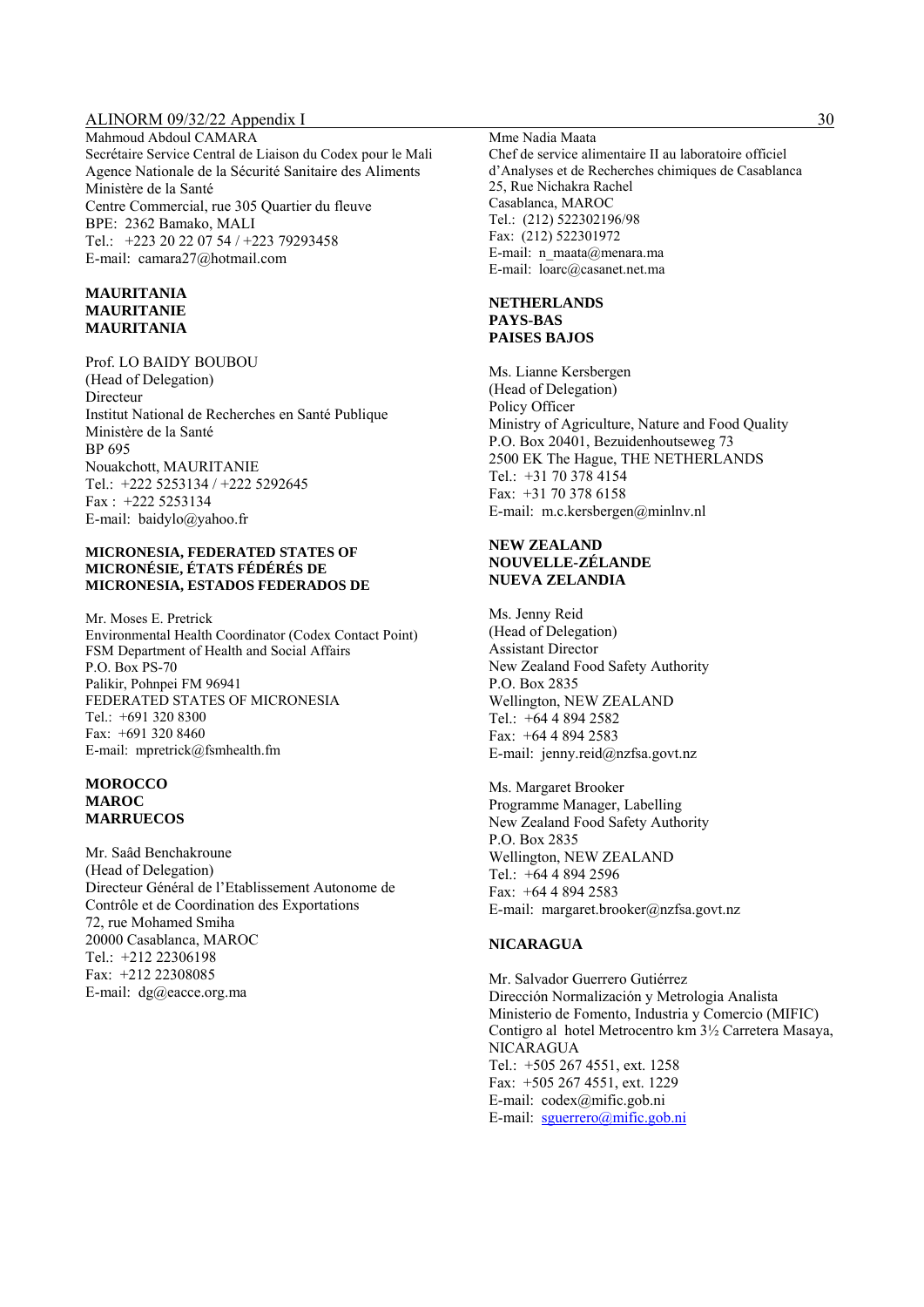Mahmoud Abdoul CAMARA
Secrétaire Service Central de Liaison du Codex pour le Mali
Agence Nationale de la Sécurité Sanitaire des Aliments
Ministère de la Santé
Centre Commercial, rue 305 Quartier du fleuve
BPE: 2362 Bamako, MALI
Tel.: +223 20 22 07 54 / +223 79293458
E-mail: camara27@hotmail.com

**MAURITANIA**
**MAURITANIE**
**MAURITANIA**

Prof. LO BAIDY BOUBOU
(Head of Delegation)
Directeur
Institut National de Recherches en Santé Publique
Ministère de la Santé
BP 695
Nouakchott, MAURITANIE
Tel.: +222 5253134 / +222 5292645
Fax : +222 5253134
E-mail: baidylo@yahoo.fr

**MICRONESIA, FEDERATED STATES OF**
**MICRONÉSIE, ÉTATS FÉDÉRÉS DE**
**MICRONESIA, ESTADOS FEDERADOS DE**

Mr. Moses E. Pretrick
Environmental Health Coordinator (Codex Contact Point)
FSM Department of Health and Social Affairs
P.O. Box PS-70
Palikir, Pohnpei FM 96941
FEDERATED STATES OF MICRONESIA
Tel.: +691 320 8300
Fax: +691 320 8460
E-mail: mpretrick@fsmhealth.fm

**MOROCCO**
**MAROC**
**MARRUECOS**

Mr. Saâd Benchakroune
(Head of Delegation)
Directeur Général de l'Etablissement Autonome de Contrôle et de Coordination des Exportations
72, rue Mohamed Smiha
20000 Casablanca, MAROC
Tel.: +212 22306198
Fax: +212 22308085
E-mail: dg@eacce.org.ma

Mme Nadia Maata
Chef de service alimentaire II au laboratoire officiel d'Analyses et de Recherches chimiques de Casablanca
25, Rue Nichakra Rachel
Casablanca, MAROC
Tel.: (212) 522302196/98
Fax: (212) 522301972
E-mail: n_maata@menara.ma
E-mail: loarc@casanet.net.ma

**NETHERLANDS**
**PAYS-BAS**
**PAISES BAJOS**

Ms. Lianne Kersbergen
(Head of Delegation)
Policy Officer
Ministry of Agriculture, Nature and Food Quality
P.O. Box 20401, Bezuidenhoutseweg 73
2500 EK The Hague, THE NETHERLANDS
Tel.: +31 70 378 4154
Fax: +31 70 378 6158
E-mail: m.c.kersbergen@minlnv.nl

**NEW ZEALAND**
**NOUVELLE-ZÉLANDE**
**NUEVA ZELANDIA**

Ms. Jenny Reid
(Head of Delegation)
Assistant Director
New Zealand Food Safety Authority
P.O. Box 2835
Wellington, NEW ZEALAND
Tel.: +64 4 894 2582
Fax: +64 4 894 2583
E-mail: jenny.reid@nzfsa.govt.nz

Ms. Margaret Brooker
Programme Manager, Labelling
New Zealand Food Safety Authority
P.O. Box 2835
Wellington, NEW ZEALAND
Tel.: +64 4 894 2596
Fax: +64 4 894 2583
E-mail: margaret.brooker@nzfsa.govt.nz

**NICARAGUA**

Mr. Salvador Guerrero Gutiérrez
Dirección Normalización y Metrologia Analista
Ministerio de Fomento, Industria y Comercio (MIFIC)
Contigro al hotel Metrocentro km 3½ Carretera Masaya, NICARAGUA
Tel.: +505 267 4551, ext. 1258
Fax: +505 267 4551, ext. 1229
E-mail: codex@mific.gob.ni
E-mail: sguerrero@mific.gob.ni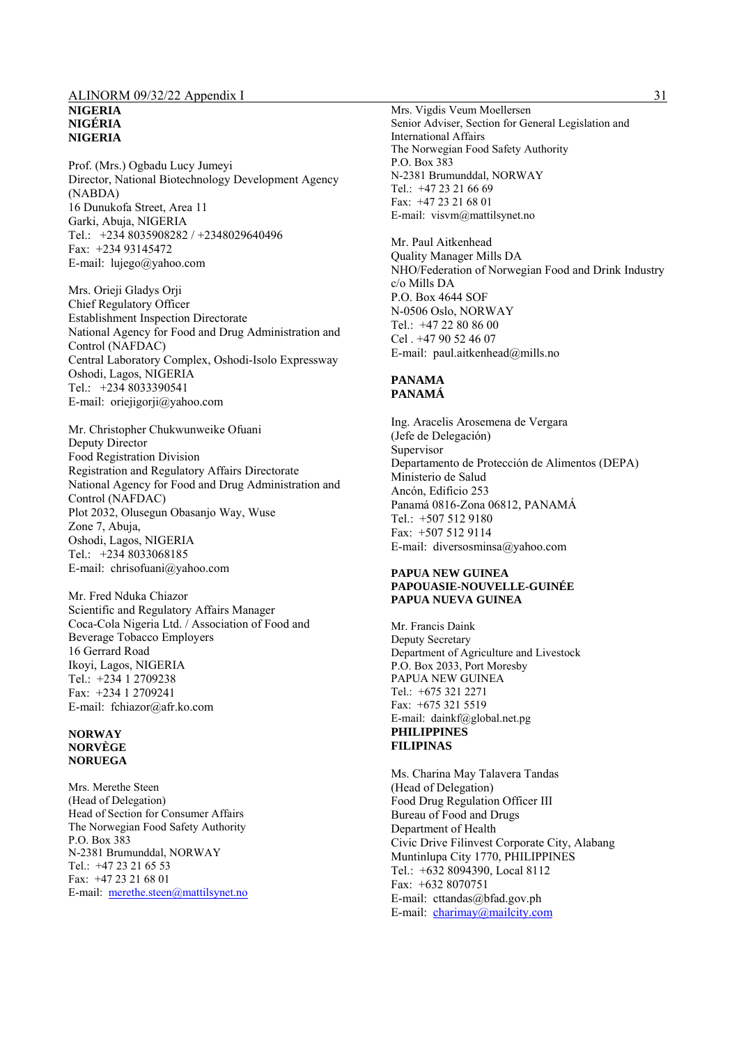**NIGERIA**
**NIGÉRIA**
**NIGERIA**

Prof. (Mrs.) Ogbadu Lucy Jumeyi
Director, National Biotechnology Development Agency (NABDA)
16 Dunukofa Street, Area 11
Garki, Abuja, NIGERIA
Tel.: +234 8035908282 / +2348029640496
Fax: +234 93145472
E-mail: lujego@yahoo.com

Mrs. Orieji Gladys Orji
Chief Regulatory Officer
Establishment Inspection Directorate
National Agency for Food and Drug Administration and Control (NAFDAC)
Central Laboratory Complex, Oshodi-Isolo Expressway
Oshodi, Lagos, NIGERIA
Tel.: +234 8033390541
E-mail: oriejigorji@yahoo.com

Mr. Christopher Chukwunweike Ofuani
Deputy Director
Food Registration Division
Registration and Regulatory Affairs Directorate
National Agency for Food and Drug Administration and Control (NAFDAC)
Plot 2032, Olusegun Obasanjo Way, Wuse
Zone 7, Abuja,
Oshodi, Lagos, NIGERIA
Tel.: +234 8033068185
E-mail: chrisofuani@yahoo.com

Mr. Fred Nduka Chiazor
Scientific and Regulatory Affairs Manager
Coca-Cola Nigeria Ltd. / Association of Food and Beverage Tobacco Employers
16 Gerrard Road
Ikoyi, Lagos, NIGERIA
Tel.: +234 1 2709238
Fax: +234 1 2709241
E-mail: fchiazor@afr.ko.com

**NORWAY**
**NORVÈGE**
**NORUEGA**

Mrs. Merethe Steen
(Head of Delegation)
Head of Section for Consumer Affairs
The Norwegian Food Safety Authority
P.O. Box 383
N-2381 Brumunddal, NORWAY
Tel.: +47 23 21 65 53
Fax: +47 23 21 68 01
E-mail: merethe.steen@mattilsynet.no

Mrs. Vigdis Veum Moellersen
Senior Adviser, Section for General Legislation and International Affairs
The Norwegian Food Safety Authority
P.O. Box 383
N-2381 Brumunddal, NORWAY
Tel.: +47 23 21 66 69
Fax: +47 23 21 68 01
E-mail: visvm@mattilsynet.no

Mr. Paul Aitkenhead
Quality Manager Mills DA
NHO/Federation of Norwegian Food and Drink Industry
c/o Mills DA
P.O. Box 4644 SOF
N-0506 Oslo, NORWAY
Tel.: +47 22 80 86 00
Cel . +47 90 52 46 07
E-mail: paul.aitkenhead@mills.no

**PANAMA**
**PANAMÁ**

Ing. Aracelis Arosemena de Vergara
(Jefe de Delegación)
Supervisor
Departamento de Protección de Alimentos (DEPA)
Ministerio de Salud
Ancón, Edificio 253
Panamá 0816-Zona 06812, PANAMÁ
Tel.: +507 512 9180
Fax: +507 512 9114
E-mail: diversosminsa@yahoo.com

**PAPUA NEW GUINEA**
**PAPOUASIE-NOUVELLE-GUINÉE**
**PAPUA NUEVA GUINEA**

Mr. Francis Daink
Deputy Secretary
Department of Agriculture and Livestock
P.O. Box 2033, Port Moresby
PAPUA NEW GUINEA
Tel.: +675 321 2271
Fax: +675 321 5519
E-mail: dainkf@global.net.pg

**PHILIPPINES**
**FILIPINAS**

Ms. Charina May Talavera Tandas
(Head of Delegation)
Food Drug Regulation Officer III
Bureau of Food and Drugs
Department of Health
Civic Drive Filinvest Corporate City, Alabang
Muntinlupa City 1770, PHILIPPINES
Tel.: +632 8094390, Local 8112
Fax: +632 8070751
E-mail: cttandas@bfad.gov.ph
E-mail: charimay@mailcity.com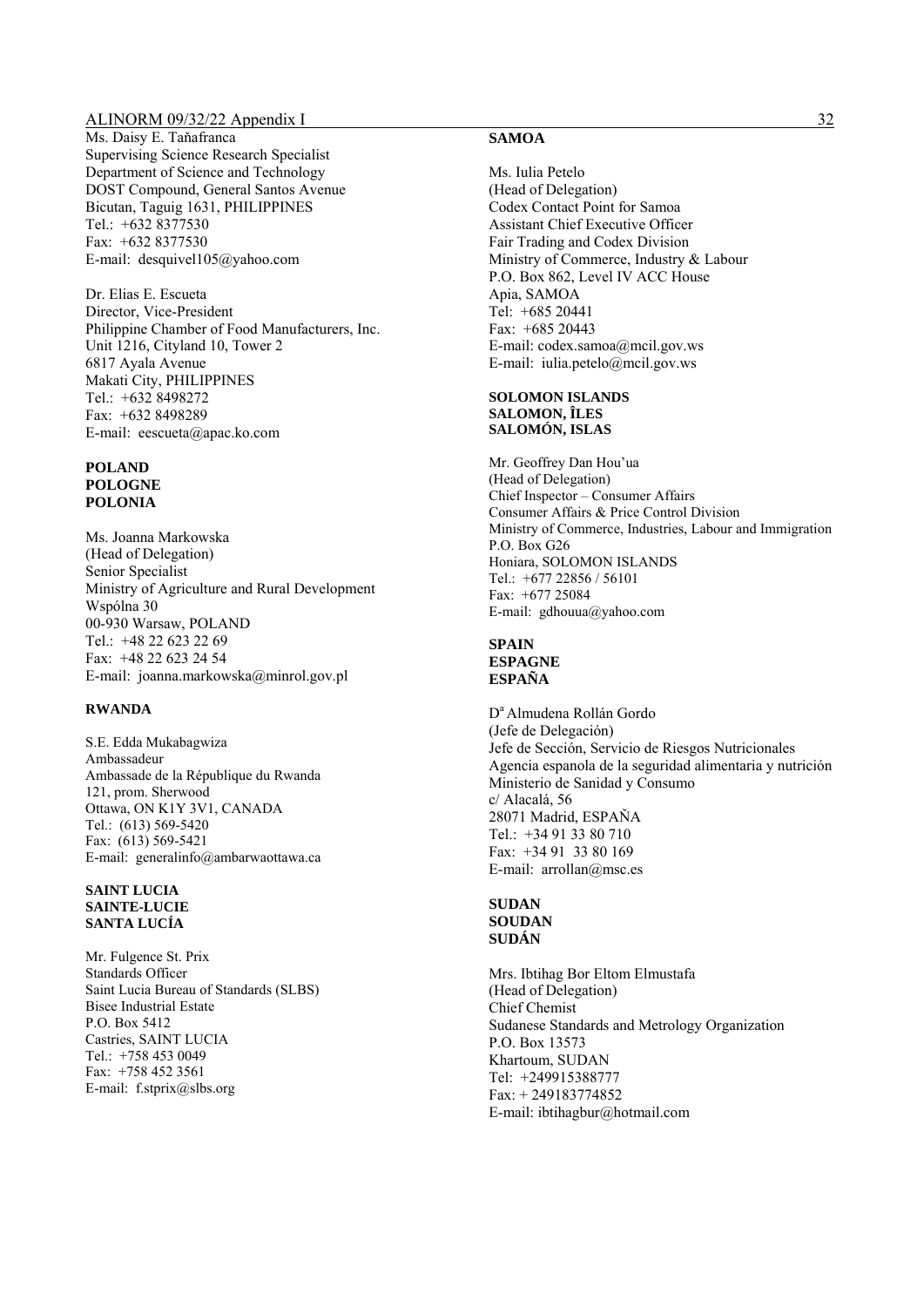Ms. Daisy E. Taňafranca
Supervising Science Research Specialist
Department of Science and Technology
DOST Compound, General Santos Avenue
Bicutan, Taguig 1631, PHILIPPINES
Tel.: +632 8377530
Fax: +632 8377530
E-mail: desquivel105@yahoo.com

Dr. Elias E. Escueta
Director, Vice-President
Philippine Chamber of Food Manufacturers, Inc.
Unit 1216, Cityland 10, Tower 2
6817 Ayala Avenue
Makati City, PHILIPPINES
Tel.: +632 8498272
Fax: +632 8498289
E-mail: eescueta@apac.ko.com

**POLAND**
**POLOGNE**
**POLONIA**

Ms. Joanna Markowska
(Head of Delegation)
Senior Specialist
Ministry of Agriculture and Rural Development
Wspólna 30
00-930 Warsaw, POLAND
Tel.: +48 22 623 22 69
Fax: +48 22 623 24 54
E-mail: joanna.markowska@minrol.gov.pl

**RWANDA**

S.E. Edda Mukabagwiza
Ambassadeur
Ambassade de la République du Rwanda
121, prom. Sherwood
Ottawa, ON K1Y 3V1, CANADA
Tel.: (613) 569-5420
Fax: (613) 569-5421
E-mail: generalinfo@ambarwaottawa.ca

**SAINT LUCIA**
**SAINTE-LUCIE**
**SANTA LUCÍA**

Mr. Fulgence St. Prix
Standards Officer
Saint Lucia Bureau of Standards (SLBS)
Bisee Industrial Estate
P.O. Box 5412
Castries, SAINT LUCIA
Tel.: +758 453 0049
Fax: +758 452 3561
E-mail: f.stprix@slbs.org

**SAMOA**

Ms. Iulia Petelo
(Head of Delegation)
Codex Contact Point for Samoa
Assistant Chief Executive Officer
Fair Trading and Codex Division
Ministry of Commerce, Industry & Labour
P.O. Box 862, Level IV ACC House
Apia, SAMOA
Tel: +685 20441
Fax: +685 20443
E-mail: codex.samoa@mcil.gov.ws
E-mail: iulia.petelo@mcil.gov.ws

**SOLOMON ISLANDS**
**SALOMON, ÎLES**
**SALOMÓN, ISLAS**

Mr. Geoffrey Dan Hou'ua
(Head of Delegation)
Chief Inspector – Consumer Affairs
Consumer Affairs & Price Control Division
Ministry of Commerce, Industries, Labour and Immigration
P.O. Box G26
Honiara, SOLOMON ISLANDS
Tel.: +677 22856 / 56101
Fax: +677 25084
E-mail: gdhouua@yahoo.com

**SPAIN**
**ESPAGNE**
**ESPAÑA**

Dª Almudena Rollán Gordo
(Jefe de Delegación)
Jefe de Sección, Servicio de Riesgos Nutricionales
Agencia espanola de la seguridad alimentaria y nutrición
Ministerio de Sanidad y Consumo
c/ Alacalá, 56
28071 Madrid, ESPAŇA
Tel.: +34 91 33 80 710
Fax: +34 91 33 80 169
E-mail: arrollan@msc.es

**SUDAN**
**SOUDAN**
**SUDÁN**

Mrs. Ibtihag Bor Eltom Elmustafa
(Head of Delegation)
Chief Chemist
Sudanese Standards and Metrology Organization
P.O. Box 13573
Khartoum, SUDAN
Tel: +249915388777
Fax: + 249183774852
E-mail: ibtihagbur@hotmail.com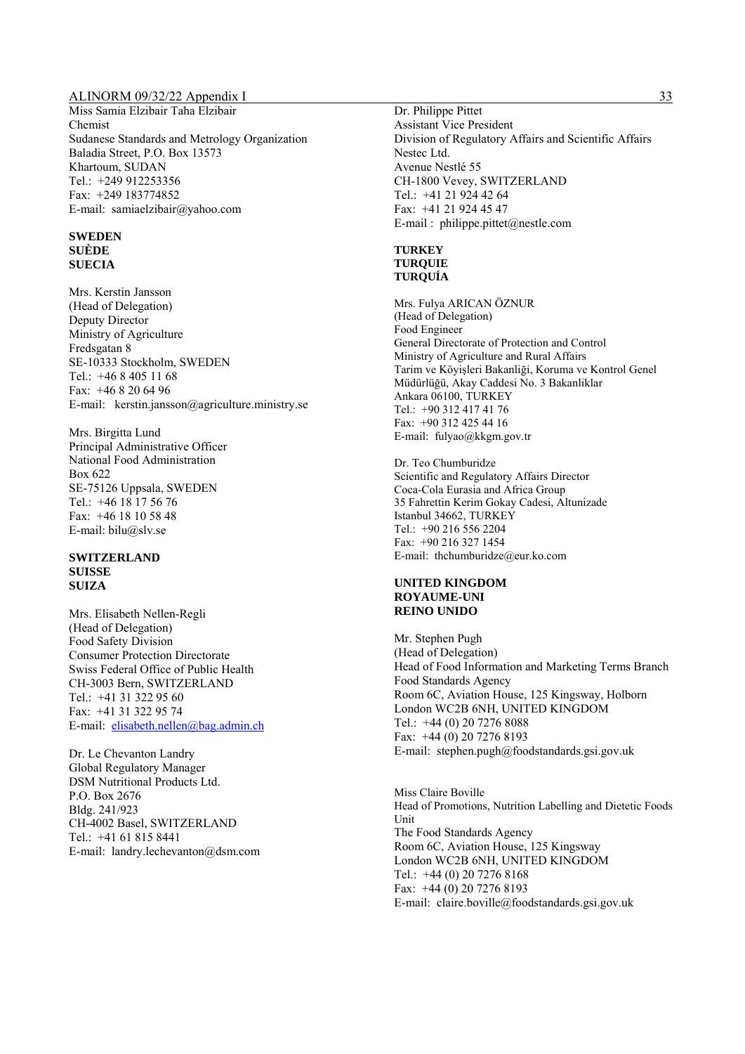Miss Samia Elzibair Taha Elzibair
Chemist
Sudanese Standards and Metrology Organization
Baladia Street, P.O. Box 13573
Khartoum, SUDAN
Tel.: +249 912253356
Fax: +249 183774852
E-mail: samiaelzibair@yahoo.com

**SWEDEN**
**SUÈDE**
**SUECIA**

Mrs. Kerstin Jansson
(Head of Delegation)
Deputy Director
Ministry of Agriculture
Fredsgatan 8
SE-10333 Stockholm, SWEDEN
Tel.: +46 8 405 11 68
Fax: +46 8 20 64 96
E-mail: kerstin.jansson@agriculture.ministry.se

Mrs. Birgitta Lund
Principal Administrative Officer
National Food Administration
Box 622
SE-75126 Uppsala, SWEDEN
Tel.: +46 18 17 56 76
Fax: +46 18 10 58 48
E-mail: bilu@slv.se

**SWITZERLAND**
**SUISSE**
**SUIZA**

Mrs. Elisabeth Nellen-Regli
(Head of Delegation)
Food Safety Division
Consumer Protection Directorate
Swiss Federal Office of Public Health
CH-3003 Bern, SWITZERLAND
Tel.: +41 31 322 95 60
Fax: +41 31 322 95 74
E-mail: elisabeth.nellen@bag.admin.ch

Dr. Le Chevanton Landry
Global Regulatory Manager
DSM Nutritional Products Ltd.
P.O. Box 2676
Bldg. 241/923
CH-4002 Basel, SWITZERLAND
Tel.: +41 61 815 8441
E-mail: landry.lechevanton@dsm.com

Dr. Philippe Pittet
Assistant Vice President
Division of Regulatory Affairs and Scientific Affairs
Nestec Ltd.
Avenue Nestlé 55
CH-1800 Vevey, SWITZERLAND
Tel.: +41 21 924 42 64
Fax: +41 21 924 45 47
E-mail : philippe.pittet@nestle.com

**TURKEY**
**TURQUIE**
**TURQUÍA**

Mrs. Fulya ARICAN ÖZNUR
(Head of Delegation)
Food Engineer
General Directorate of Protection and Control
Ministry of Agriculture and Rural Affairs
Tarim ve Köyişleri Bakanliği, Koruma ve Kontrol Genel Müdürlüğü, Akay Caddesi No. 3 Bakanliklar
Ankara 06100, TURKEY
Tel.: +90 312 417 41 76
Fax: +90 312 425 44 16
E-mail: fulyao@kkgm.gov.tr

Dr. Teo Chumburidze
Scientific and Regulatory Affairs Director
Coca-Cola Eurasia and Africa Group
35 Fahrettin Kerim Gokay Cadesi, Altunizade
Istanbul 34662, TURKEY
Tel.: +90 216 556 2204
Fax: +90 216 327 1454
E-mail: thchumburidze@eur.ko.com

**UNITED KINGDOM**
**ROYAUME-UNI**
**REINO UNIDO**

Mr. Stephen Pugh
(Head of Delegation)
Head of Food Information and Marketing Terms Branch
Food Standards Agency
Room 6C, Aviation House, 125 Kingsway, Holborn
London WC2B 6NH, UNITED KINGDOM
Tel.: +44 (0) 20 7276 8088
Fax: +44 (0) 20 7276 8193
E-mail: stephen.pugh@foodstandards.gsi.gov.uk

Miss Claire Boville
Head of Promotions, Nutrition Labelling and Dietetic Foods Unit
The Food Standards Agency
Room 6C, Aviation House, 125 Kingsway
London WC2B 6NH, UNITED KINGDOM
Tel.: +44 (0) 20 7276 8168
Fax: +44 (0) 20 7276 8193
E-mail: claire.boville@foodstandards.gsi.gov.uk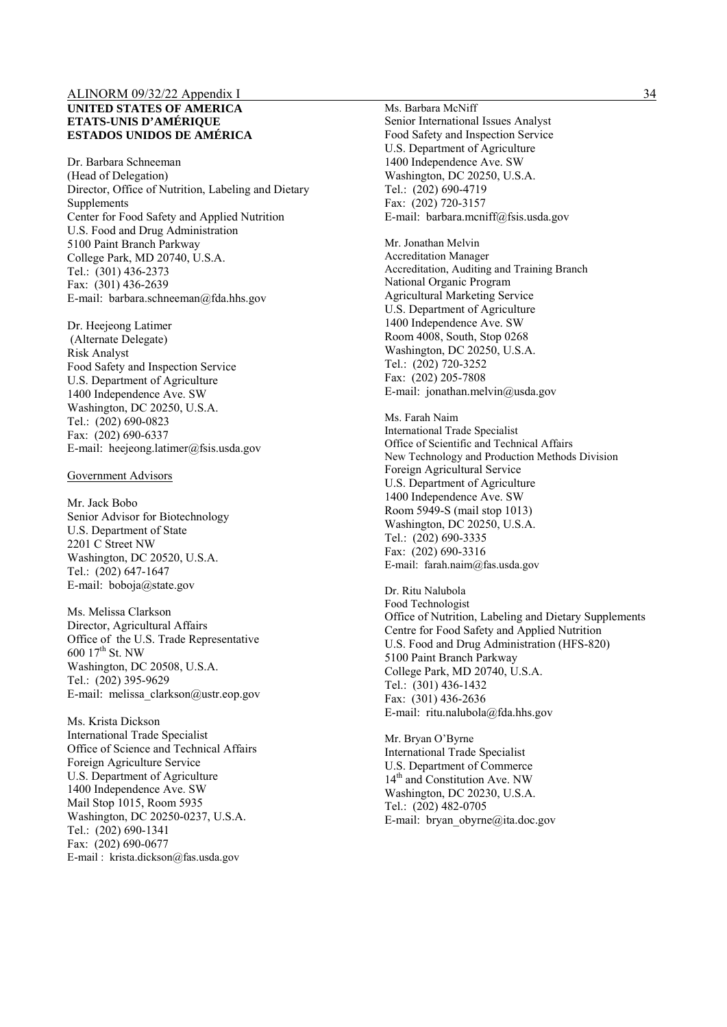**UNITED STATES OF AMERICA**
**ETATS-UNIS D'AMÉRIQUE**
**ESTADOS UNIDOS DE AMÉRICA**

Dr. Barbara Schneeman
(Head of Delegation)
Director, Office of Nutrition, Labeling and Dietary Supplements
Center for Food Safety and Applied Nutrition
U.S. Food and Drug Administration
5100 Paint Branch Parkway
College Park, MD 20740, U.S.A.
Tel.: (301) 436-2373
Fax: (301) 436-2639
E-mail: barbara.schneeman@fda.hhs.gov

Dr. Heejeong Latimer
(Alternate Delegate)
Risk Analyst
Food Safety and Inspection Service
U.S. Department of Agriculture
1400 Independence Ave. SW
Washington, DC 20250, U.S.A.
Tel.: (202) 690-0823
Fax: (202) 690-6337
E-mail: heejeong.latimer@fsis.usda.gov

Government Advisors

Mr. Jack Bobo
Senior Advisor for Biotechnology
U.S. Department of State
2201 C Street NW
Washington, DC 20520, U.S.A.
Tel.: (202) 647-1647
E-mail: boboja@state.gov

Ms. Melissa Clarkson
Director, Agricultural Affairs
Office of the U.S. Trade Representative
600 17th St. NW
Washington, DC 20508, U.S.A.
Tel.: (202) 395-9629
E-mail: melissa_clarkson@ustr.eop.gov

Ms. Krista Dickson
International Trade Specialist
Office of Science and Technical Affairs
Foreign Agriculture Service
U.S. Department of Agriculture
1400 Independence Ave. SW
Mail Stop 1015, Room 5935
Washington, DC 20250-0237, U.S.A.
Tel.: (202) 690-1341
Fax: (202) 690-0677
E-mail : krista.dickson@fas.usda.gov

Ms. Barbara McNiff
Senior International Issues Analyst
Food Safety and Inspection Service
U.S. Department of Agriculture
1400 Independence Ave. SW
Washington, DC 20250, U.S.A.
Tel.: (202) 690-4719
Fax: (202) 720-3157
E-mail: barbara.mcniff@fsis.usda.gov

Mr. Jonathan Melvin
Accreditation Manager
Accreditation, Auditing and Training Branch
National Organic Program
Agricultural Marketing Service
U.S. Department of Agriculture
1400 Independence Ave. SW
Room 4008, South, Stop 0268
Washington, DC 20250, U.S.A.
Tel.: (202) 720-3252
Fax: (202) 205-7808
E-mail: jonathan.melvin@usda.gov

Ms. Farah Naim
International Trade Specialist
Office of Scientific and Technical Affairs
New Technology and Production Methods Division
Foreign Agricultural Service
U.S. Department of Agriculture
1400 Independence Ave. SW
Room 5949-S (mail stop 1013)
Washington, DC 20250, U.S.A.
Tel.: (202) 690-3335
Fax: (202) 690-3316
E-mail: farah.naim@fas.usda.gov

Dr. Ritu Nalubola
Food Technologist
Office of Nutrition, Labeling and Dietary Supplements
Centre for Food Safety and Applied Nutrition
U.S. Food and Drug Administration (HFS-820)
5100 Paint Branch Parkway
College Park, MD 20740, U.S.A.
Tel.: (301) 436-1432
Fax: (301) 436-2636
E-mail: ritu.nalubola@fda.hhs.gov

Mr. Bryan O'Byrne
International Trade Specialist
U.S. Department of Commerce
14th and Constitution Ave. NW
Washington, DC 20230, U.S.A.
Tel.: (202) 482-0705
E-mail: bryan_obyrne@ita.doc.gov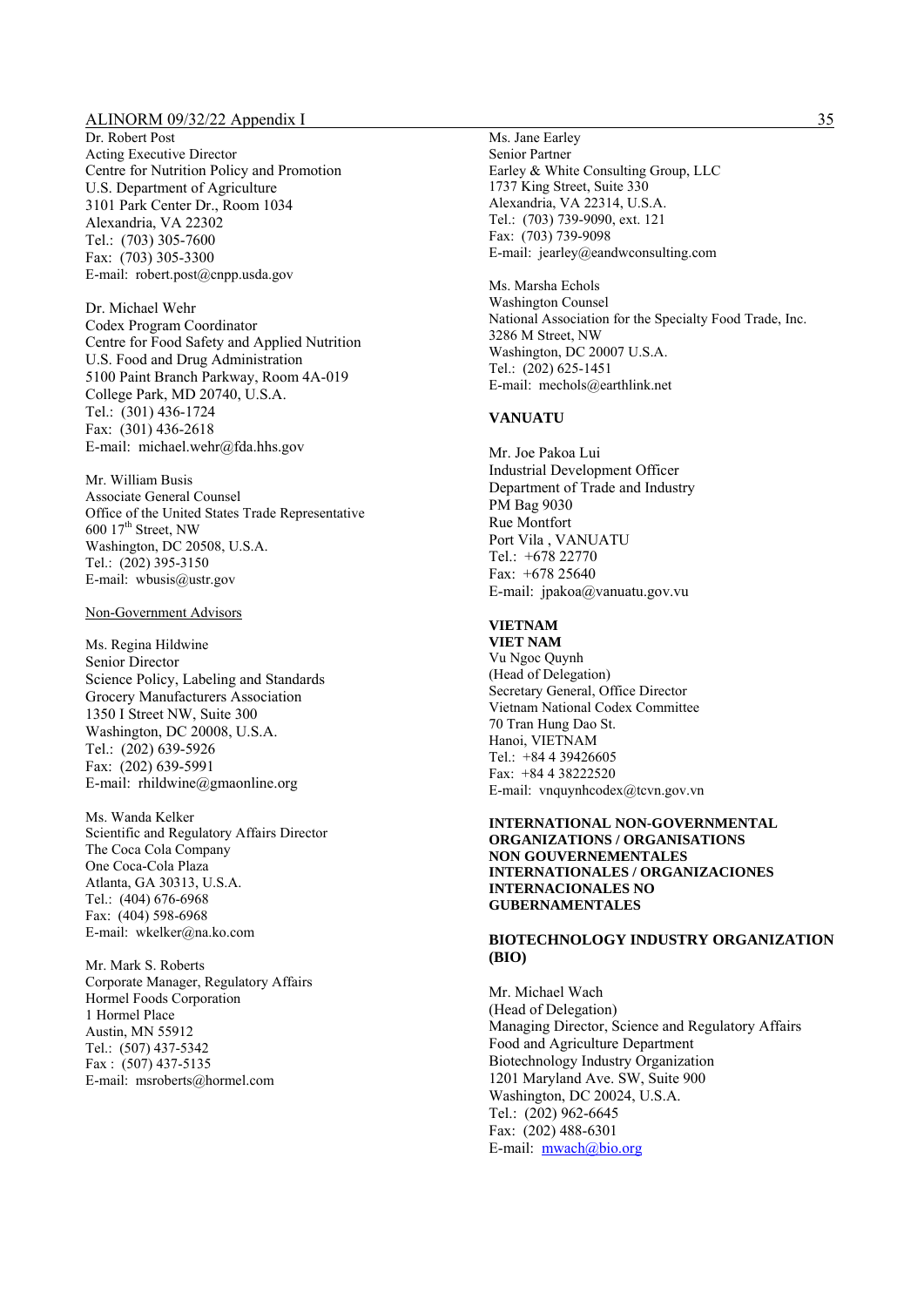Dr. Robert Post
Acting Executive Director
Centre for Nutrition Policy and Promotion
U.S. Department of Agriculture
3101 Park Center Dr., Room 1034
Alexandria, VA 22302
Tel.: (703) 305-7600
Fax: (703) 305-3300
E-mail: robert.post@cnpp.usda.gov

Dr. Michael Wehr
Codex Program Coordinator
Centre for Food Safety and Applied Nutrition
U.S. Food and Drug Administration
5100 Paint Branch Parkway, Room 4A-019
College Park, MD 20740, U.S.A.
Tel.: (301) 436-1724
Fax: (301) 436-2618
E-mail: michael.wehr@fda.hhs.gov

Mr. William Busis
Associate General Counsel
Office of the United States Trade Representative
600 17th Street, NW
Washington, DC 20508, U.S.A.
Tel.: (202) 395-3150
E-mail: wbusis@ustr.gov

Non-Government Advisors

Ms. Regina Hildwine
Senior Director
Science Policy, Labeling and Standards
Grocery Manufacturers Association
1350 I Street NW, Suite 300
Washington, DC 20008, U.S.A.
Tel.: (202) 639-5926
Fax: (202) 639-5991
E-mail: rhildwine@gmaonline.org

Ms. Wanda Kelker
Scientific and Regulatory Affairs Director
The Coca Cola Company
One Coca-Cola Plaza
Atlanta, GA 30313, U.S.A.
Tel.: (404) 676-6968
Fax: (404) 598-6968
E-mail: wkelker@na.ko.com

Mr. Mark S. Roberts
Corporate Manager, Regulatory Affairs
Hormel Foods Corporation
1 Hormel Place
Austin, MN 55912
Tel.: (507) 437-5342
Fax : (507) 437-5135
E-mail: msroberts@hormel.com

Ms. Jane Earley
Senior Partner
Earley & White Consulting Group, LLC
1737 King Street, Suite 330
Alexandria, VA 22314, U.S.A.
Tel.: (703) 739-9090, ext. 121
Fax: (703) 739-9098
E-mail: jearley@eandwconsulting.com

Ms. Marsha Echols
Washington Counsel
National Association for the Specialty Food Trade, Inc.
3286 M Street, NW
Washington, DC 20007 U.S.A.
Tel.: (202) 625-1451
E-mail: mechols@earthlink.net

**VANUATU**

Mr. Joe Pakoa Lui
Industrial Development Officer
Department of Trade and Industry
PM Bag 9030
Rue Montfort
Port Vila , VANUATU
Tel.: +678 22770
Fax: +678 25640
E-mail: jpakoa@vanuatu.gov.vu

**VIETNAM**
**VIET NAM**

Vu Ngoc Quynh
(Head of Delegation)
Secretary General, Office Director
Vietnam National Codex Committee
70 Tran Hung Dao St.
Hanoi, VIETNAM
Tel.: +84 4 39426605
Fax: +84 4 38222520
E-mail: vnquynhcodex@tcvn.gov.vn

**INTERNATIONAL NON-GOVERNMENTAL ORGANIZATIONS / ORGANISATIONS NON GOUVERNEMENTALES INTERNATIONALES / ORGANIZACIONES INTERNACIONALES NO GUBERNAMENTALES**

**BIOTECHNOLOGY INDUSTRY ORGANIZATION (BIO)**

Mr. Michael Wach
(Head of Delegation)
Managing Director, Science and Regulatory Affairs
Food and Agriculture Department
Biotechnology Industry Organization
1201 Maryland Ave. SW, Suite 900
Washington, DC 20024, U.S.A.
Tel.: (202) 962-6645
Fax: (202) 488-6301
E-mail: mwach@bio.org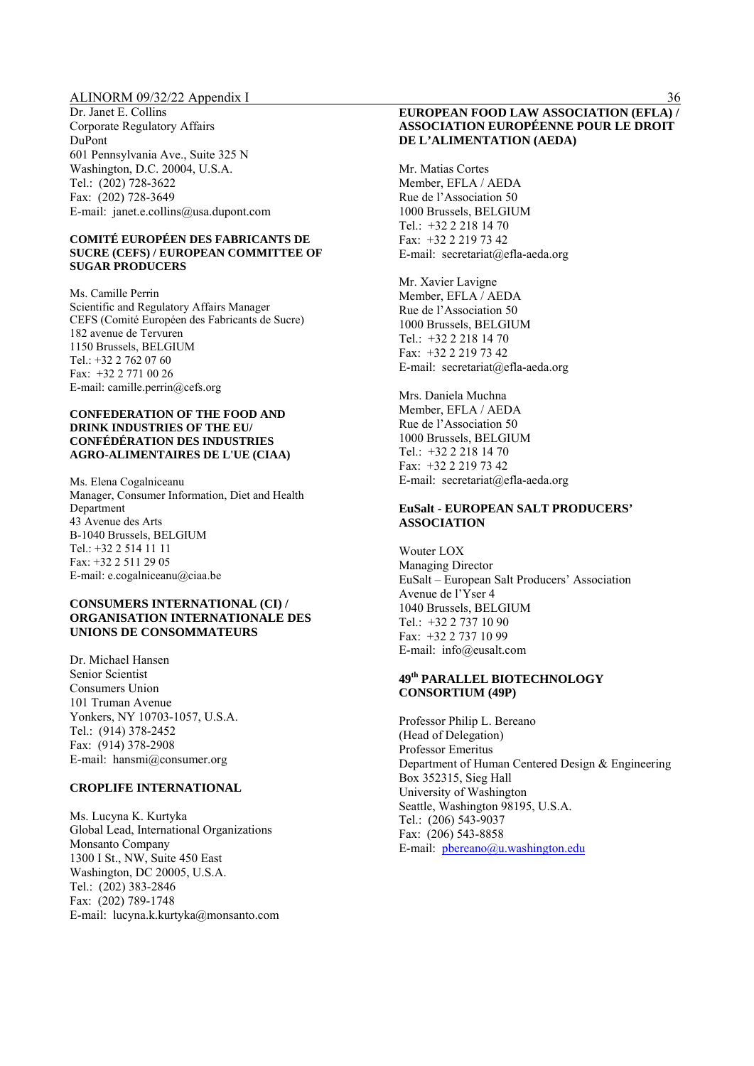Dr. Janet E. Collins
Corporate Regulatory Affairs
DuPont
601 Pennsylvania Ave., Suite 325 N
Washington, D.C. 20004, U.S.A.
Tel.: (202) 728-3622
Fax: (202) 728-3649
E-mail: janet.e.collins@usa.dupont.com

**COMITÉ EUROPÉEN DES FABRICANTS DE SUCRE (CEFS) / EUROPEAN COMMITTEE OF SUGAR PRODUCERS**

Ms. Camille Perrin
Scientific and Regulatory Affairs Manager
CEFS (Comité Européen des Fabricants de Sucre)
182 avenue de Tervuren
1150 Brussels, BELGIUM
Tel.: +32 2 762 07 60
Fax: +32 2 771 00 26
E-mail: camille.perrin@cefs.org

**CONFEDERATION OF THE FOOD AND DRINK INDUSTRIES OF THE EU/ CONFÉDÉRATION DES INDUSTRIES AGRO-ALIMENTAIRES DE L'UE (CIAA)**

Ms. Elena Cogalniceanu
Manager, Consumer Information, Diet and Health Department
43 Avenue des Arts
B-1040 Brussels, BELGIUM
Tel.: +32 2 514 11 11
Fax: +32 2 511 29 05
E-mail: e.cogalniceanu@ciaa.be

**CONSUMERS INTERNATIONAL (CI) / ORGANISATION INTERNATIONALE DES UNIONS DE CONSOMMATEURS**

Dr. Michael Hansen
Senior Scientist
Consumers Union
101 Truman Avenue
Yonkers, NY 10703-1057, U.S.A.
Tel.: (914) 378-2452
Fax: (914) 378-2908
E-mail: hansmi@consumer.org

**CROPLIFE INTERNATIONAL**

Ms. Lucyna K. Kurtyka
Global Lead, International Organizations
Monsanto Company
1300 I St., NW, Suite 450 East
Washington, DC 20005, U.S.A.
Tel.: (202) 383-2846
Fax: (202) 789-1748
E-mail: lucyna.k.kurtyka@monsanto.com

**EUROPEAN FOOD LAW ASSOCIATION (EFLA) / ASSOCIATION EUROPÉENNE POUR LE DROIT DE L'ALIMENTATION (AEDA)**

Mr. Matias Cortes
Member, EFLA / AEDA
Rue de l'Association 50
1000 Brussels, BELGIUM
Tel.: +32 2 218 14 70
Fax: +32 2 219 73 42
E-mail: secretariat@efla-aeda.org

Mr. Xavier Lavigne
Member, EFLA / AEDA
Rue de l'Association 50
1000 Brussels, BELGIUM
Tel.: +32 2 218 14 70
Fax: +32 2 219 73 42
E-mail: secretariat@efla-aeda.org

Mrs. Daniela Muchna
Member, EFLA / AEDA
Rue de l'Association 50
1000 Brussels, BELGIUM
Tel.: +32 2 218 14 70
Fax: +32 2 219 73 42
E-mail: secretariat@efla-aeda.org

**EuSalt - EUROPEAN SALT PRODUCERS' ASSOCIATION**

Wouter LOX
Managing Director
EuSalt – European Salt Producers' Association
Avenue de l'Yser 4
1040 Brussels, BELGIUM
Tel.: +32 2 737 10 90
Fax: +32 2 737 10 99
E-mail: info@eusalt.com

**49th PARALLEL BIOTECHNOLOGY CONSORTIUM (49P)**

Professor Philip L. Bereano
(Head of Delegation)
Professor Emeritus
Department of Human Centered Design & Engineering
Box 352315, Sieg Hall
University of Washington
Seattle, Washington 98195, U.S.A.
Tel.: (206) 543-9037
Fax: (206) 543-8858
E-mail: pbereano@u.washington.edu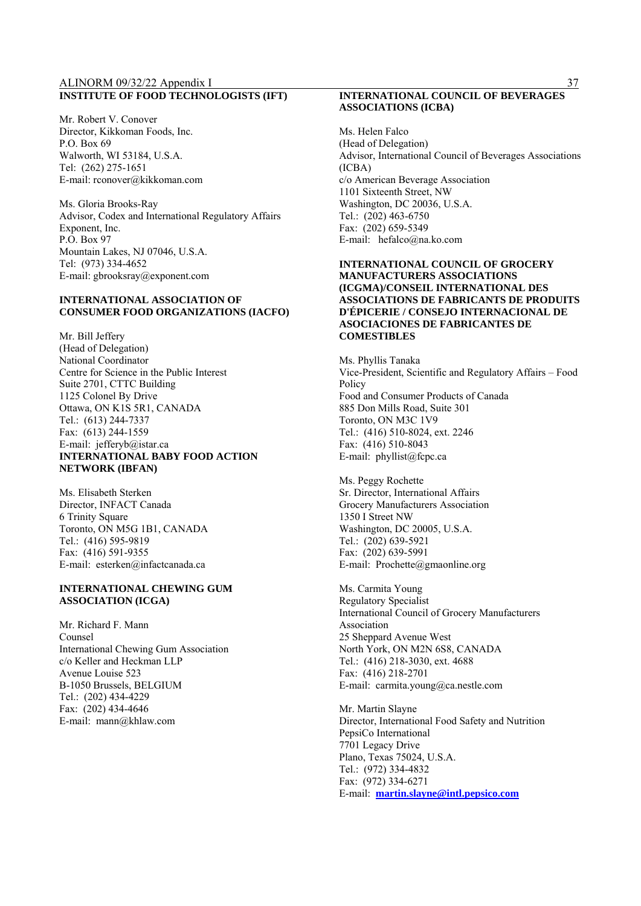**INSTITUTE OF FOOD TECHNOLOGISTS (IFT)**

Mr. Robert V. Conover
Director, Kikkoman Foods, Inc.
P.O. Box 69
Walworth, WI 53184, U.S.A.
Tel: (262) 275-1651
E-mail: rconover@kikkoman.com

Ms. Gloria Brooks-Ray
Advisor, Codex and International Regulatory Affairs
Exponent, Inc.
P.O. Box 97
Mountain Lakes, NJ 07046, U.S.A.
Tel: (973) 334-4652
E-mail: gbrooksray@exponent.com

**INTERNATIONAL ASSOCIATION OF CONSUMER FOOD ORGANIZATIONS (IACFO)**

Mr. Bill Jeffery
(Head of Delegation)
National Coordinator
Centre for Science in the Public Interest
Suite 2701, CTTC Building
1125 Colonel By Drive
Ottawa, ON K1S 5R1, CANADA
Tel.: (613) 244-7337
Fax: (613) 244-1559
E-mail: jefferyb@istar.ca

**INTERNATIONAL BABY FOOD ACTION NETWORK (IBFAN)**

Ms. Elisabeth Sterken
Director, INFACT Canada
6 Trinity Square
Toronto, ON M5G 1B1, CANADA
Tel.: (416) 595-9819
Fax: (416) 591-9355
E-mail: esterken@infactcanada.ca

**INTERNATIONAL CHEWING GUM ASSOCIATION (ICGA)**

Mr. Richard F. Mann
Counsel
International Chewing Gum Association
c/o Keller and Heckman LLP
Avenue Louise 523
B-1050 Brussels, BELGIUM
Tel.: (202) 434-4229
Fax: (202) 434-4646
E-mail: mann@khlaw.com

**INTERNATIONAL COUNCIL OF BEVERAGES ASSOCIATIONS (ICBA)**

Ms. Helen Falco
(Head of Delegation)
Advisor, International Council of Beverages Associations (ICBA)
c/o American Beverage Association
1101 Sixteenth Street, NW
Washington, DC 20036, U.S.A.
Tel.: (202) 463-6750
Fax: (202) 659-5349
E-mail: hefalco@na.ko.com

**INTERNATIONAL COUNCIL OF GROCERY MANUFACTURERS ASSOCIATIONS (ICGMA)/CONSEIL INTERNATIONAL DES ASSOCIATIONS DE FABRICANTS DE PRODUITS D'ÉPICERIE / CONSEJO INTERNACIONAL DE ASOCIACIONES DE FABRICANTES DE COMESTIBLES**

Ms. Phyllis Tanaka
Vice-President, Scientific and Regulatory Affairs – Food Policy
Food and Consumer Products of Canada
885 Don Mills Road, Suite 301
Toronto, ON M3C 1V9
Tel.: (416) 510-8024, ext. 2246
Fax: (416) 510-8043
E-mail: phyllist@fcpc.ca

Ms. Peggy Rochette
Sr. Director, International Affairs
Grocery Manufacturers Association
1350 I Street NW
Washington, DC 20005, U.S.A.
Tel.: (202) 639-5921
Fax: (202) 639-5991
E-mail: Prochette@gmaonline.org

Ms. Carmita Young
Regulatory Specialist
International Council of Grocery Manufacturers Association
25 Sheppard Avenue West
North York, ON M2N 6S8, CANADA
Tel.: (416) 218-3030, ext. 4688
Fax: (416) 218-2701
E-mail: carmita.young@ca.nestle.com

Mr. Martin Slayne
Director, International Food Safety and Nutrition
PepsiCo International
7701 Legacy Drive
Plano, Texas 75024, U.S.A.
Tel.: (972) 334-4832
Fax: (972) 334-6271
E-mail: **martin.slayne@intl.pepsico.com**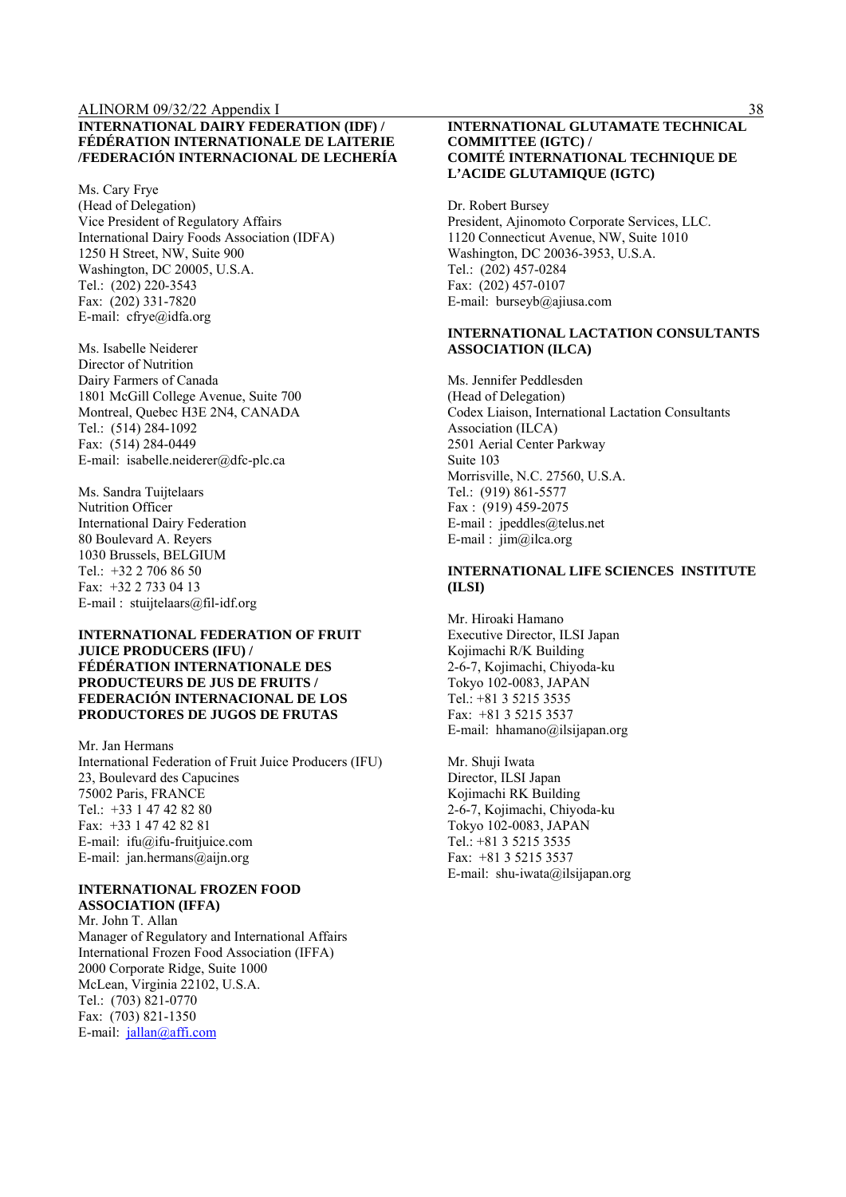**INTERNATIONAL DAIRY FEDERATION (IDF) / FÉDÉRATION INTERNATIONALE DE LAITERIE /FEDERACIÓN INTERNACIONAL DE LECHERÍA**

Ms. Cary Frye
(Head of Delegation)
Vice President of Regulatory Affairs
International Dairy Foods Association (IDFA)
1250 H Street, NW, Suite 900
Washington, DC 20005, U.S.A.
Tel.: (202) 220-3543
Fax: (202) 331-7820
E-mail: cfrye@idfa.org

Ms. Isabelle Neiderer
Director of Nutrition
Dairy Farmers of Canada
1801 McGill College Avenue, Suite 700
Montreal, Quebec H3E 2N4, CANADA
Tel.: (514) 284-1092
Fax: (514) 284-0449
E-mail: isabelle.neiderer@dfc-plc.ca

Ms. Sandra Tuijtelaars
Nutrition Officer
International Dairy Federation
80 Boulevard A. Reyers
1030 Brussels, BELGIUM
Tel.: +32 2 706 86 50
Fax: +32 2 733 04 13
E-mail : stuijtelaars@fil-idf.org

**INTERNATIONAL FEDERATION OF FRUIT JUICE PRODUCERS (IFU) / FÉDÉRATION INTERNATIONALE DES PRODUCTEURS DE JUS DE FRUITS / FEDERACIÓN INTERNACIONAL DE LOS PRODUCTORES DE JUGOS DE FRUTAS**

Mr. Jan Hermans
International Federation of Fruit Juice Producers (IFU)
23, Boulevard des Capucines
75002 Paris, FRANCE
Tel.: +33 1 47 42 82 80
Fax: +33 1 47 42 82 81
E-mail: ifu@ifu-fruitjuice.com
E-mail: jan.hermans@aijn.org

**INTERNATIONAL FROZEN FOOD ASSOCIATION (IFFA)**

Mr. John T. Allan
Manager of Regulatory and International Affairs
International Frozen Food Association (IFFA)
2000 Corporate Ridge, Suite 1000
McLean, Virginia 22102, U.S.A.
Tel.: (703) 821-0770
Fax: (703) 821-1350
E-mail: jallan@affi.com

**INTERNATIONAL GLUTAMATE TECHNICAL COMMITTEE (IGTC) / COMITÉ INTERNATIONAL TECHNIQUE DE L'ACIDE GLUTAMIQUE (IGTC)**

Dr. Robert Bursey
President, Ajinomoto Corporate Services, LLC.
1120 Connecticut Avenue, NW, Suite 1010
Washington, DC 20036-3953, U.S.A.
Tel.: (202) 457-0284
Fax: (202) 457-0107
E-mail: burseyb@ajiusa.com

**INTERNATIONAL LACTATION CONSULTANTS ASSOCIATION (ILCA)**

Ms. Jennifer Peddlesden
(Head of Delegation)
Codex Liaison, International Lactation Consultants Association (ILCA)
2501 Aerial Center Parkway
Suite 103
Morrisville, N.C. 27560, U.S.A.
Tel.: (919) 861-5577
Fax : (919) 459-2075
E-mail : jpeddles@telus.net
E-mail : jim@ilca.org

**INTERNATIONAL LIFE SCIENCES INSTITUTE (ILSI)**

Mr. Hiroaki Hamano
Executive Director, ILSI Japan
Kojimachi R/K Building
2-6-7, Kojimachi, Chiyoda-ku
Tokyo 102-0083, JAPAN
Tel.: +81 3 5215 3535
Fax: +81 3 5215 3537
E-mail: hhamano@ilsijapan.org

Mr. Shuji Iwata
Director, ILSI Japan
Kojimachi RK Building
2-6-7, Kojimachi, Chiyoda-ku
Tokyo 102-0083, JAPAN
Tel.: +81 3 5215 3535
Fax: +81 3 5215 3537
E-mail: shu-iwata@ilsijapan.org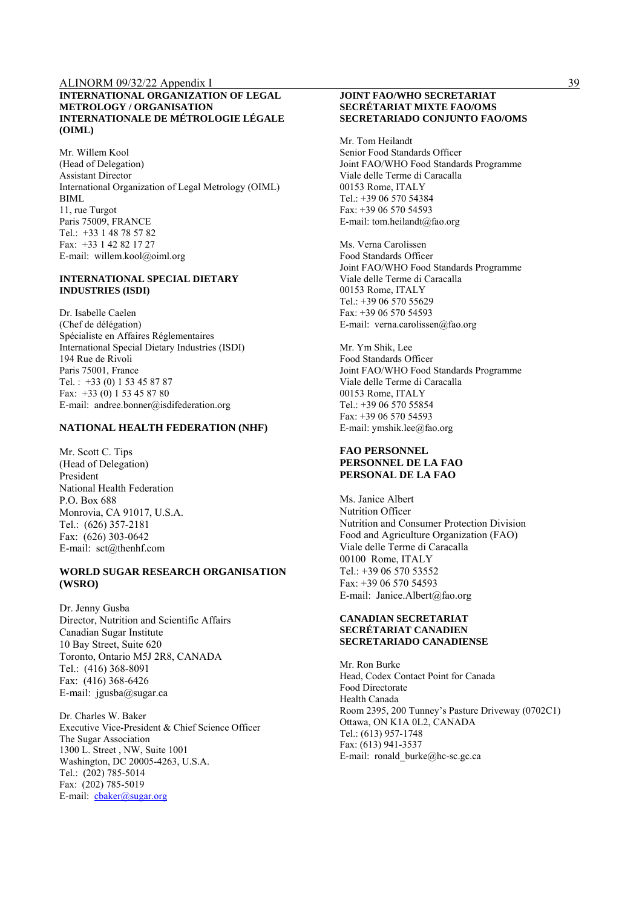**INTERNATIONAL ORGANIZATION OF LEGAL METROLOGY / ORGANISATION INTERNATIONALE DE MÉTROLOGIE LÉGALE (OIML)**

Mr. Willem Kool
(Head of Delegation)
Assistant Director
International Organization of Legal Metrology (OIML)
BIML
11, rue Turgot
Paris 75009, FRANCE
Tel.: +33 1 48 78 57 82
Fax: +33 1 42 82 17 27
E-mail: willem.kool@oiml.org

**INTERNATIONAL SPECIAL DIETARY INDUSTRIES (ISDI)**

Dr. Isabelle Caelen
(Chef de délégation)
Spécialiste en Affaires Réglementaires
International Special Dietary Industries (ISDI)
194 Rue de Rivoli
Paris 75001, France
Tel. : +33 (0) 1 53 45 87 87
Fax: +33 (0) 1 53 45 87 80
E-mail: andree.bonner@isdifederation.org

**NATIONAL HEALTH FEDERATION (NHF)**

Mr. Scott C. Tips
(Head of Delegation)
President
National Health Federation
P.O. Box 688
Monrovia, CA 91017, U.S.A.
Tel.: (626) 357-2181
Fax: (626) 303-0642
E-mail: sct@thenhf.com

**WORLD SUGAR RESEARCH ORGANISATION (WSRO)**

Dr. Jenny Gusba
Director, Nutrition and Scientific Affairs
Canadian Sugar Institute
10 Bay Street, Suite 620
Toronto, Ontario M5J 2R8, CANADA
Tel.: (416) 368-8091
Fax: (416) 368-6426
E-mail: jgusba@sugar.ca

Dr. Charles W. Baker
Executive Vice-President & Chief Science Officer
The Sugar Association
1300 L. Street , NW, Suite 1001
Washington, DC 20005-4263, U.S.A.
Tel.: (202) 785-5014
Fax: (202) 785-5019
E-mail: cbaker@sugar.org

**JOINT FAO/WHO SECRETARIAT
SECRÉTARIAT MIXTE FAO/OMS
SECRETARIADO CONJUNTO FAO/OMS**

Mr. Tom Heilandt
Senior Food Standards Officer
Joint FAO/WHO Food Standards Programme
Viale delle Terme di Caracalla
00153 Rome, ITALY
Tel.: +39 06 570 54384
Fax: +39 06 570 54593
E-mail: tom.heilandt@fao.org

Ms. Verna Carolissen
Food Standards Officer
Joint FAO/WHO Food Standards Programme
Viale delle Terme di Caracalla
00153 Rome, ITALY
Tel.: +39 06 570 55629
Fax: +39 06 570 54593
E-mail: verna.carolissen@fao.org

Mr. Ym Shik, Lee
Food Standards Officer
Joint FAO/WHO Food Standards Programme
Viale delle Terme di Caracalla
00153 Rome, ITALY
Tel.: +39 06 570 55854
Fax: +39 06 570 54593
E-mail: ymshik.lee@fao.org

**FAO PERSONNEL
PERSONNEL DE LA FAO
PERSONAL DE LA FAO**

Ms. Janice Albert
Nutrition Officer
Nutrition and Consumer Protection Division
Food and Agriculture Organization (FAO)
Viale delle Terme di Caracalla
00100 Rome, ITALY
Tel.: +39 06 570 53552
Fax: +39 06 570 54593
E-mail: Janice.Albert@fao.org

**CANADIAN SECRETARIAT
SECRÉTARIAT CANADIEN
SECRETARIADO CANADIENSE**

Mr. Ron Burke
Head, Codex Contact Point for Canada
Food Directorate
Health Canada
Room 2395, 200 Tunney's Pasture Driveway (0702C1)
Ottawa, ON K1A 0L2, CANADA
Tel.: (613) 957-1748
Fax: (613) 941-3537
E-mail: ronald_burke@hc-sc.gc.ca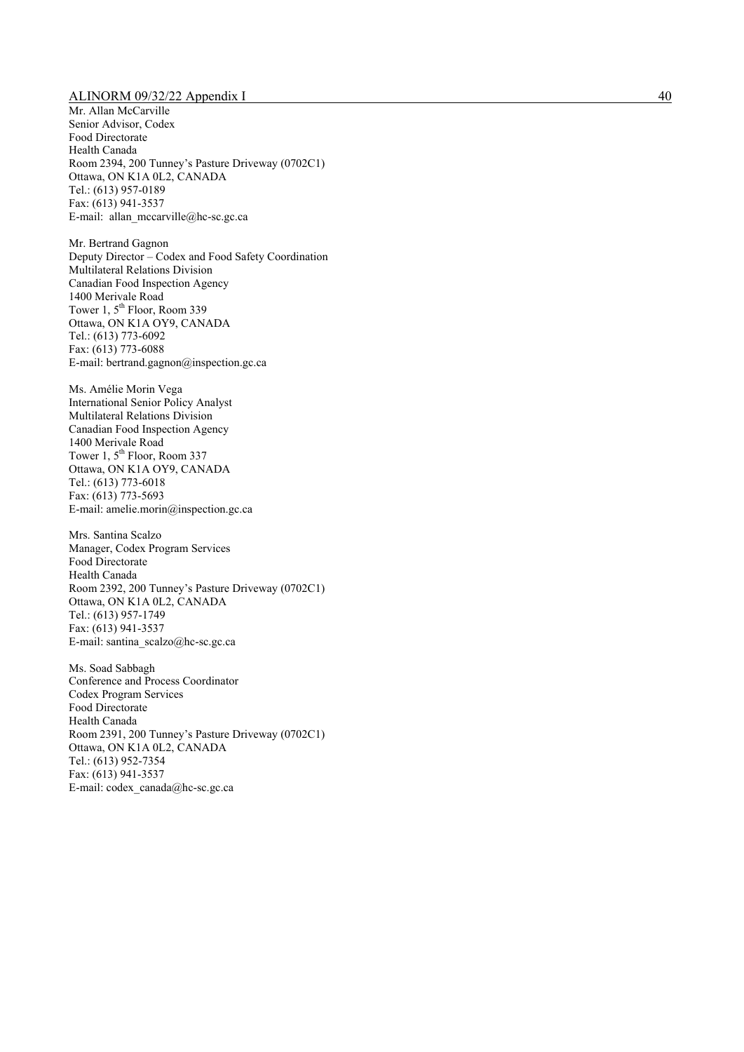Mr. Allan McCarville  
Senior Advisor, Codex  
Food Directorate  
Health Canada  
Room 2394, 200 Tunney's Pasture Driveway (0702C1)  
Ottawa, ON K1A 0L2, CANADA  
Tel.: (613) 957-0189  
Fax: (613) 941-3537  
E-mail: allan_mccarville@hc-sc.gc.ca

Mr. Bertrand Gagnon  
Deputy Director – Codex and Food Safety Coordination  
Multilateral Relations Division  
Canadian Food Inspection Agency  
1400 Merivale Road  
Tower 1, 5th Floor, Room 339  
Ottawa, ON K1A OY9, CANADA  
Tel.: (613) 773-6092  
Fax: (613) 773-6088  
E-mail: bertrand.gagnon@inspection.gc.ca

Ms. Amélie Morin Vega  
International Senior Policy Analyst  
Multilateral Relations Division  
Canadian Food Inspection Agency  
1400 Merivale Road  
Tower 1, 5th Floor, Room 337  
Ottawa, ON K1A OY9, CANADA  
Tel.: (613) 773-6018  
Fax: (613) 773-5693  
E-mail: amelie.morin@inspection.gc.ca

Mrs. Santina Scalzo  
Manager, Codex Program Services  
Food Directorate  
Health Canada  
Room 2392, 200 Tunney's Pasture Driveway (0702C1)  
Ottawa, ON K1A 0L2, CANADA  
Tel.: (613) 957-1749  
Fax: (613) 941-3537  
E-mail: santina_scalzo@hc-sc.gc.ca

Ms. Soad Sabbagh  
Conference and Process Coordinator  
Codex Program Services  
Food Directorate  
Health Canada  
Room 2391, 200 Tunney's Pasture Driveway (0702C1)  
Ottawa, ON K1A 0L2, CANADA  
Tel.: (613) 952-7354  
Fax: (613) 941-3537  
E-mail: codex_canada@hc-sc.gc.ca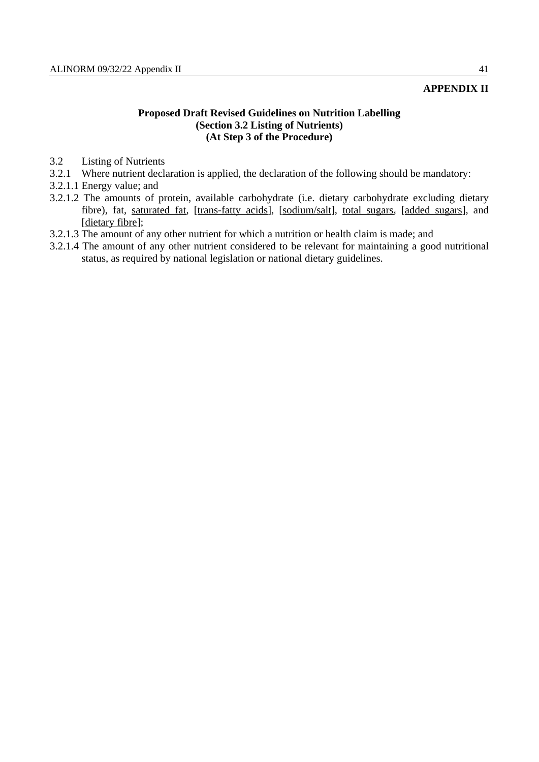**APPENDIX II**

**Proposed Draft Revised Guidelines on Nutrition Labelling**
**(Section 3.2 Listing of Nutrients)**
**(At Step 3 of the Procedure)**

3.2 Listing of Nutrients

3.2.1 Where nutrient declaration is applied, the declaration of the following should be mandatory:

3.2.1.1 Energy value; and

3.2.1.2 The amounts of protein, available carbohydrate (i.e. dietary carbohydrate excluding dietary fibre), fat, <u>saturated fat</u>, [<u>trans-fatty acids</u>], [<u>sodium/salt</u>], <u>total sugars</u>~~,~~ [<u>added sugars</u>], and [<u>dietary fibre</u>];

3.2.1.3 The amount of any other nutrient for which a nutrition or health claim is made; and

3.2.1.4 The amount of any other nutrient considered to be relevant for maintaining a good nutritional status, as required by national legislation or national dietary guidelines.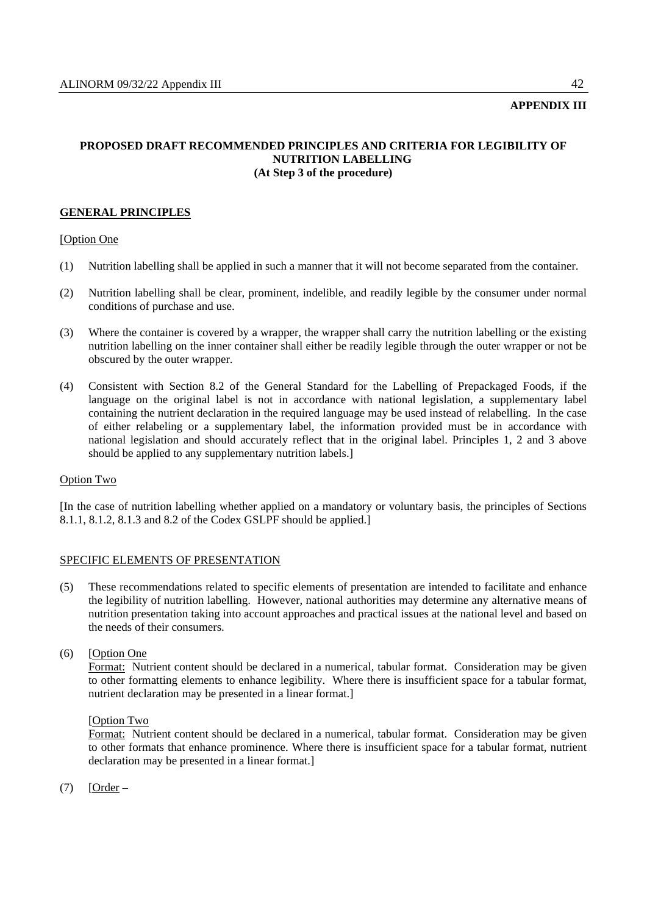**APPENDIX III**

**PROPOSED DRAFT RECOMMENDED PRINCIPLES AND CRITERIA FOR LEGIBILITY OF NUTRITION LABELLING**
**(At Step 3 of the procedure)**

## GENERAL PRINCIPLES

[Option One

(1) Nutrition labelling shall be applied in such a manner that it will not become separated from the container.

(2) Nutrition labelling shall be clear, prominent, indelible, and readily legible by the consumer under normal conditions of purchase and use.

(3) Where the container is covered by a wrapper, the wrapper shall carry the nutrition labelling or the existing nutrition labelling on the inner container shall either be readily legible through the outer wrapper or not be obscured by the outer wrapper.

(4) Consistent with Section 8.2 of the General Standard for the Labelling of Prepackaged Foods, if the language on the original label is not in accordance with national legislation, a supplementary label containing the nutrient declaration in the required language may be used instead of relabelling. In the case of either relabeling or a supplementary label, the information provided must be in accordance with national legislation and should accurately reflect that in the original label. Principles 1, 2 and 3 above should be applied to any supplementary nutrition labels.]

Option Two

[In the case of nutrition labelling whether applied on a mandatory or voluntary basis, the principles of Sections 8.1.1, 8.1.2, 8.1.3 and 8.2 of the Codex GSLPF should be applied.]

## SPECIFIC ELEMENTS OF PRESENTATION

(5) These recommendations related to specific elements of presentation are intended to facilitate and enhance the legibility of nutrition labelling. However, national authorities may determine any alternative means of nutrition presentation taking into account approaches and practical issues at the national level and based on the needs of their consumers.

(6) [Option One
Format: Nutrient content should be declared in a numerical, tabular format. Consideration may be given to other formatting elements to enhance legibility. Where there is insufficient space for a tabular format, nutrient declaration may be presented in a linear format.]

[Option Two
Format: Nutrient content should be declared in a numerical, tabular format. Consideration may be given to other formats that enhance prominence. Where there is insufficient space for a tabular format, nutrient declaration may be presented in a linear format.]

(7) [Order –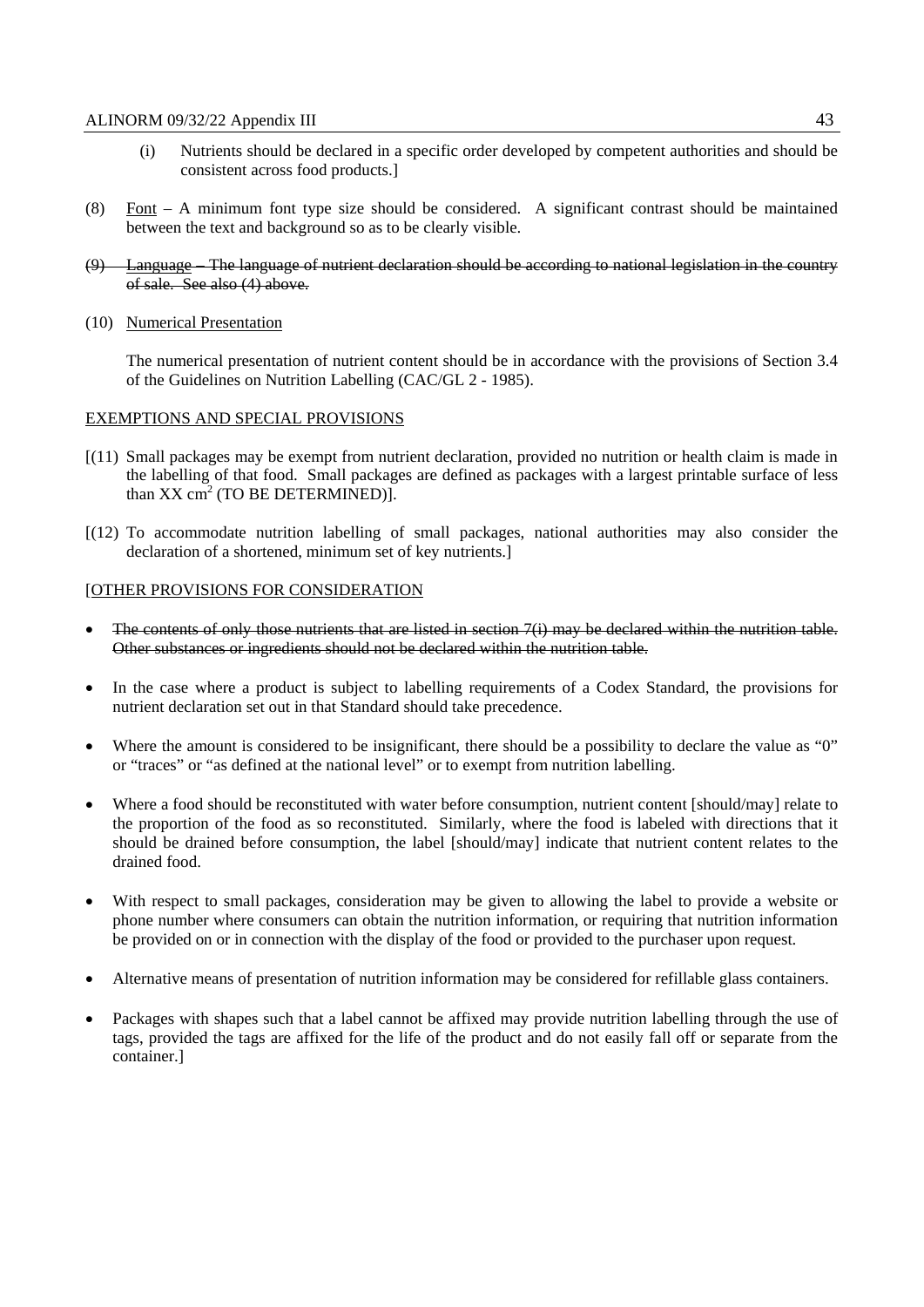(i) Nutrients should be declared in a specific order developed by competent authorities and should be consistent across food products.]

(8) Font – A minimum font type size should be considered. A significant contrast should be maintained between the text and background so as to be clearly visible.

~~(9) Language – The language of nutrient declaration should be according to national legislation in the country of sale. See also (4) above.~~

(10) Numerical Presentation

The numerical presentation of nutrient content should be in accordance with the provisions of Section 3.4 of the Guidelines on Nutrition Labelling (CAC/GL 2 - 1985).

EXEMPTIONS AND SPECIAL PROVISIONS

[(11) Small packages may be exempt from nutrient declaration, provided no nutrition or health claim is made in the labelling of that food. Small packages are defined as packages with a largest printable surface of less than XX $cm^2$ (TO BE DETERMINED)].

[(12) To accommodate nutrition labelling of small packages, national authorities may also consider the declaration of a shortened, minimum set of key nutrients.]

[OTHER PROVISIONS FOR CONSIDERATION

- ~~The contents of only those nutrients that are listed in section 7(i) may be declared within the nutrition table. Other substances or ingredients should not be declared within the nutrition table.~~
- In the case where a product is subject to labelling requirements of a Codex Standard, the provisions for nutrient declaration set out in that Standard should take precedence.
- Where the amount is considered to be insignificant, there should be a possibility to declare the value as "0" or "traces" or "as defined at the national level" or to exempt from nutrition labelling.
- Where a food should be reconstituted with water before consumption, nutrient content [should/may] relate to the proportion of the food as so reconstituted. Similarly, where the food is labeled with directions that it should be drained before consumption, the label [should/may] indicate that nutrient content relates to the drained food.
- With respect to small packages, consideration may be given to allowing the label to provide a website or phone number where consumers can obtain the nutrition information, or requiring that nutrition information be provided on or in connection with the display of the food or provided to the purchaser upon request.
- Alternative means of presentation of nutrition information may be considered for refillable glass containers.
- Packages with shapes such that a label cannot be affixed may provide nutrition labelling through the use of tags, provided the tags are affixed for the life of the product and do not easily fall off or separate from the container.]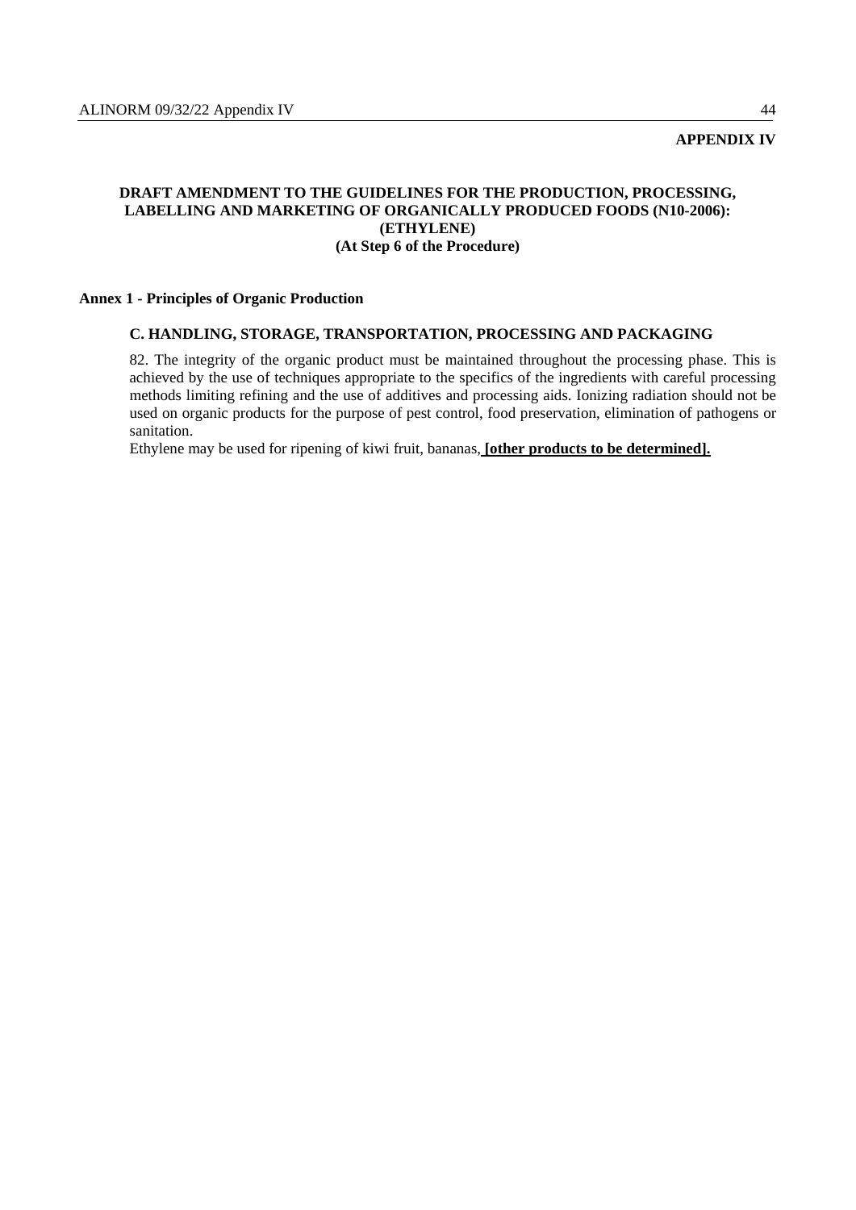**APPENDIX IV**

**DRAFT AMENDMENT TO THE GUIDELINES FOR THE PRODUCTION, PROCESSING, LABELLING AND MARKETING OF ORGANICALLY PRODUCED FOODS (N10-2006): (ETHYLENE)**
**(At Step 6 of the Procedure)**

**Annex 1 - Principles of Organic Production**

**C. HANDLING, STORAGE, TRANSPORTATION, PROCESSING AND PACKAGING**

82. The integrity of the organic product must be maintained throughout the processing phase. This is achieved by the use of techniques appropriate to the specifics of the ingredients with careful processing methods limiting refining and the use of additives and processing aids. Ionizing radiation should not be used on organic products for the purpose of pest control, food preservation, elimination of pathogens or sanitation.

Ethylene may be used for ripening of kiwi fruit, bananas, **[other products to be determined].**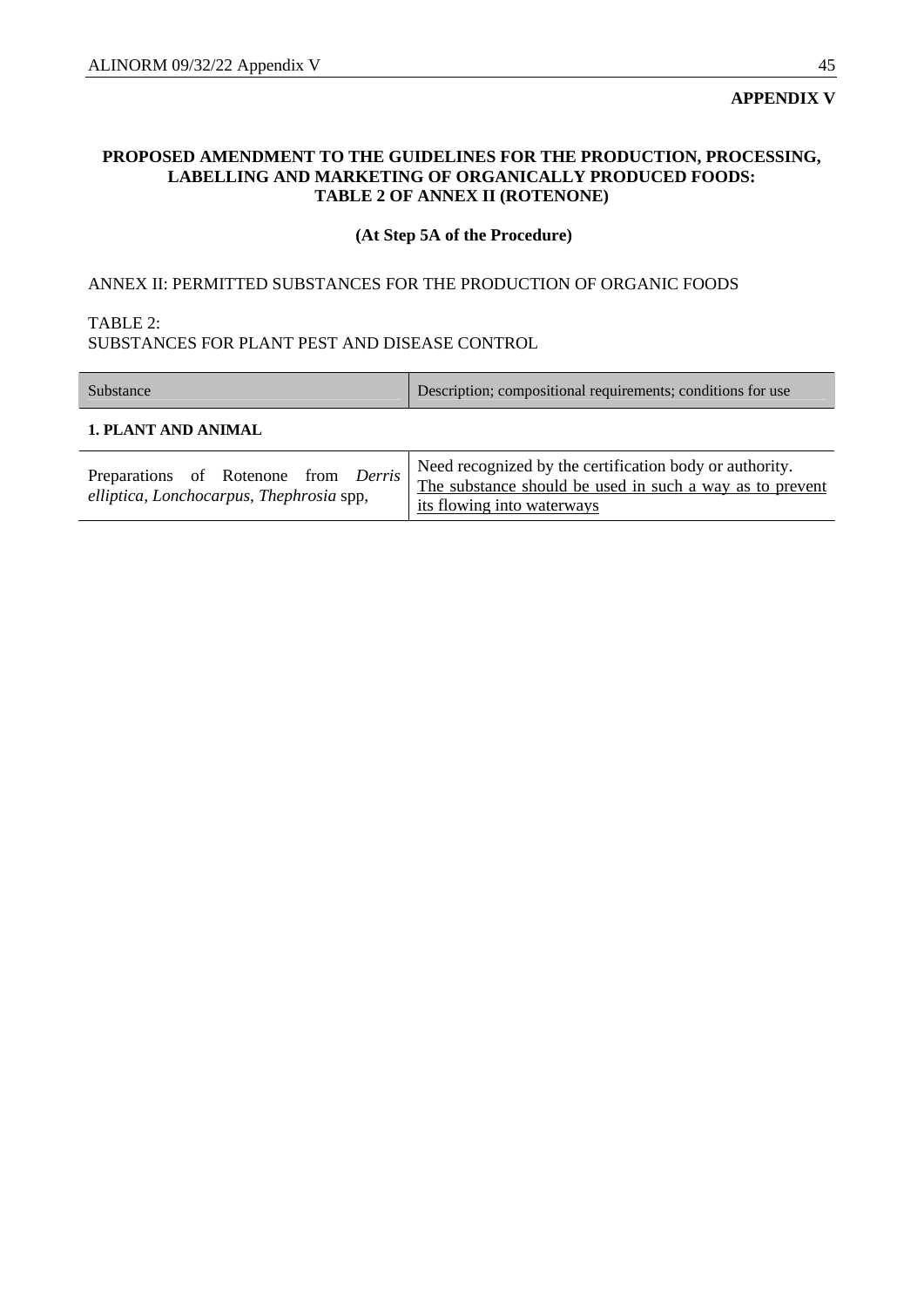**APPENDIX V**

## PROPOSED AMENDMENT TO THE GUIDELINES FOR THE PRODUCTION, PROCESSING, LABELLING AND MARKETING OF ORGANICALLY PRODUCED FOODS: TABLE 2 OF ANNEX II (ROTENONE)

**(At Step 5A of the Procedure)**

ANNEX II: PERMITTED SUBSTANCES FOR THE PRODUCTION OF ORGANIC FOODS

TABLE 2:
SUBSTANCES FOR PLANT PEST AND DISEASE CONTROL

| Substance | Description; compositional requirements; conditions for use |
|---|---|
| **1. PLANT AND ANIMAL** | |
| Preparations of Rotenone from *Derris elliptica*, *Lonchocarpus*, *Thephrosia* spp, | Need recognized by the certification body or authority. <u>The substance should be used in such a way as to prevent its flowing into waterways</u> |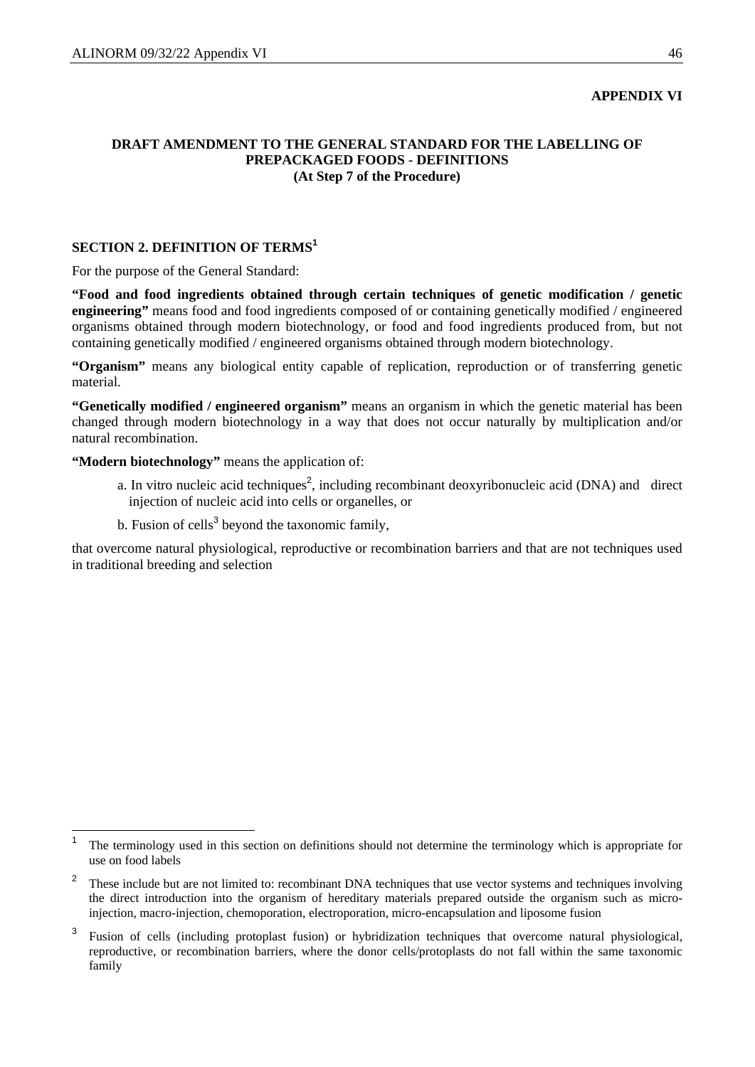**APPENDIX VI**

**DRAFT AMENDMENT TO THE GENERAL STANDARD FOR THE LABELLING OF PREPACKAGED FOODS - DEFINITIONS**
**(At Step 7 of the Procedure)**

## SECTION 2. DEFINITION OF TERMS[1]

For the purpose of the General Standard:

**"Food and food ingredients obtained through certain techniques of genetic modification / genetic engineering"** means food and food ingredients composed of or containing genetically modified / engineered organisms obtained through modern biotechnology, or food and food ingredients produced from, but not containing genetically modified / engineered organisms obtained through modern biotechnology.

**"Organism"** means any biological entity capable of replication, reproduction or of transferring genetic material.

**"Genetically modified / engineered organism"** means an organism in which the genetic material has been changed through modern biotechnology in a way that does not occur naturally by multiplication and/or natural recombination.

**"Modern biotechnology"** means the application of:

a. In vitro nucleic acid techniques[2], including recombinant deoxyribonucleic acid (DNA) and direct injection of nucleic acid into cells or organelles, or

b. Fusion of cells[3] beyond the taxonomic family,

that overcome natural physiological, reproductive or recombination barriers and that are not techniques used in traditional breeding and selection

---

[1] The terminology used in this section on definitions should not determine the terminology which is appropriate for use on food labels

[2] These include but are not limited to: recombinant DNA techniques that use vector systems and techniques involving the direct introduction into the organism of hereditary materials prepared outside the organism such as micro-injection, macro-injection, chemoporation, electroporation, micro-encapsulation and liposome fusion

[3] Fusion of cells (including protoplast fusion) or hybridization techniques that overcome natural physiological, reproductive, or recombination barriers, where the donor cells/protoplasts do not fall within the same taxonomic family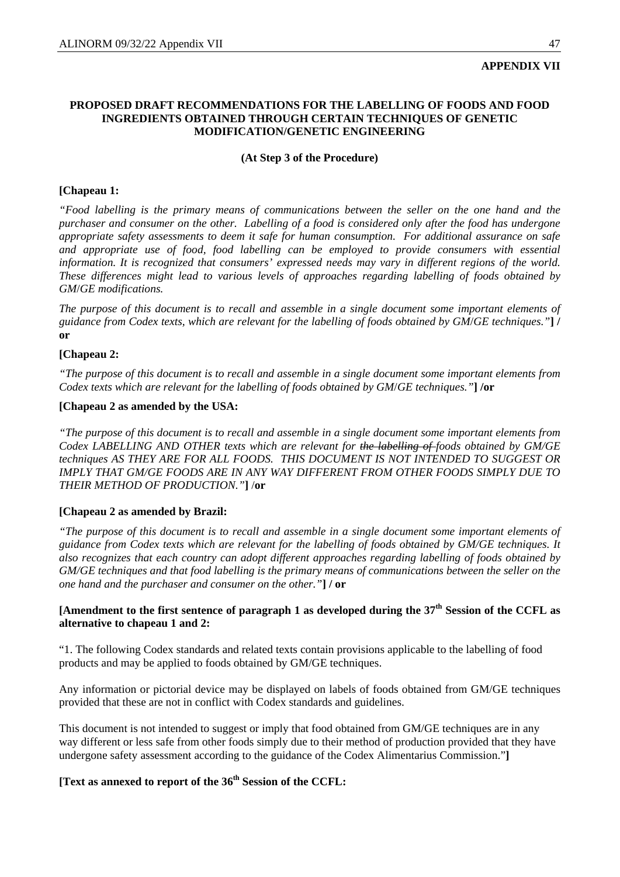**APPENDIX VII**

## PROPOSED DRAFT RECOMMENDATIONS FOR THE LABELLING OF FOODS AND FOOD INGREDIENTS OBTAINED THROUGH CERTAIN TECHNIQUES OF GENETIC MODIFICATION/GENETIC ENGINEERING

**(At Step 3 of the Procedure)**

**[Chapeau 1:**

*"Food labelling is the primary means of communications between the seller on the one hand and the purchaser and consumer on the other. Labelling of a food is considered only after the food has undergone appropriate safety assessments to deem it safe for human consumption. For additional assurance on safe and appropriate use of food, food labelling can be employed to provide consumers with essential information. It is recognized that consumers' expressed needs may vary in different regions of the world. These differences might lead to various levels of approaches regarding labelling of foods obtained by GM/GE modifications.*

*The purpose of this document is to recall and assemble in a single document some important elements of guidance from Codex texts, which are relevant for the labelling of foods obtained by GM/GE techniques."* **] / or**

**[Chapeau 2:**

*"The purpose of this document is to recall and assemble in a single document some important elements from Codex texts which are relevant for the labelling of foods obtained by GM/GE techniques."* **] /or**

**[Chapeau 2 as amended by the USA:**

*"The purpose of this document is to recall and assemble in a single document some important elements from Codex LABELLING AND OTHER texts which are relevant for ~~the labelling of~~ foods obtained by GM/GE techniques AS THEY ARE FOR ALL FOODS. THIS DOCUMENT IS NOT INTENDED TO SUGGEST OR IMPLY THAT GM/GE FOODS ARE IN ANY WAY DIFFERENT FROM OTHER FOODS SIMPLY DUE TO THEIR METHOD OF PRODUCTION."* **] /or**

**[Chapeau 2 as amended by Brazil:**

*"The purpose of this document is to recall and assemble in a single document some important elements of guidance from Codex texts which are relevant for the labelling of foods obtained by GM/GE techniques. It also recognizes that each country can adopt different approaches regarding labelling of foods obtained by GM/GE techniques and that food labelling is the primary means of communications between the seller on the one hand and the purchaser and consumer on the other."* **] / or**

**[Amendment to the first sentence of paragraph 1 as developed during the 37th Session of the CCFL as alternative to chapeau 1 and 2:**

"1. The following Codex standards and related texts contain provisions applicable to the labelling of food products and may be applied to foods obtained by GM/GE techniques.

Any information or pictorial device may be displayed on labels of foods obtained from GM/GE techniques provided that these are not in conflict with Codex standards and guidelines.

This document is not intended to suggest or imply that food obtained from GM/GE techniques are in any way different or less safe from other foods simply due to their method of production provided that they have undergone safety assessment according to the guidance of the Codex Alimentarius Commission."**]**

**[Text as annexed to report of the 36th Session of the CCFL:**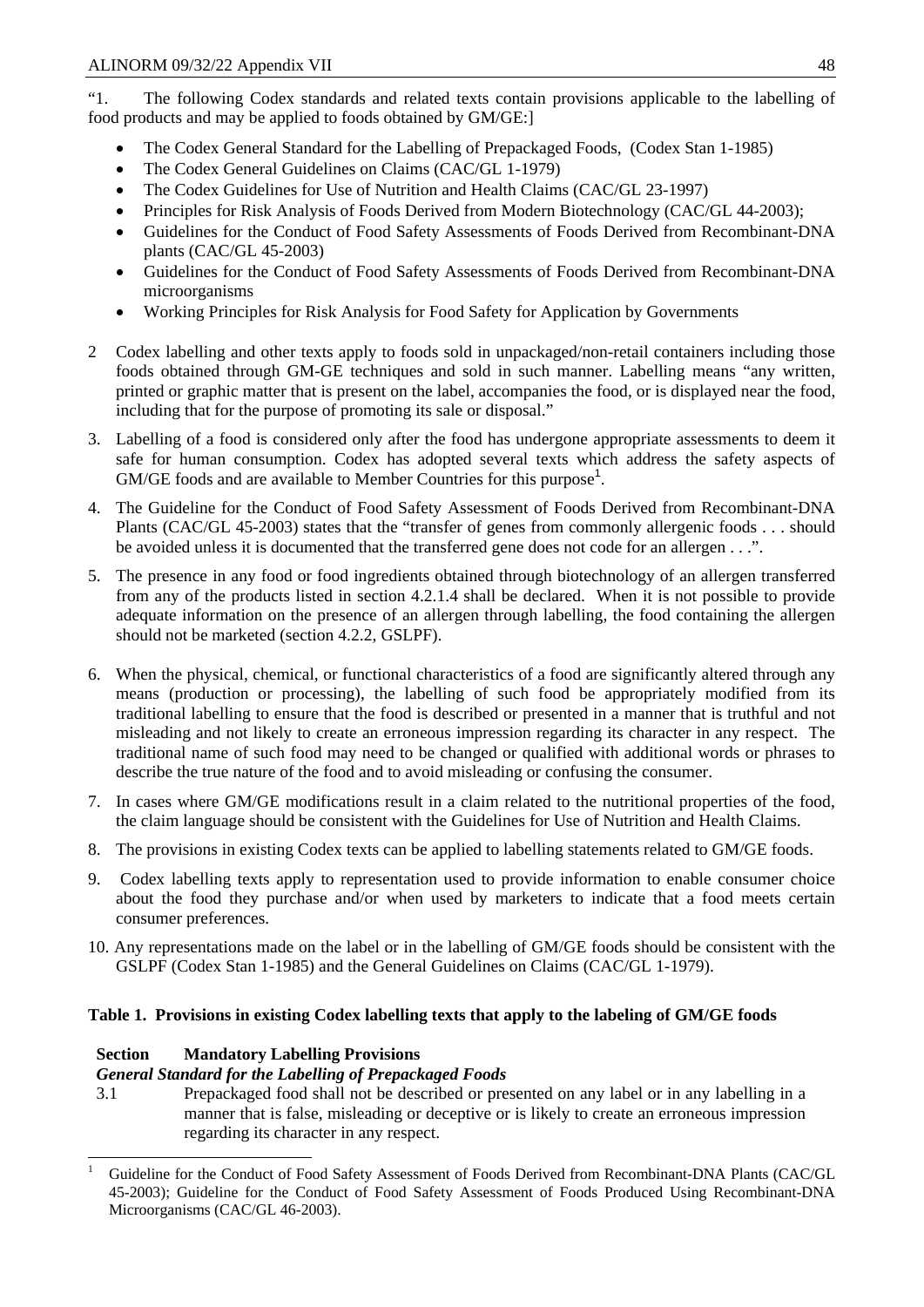"1. The following Codex standards and related texts contain provisions applicable to the labelling of food products and may be applied to foods obtained by GM/GE:]

- The Codex General Standard for the Labelling of Prepackaged Foods, (Codex Stan 1-1985)
- The Codex General Guidelines on Claims (CAC/GL 1-1979)
- The Codex Guidelines for Use of Nutrition and Health Claims (CAC/GL 23-1997)
- Principles for Risk Analysis of Foods Derived from Modern Biotechnology (CAC/GL 44-2003);
- Guidelines for the Conduct of Food Safety Assessments of Foods Derived from Recombinant-DNA plants (CAC/GL 45-2003)
- Guidelines for the Conduct of Food Safety Assessments of Foods Derived from Recombinant-DNA microorganisms
- Working Principles for Risk Analysis for Food Safety for Application by Governments

2 Codex labelling and other texts apply to foods sold in unpackaged/non-retail containers including those foods obtained through GM-GE techniques and sold in such manner. Labelling means "any written, printed or graphic matter that is present on the label, accompanies the food, or is displayed near the food, including that for the purpose of promoting its sale or disposal."

3. Labelling of a food is considered only after the food has undergone appropriate assessments to deem it safe for human consumption. Codex has adopted several texts which address the safety aspects of GM/GE foods and are available to Member Countries for this purpose[1].

4. The Guideline for the Conduct of Food Safety Assessment of Foods Derived from Recombinant-DNA Plants (CAC/GL 45-2003) states that the "transfer of genes from commonly allergenic foods . . . should be avoided unless it is documented that the transferred gene does not code for an allergen . . .".

5. The presence in any food or food ingredients obtained through biotechnology of an allergen transferred from any of the products listed in section 4.2.1.4 shall be declared. When it is not possible to provide adequate information on the presence of an allergen through labelling, the food containing the allergen should not be marketed (section 4.2.2, GSLPF).

6. When the physical, chemical, or functional characteristics of a food are significantly altered through any means (production or processing), the labelling of such food be appropriately modified from its traditional labelling to ensure that the food is described or presented in a manner that is truthful and not misleading and not likely to create an erroneous impression regarding its character in any respect. The traditional name of such food may need to be changed or qualified with additional words or phrases to describe the true nature of the food and to avoid misleading or confusing the consumer.

7. In cases where GM/GE modifications result in a claim related to the nutritional properties of the food, the claim language should be consistent with the Guidelines for Use of Nutrition and Health Claims.

8. The provisions in existing Codex texts can be applied to labelling statements related to GM/GE foods.

9. Codex labelling texts apply to representation used to provide information to enable consumer choice about the food they purchase and/or when used by marketers to indicate that a food meets certain consumer preferences.

10. Any representations made on the label or in the labelling of GM/GE foods should be consistent with the GSLPF (Codex Stan 1-1985) and the General Guidelines on Claims (CAC/GL 1-1979).

**Table 1. Provisions in existing Codex labelling texts that apply to the labeling of GM/GE foods**

| Section | Mandatory Labelling Provisions |
|---|---|
| | ***General Standard for the Labelling of Prepackaged Foods*** |
| 3.1 | Prepackaged food shall not be described or presented on any label or in any labelling in a manner that is false, misleading or deceptive or is likely to create an erroneous impression regarding its character in any respect. |

[1] Guideline for the Conduct of Food Safety Assessment of Foods Derived from Recombinant-DNA Plants (CAC/GL 45-2003); Guideline for the Conduct of Food Safety Assessment of Foods Produced Using Recombinant-DNA Microorganisms (CAC/GL 46-2003).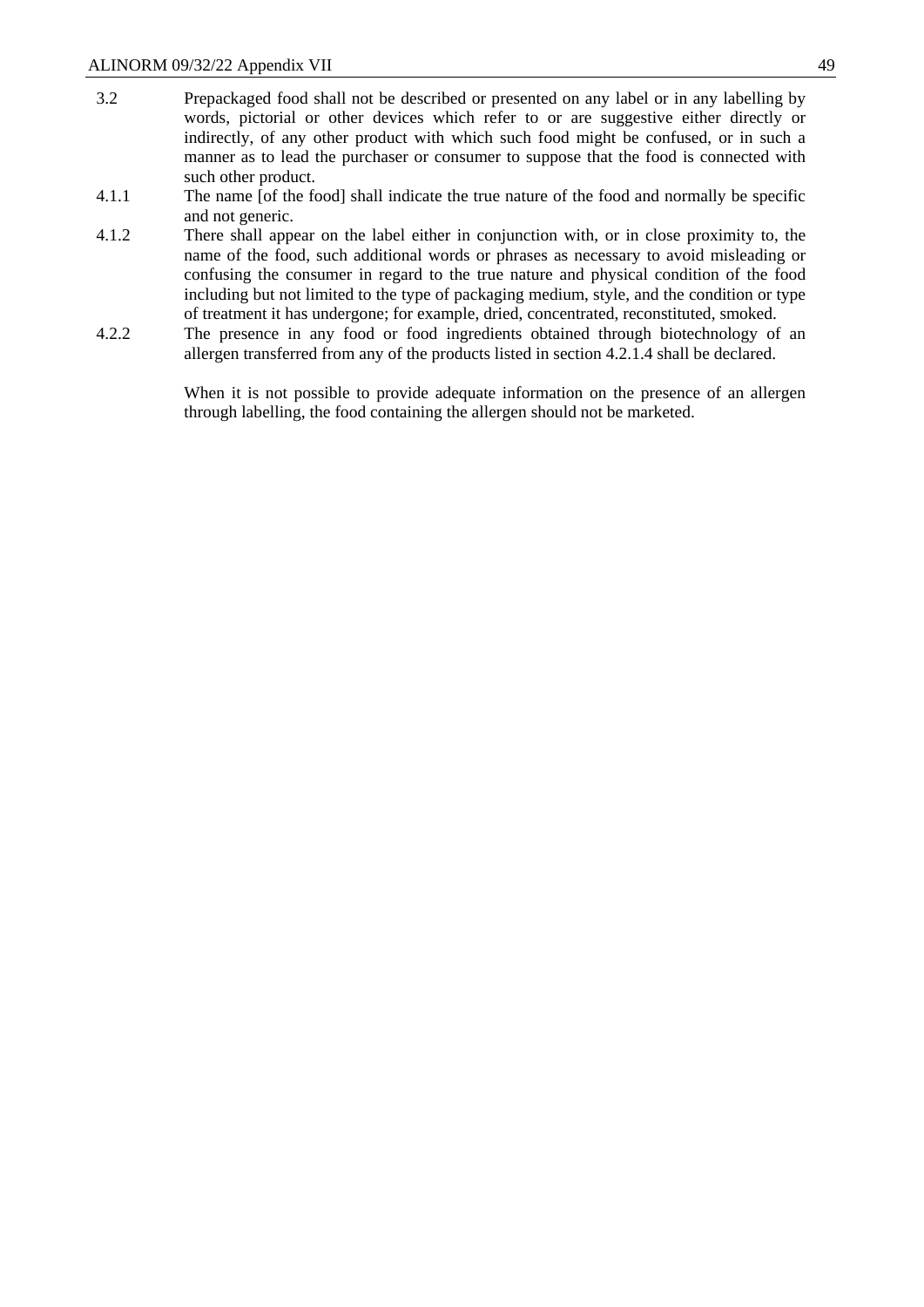3.2 Prepackaged food shall not be described or presented on any label or in any labelling by words, pictorial or other devices which refer to or are suggestive either directly or indirectly, of any other product with which such food might be confused, or in such a manner as to lead the purchaser or consumer to suppose that the food is connected with such other product.

4.1.1 The name [of the food] shall indicate the true nature of the food and normally be specific and not generic.

4.1.2 There shall appear on the label either in conjunction with, or in close proximity to, the name of the food, such additional words or phrases as necessary to avoid misleading or confusing the consumer in regard to the true nature and physical condition of the food including but not limited to the type of packaging medium, style, and the condition or type of treatment it has undergone; for example, dried, concentrated, reconstituted, smoked.

4.2.2 The presence in any food or food ingredients obtained through biotechnology of an allergen transferred from any of the products listed in section 4.2.1.4 shall be declared.

When it is not possible to provide adequate information on the presence of an allergen through labelling, the food containing the allergen should not be marketed.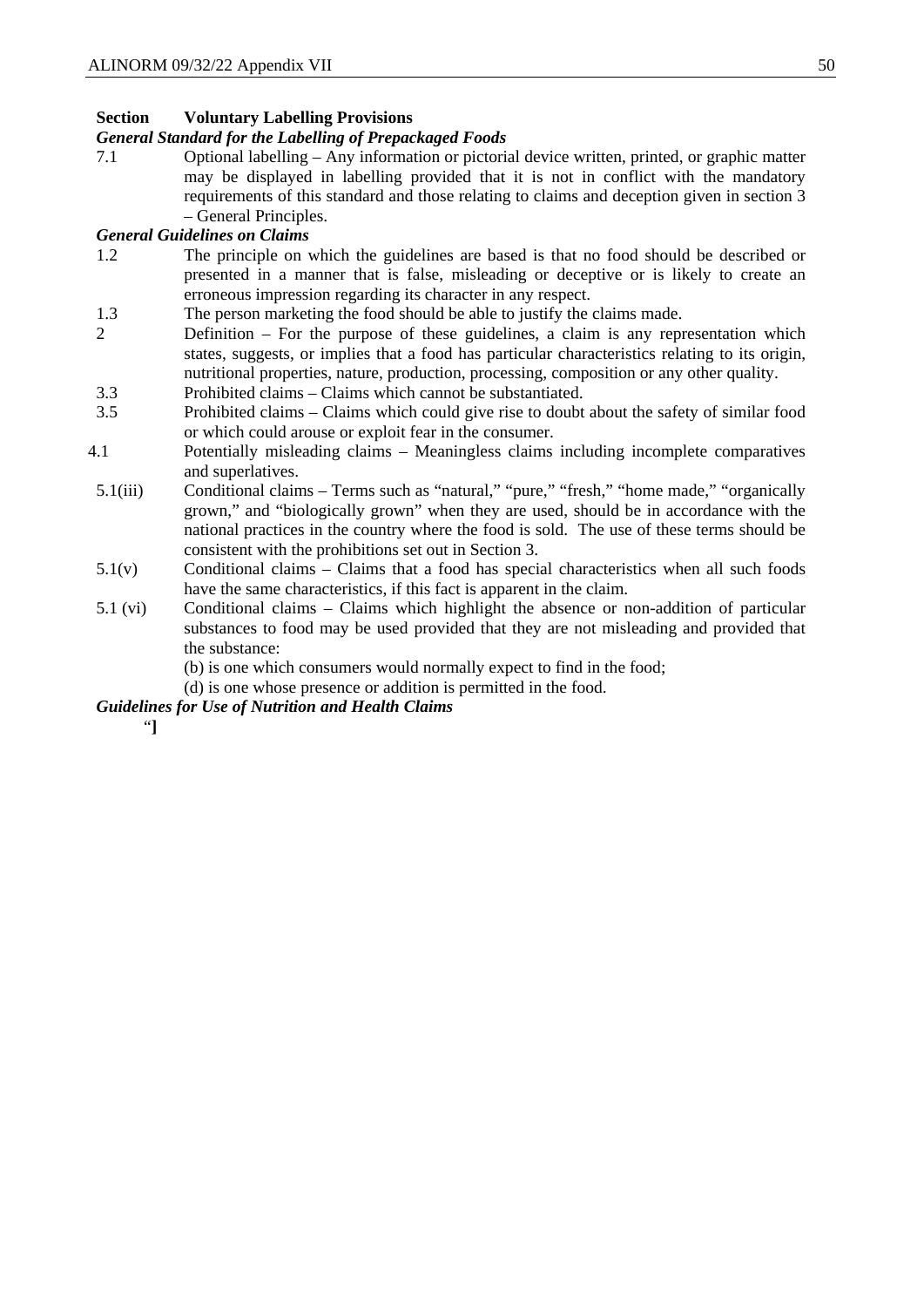| Section | Voluntary Labelling Provisions |
|---|---|
| ***General Standard for the Labelling of Prepackaged Foods*** | |
| 7.1 | Optional labelling – Any information or pictorial device written, printed, or graphic matter may be displayed in labelling provided that it is not in conflict with the mandatory requirements of this standard and those relating to claims and deception given in section 3 – General Principles. |
| ***General Guidelines on Claims*** | |
| 1.2 | The principle on which the guidelines are based is that no food should be described or presented in a manner that is false, misleading or deceptive or is likely to create an erroneous impression regarding its character in any respect. |
| 1.3 | The person marketing the food should be able to justify the claims made. |
| 2 | Definition – For the purpose of these guidelines, a claim is any representation which states, suggests, or implies that a food has particular characteristics relating to its origin, nutritional properties, nature, production, processing, composition or any other quality. |
| 3.3 | Prohibited claims – Claims which cannot be substantiated. |
| 3.5 | Prohibited claims – Claims which could give rise to doubt about the safety of similar food or which could arouse or exploit fear in the consumer. |
| 4.1 | Potentially misleading claims – Meaningless claims including incomplete comparatives and superlatives. |
| 5.1(iii) | Conditional claims – Terms such as "natural," "pure," "fresh," "home made," "organically grown," and "biologically grown" when they are used, should be in accordance with the national practices in the country where the food is sold. The use of these terms should be consistent with the prohibitions set out in Section 3. |
| 5.1(v) | Conditional claims – Claims that a food has special characteristics when all such foods have the same characteristics, if this fact is apparent in the claim. |
| 5.1 (vi) | Conditional claims – Claims which highlight the absence or non-addition of particular substances to food may be used provided that they are not misleading and provided that the substance:<br>(b) is one which consumers would normally expect to find in the food;<br>(d) is one whose presence or addition is permitted in the food. |
| ***Guidelines for Use of Nutrition and Health Claims*** | |

"]